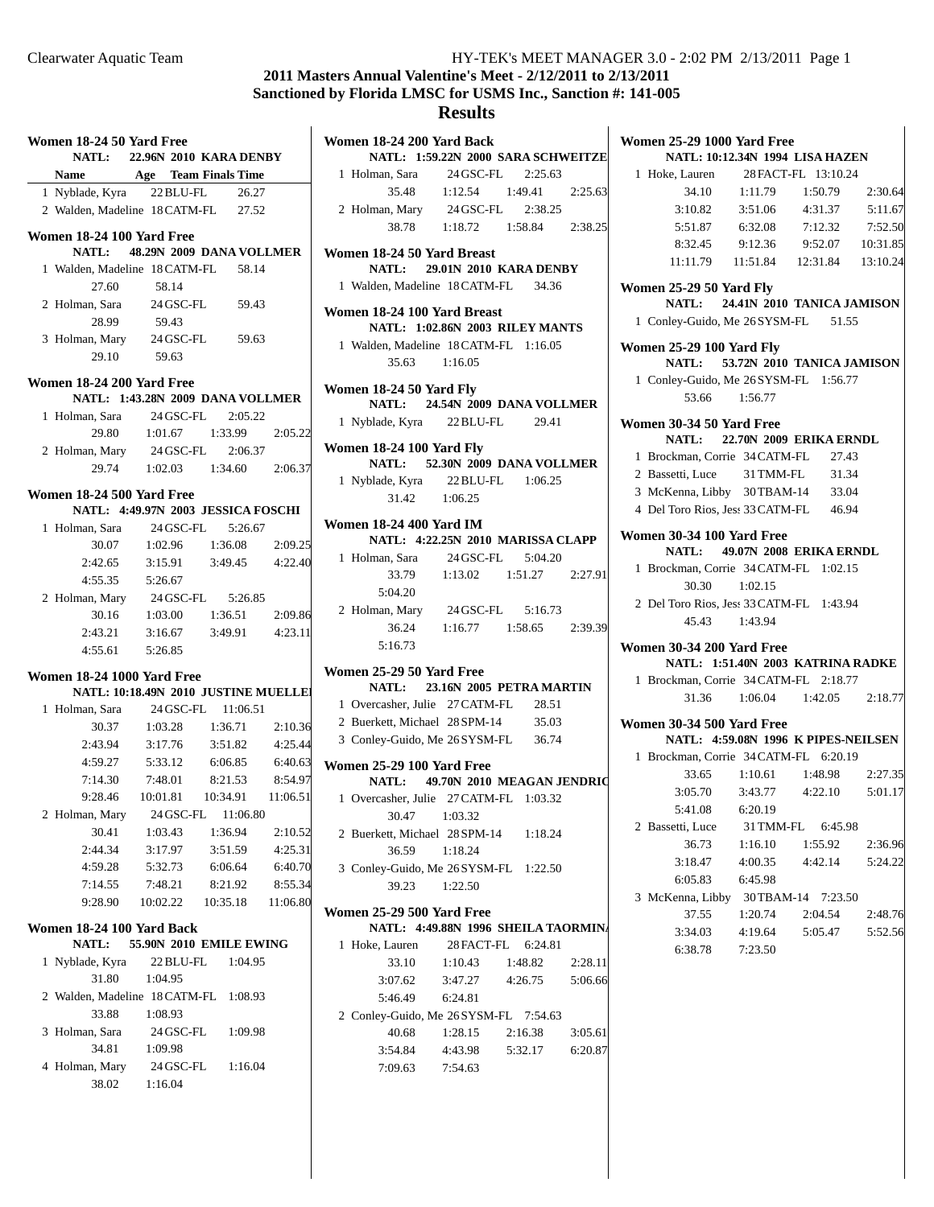Clearwater Aquatic Team

HY-TEK's MEET MANAGER 3.0 - 2:02 PM 2/13/2011 Page 1

# 2011 Masters Annual Valentine's Meet - 2/12/2011 to 2/13/2011

## Sanctioned by Florida LMSC for USMS Inc., Sanction #: 141-005

## Results

### Women 18-24 50 Yard Free

NATL: 22.96N 2010 KARA DENBY

| Name | Age | Team | Finals Time |
|---|---|---|---|
| 1 Nyblade, Kyra | 22 | BLU-FL | 26.27 |
| 2 Walden, Madeline | 18 | CATM-FL | 27.52 |

### Women 18-24 100 Yard Free

NATL: 48.29N 2009 DANA VOLLMER

1 Walden, Madeline 18 CATM-FL 58.14
  27.60 58.14

2 Holman, Sara 24 GSC-FL 59.43
  28.99 59.43

3 Holman, Mary 24 GSC-FL 59.63
  29.10 59.63

### Women 18-24 200 Yard Free

NATL: 1:43.28N 2009 DANA VOLLMER

1 Holman, Sara 24 GSC-FL 2:05.22
  29.80 1:01.67 1:33.99 2:05.22

2 Holman, Mary 24 GSC-FL 2:06.37
  29.74 1:02.03 1:34.60 2:06.37

### Women 18-24 500 Yard Free

NATL: 4:49.97N 2003 JESSICA FOSCHI

1 Holman, Sara 24 GSC-FL 5:26.67
  30.07 1:02.96 1:36.08 2:09.25
  2:42.65 3:15.91 3:49.45 4:22.40
  4:55.35 5:26.67

2 Holman, Mary 24 GSC-FL 5:26.85
  30.16 1:03.00 1:36.51 2:09.86
  2:43.21 3:16.67 3:49.91 4:23.11
  4:55.61 5:26.85

### Women 18-24 1000 Yard Free

NATL: 10:18.49N 2010 JUSTINE MUELLER

1 Holman, Sara 24 GSC-FL 11:06.51
  30.37 1:03.28 1:36.71 2:10.36
  2:43.94 3:17.76 3:51.82 4:25.44
  4:59.27 5:33.12 6:06.85 6:40.63
  7:14.30 7:48.01 8:21.53 8:54.97
  9:28.46 10:01.81 10:34.91 11:06.51

2 Holman, Mary 24 GSC-FL 11:06.80
  30.41 1:03.43 1:36.94 2:10.52
  2:44.34 3:17.97 3:51.59 4:25.31
  4:59.28 5:32.73 6:06.64 6:40.70
  7:14.55 7:48.21 8:21.92 8:55.34
  9:28.90 10:02.22 10:35.18 11:06.80

### Women 18-24 100 Yard Back

NATL: 55.90N 2010 EMILE EWING

1 Nyblade, Kyra 22 BLU-FL 1:04.95
  31.80 1:04.95

2 Walden, Madeline 18 CATM-FL 1:08.93
  33.88 1:08.93

3 Holman, Sara 24 GSC-FL 1:09.98
  34.81 1:09.98

4 Holman, Mary 24 GSC-FL 1:16.04
  38.02 1:16.04

### Women 18-24 200 Yard Back

NATL: 1:59.22N 2000 SARA SCHWEITZER

1 Holman, Sara 24 GSC-FL 2:25.63
  35.48 1:12.54 1:49.41 2:25.63

2 Holman, Mary 24 GSC-FL 2:38.25
  38.78 1:18.72 1:58.84 2:38.25

### Women 18-24 50 Yard Breast

NATL: 29.01N 2010 KARA DENBY

1 Walden, Madeline 18 CATM-FL 34.36

### Women 18-24 100 Yard Breast

NATL: 1:02.86N 2003 RILEY MANTS

1 Walden, Madeline 18 CATM-FL 1:16.05
  35.63 1:16.05

### Women 18-24 50 Yard Fly

NATL: 24.54N 2009 DANA VOLLMER

1 Nyblade, Kyra 22 BLU-FL 29.41

### Women 18-24 100 Yard Fly

NATL: 52.30N 2009 DANA VOLLMER

1 Nyblade, Kyra 22 BLU-FL 1:06.25
  31.42 1:06.25

### Women 18-24 400 Yard IM

NATL: 4:22.25N 2010 MARISSA CLAPP

1 Holman, Sara 24 GSC-FL 5:04.20
  33.79 1:13.02 1:51.27 2:27.91
  5:04.20

2 Holman, Mary 24 GSC-FL 5:16.73
  36.24 1:16.77 1:58.65 2:39.39
  5:16.73

### Women 25-29 50 Yard Free

NATL: 23.16N 2005 PETRA MARTIN

1 Overcasher, Julie 27 CATM-FL 28.51
2 Buerkett, Michael 28 SPM-14 35.03
3 Conley-Guido, Me 26 SYSM-FL 36.74

### Women 25-29 100 Yard Free

NATL: 49.70N 2010 MEAGAN JENDRICK

1 Overcasher, Julie 27 CATM-FL 1:03.32
  30.47 1:03.32

2 Buerkett, Michael 28 SPM-14 1:18.24
  36.59 1:18.24

3 Conley-Guido, Me 26 SYSM-FL 1:22.50
  39.23 1:22.50

### Women 25-29 500 Yard Free

NATL: 4:49.88N 1996 SHEILA TAORMINA

1 Hoke, Lauren 28 FACT-FL 6:24.81
  33.10 1:10.43 1:48.82 2:28.11
  3:07.62 3:47.27 4:26.75 5:06.66
  5:46.49 6:24.81

2 Conley-Guido, Me 26 SYSM-FL 7:54.63
  40.68 1:28.15 2:16.38 3:05.61
  3:54.84 4:43.98 5:32.17 6:20.87
  7:09.63 7:54.63

### Women 25-29 1000 Yard Free

NATL: 10:12.34N 1994 LISA HAZEN

1 Hoke, Lauren 28 FACT-FL 13:10.24
  34.10 1:11.79 1:50.79 2:30.64
  3:10.82 3:51.06 4:31.37 5:11.67
  5:51.87 6:32.08 7:12.32 7:52.50
  8:32.45 9:12.36 9:52.07 10:31.85
  11:11.79 11:51.84 12:31.84 13:10.24

### Women 25-29 50 Yard Fly

NATL: 24.41N 2010 TANICA JAMISON

1 Conley-Guido, Me 26 SYSM-FL 51.55

### Women 25-29 100 Yard Fly

NATL: 53.72N 2010 TANICA JAMISON

1 Conley-Guido, Me 26 SYSM-FL 1:56.77
  53.66 1:56.77

### Women 30-34 50 Yard Free

NATL: 22.70N 2009 ERIKA ERNDL

1 Brockman, Corrie 34 CATM-FL 27.43
2 Bassetti, Luce 31 TMM-FL 31.34
3 McKenna, Libby 30 TBAM-14 33.04
4 Del Toro Rios, Jess 33 CATM-FL 46.94

### Women 30-34 100 Yard Free

NATL: 49.07N 2008 ERIKA ERNDL

1 Brockman, Corrie 34 CATM-FL 1:02.15
  30.30 1:02.15

2 Del Toro Rios, Jess 33 CATM-FL 1:43.94
  45.43 1:43.94

### Women 30-34 200 Yard Free

NATL: 1:51.40N 2003 KATRINA RADKE

1 Brockman, Corrie 34 CATM-FL 2:18.77
  31.36 1:06.04 1:42.05 2:18.77

### Women 30-34 500 Yard Free

NATL: 4:59.08N 1996 K PIPES-NEILSEN

1 Brockman, Corrie 34 CATM-FL 6:20.19
  33.65 1:10.61 1:48.98 2:27.35
  3:05.70 3:43.77 4:22.10 5:01.17
  5:41.08 6:20.19

2 Bassetti, Luce 31 TMM-FL 6:45.98
  36.73 1:16.10 1:55.92 2:36.96
  3:18.47 4:00.35 4:42.14 5:24.22
  6:05.83 6:45.98

3 McKenna, Libby 30 TBAM-14 7:23.50
  37.55 1:20.74 2:04.54 2:48.76
  3:34.03 4:19.64 5:05.47 5:52.56
  6:38.78 7:23.50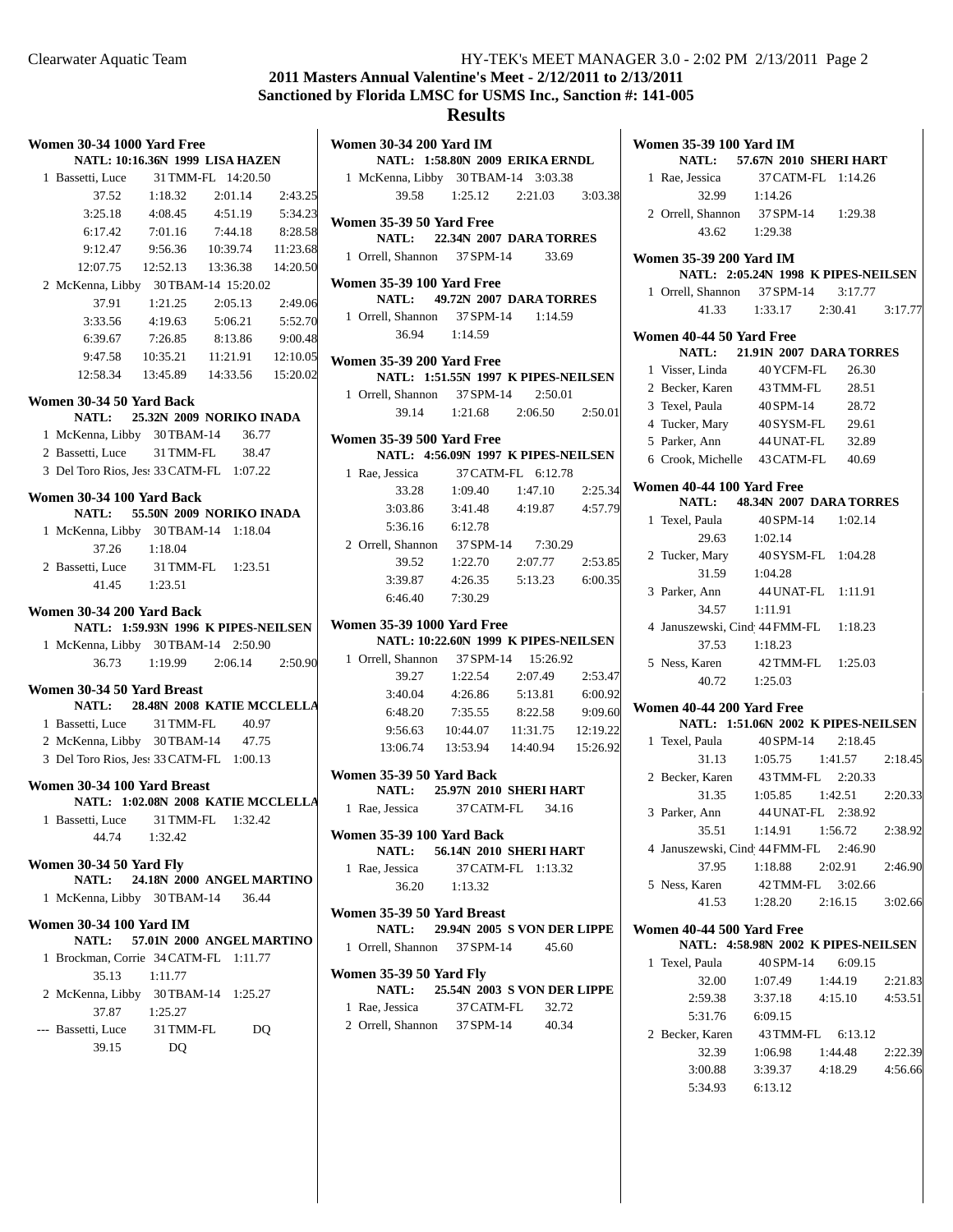# 2011 Masters Annual Valentine's Meet - 2/12/2011 to 2/13/2011

## Sanctioned by Florida LMSC for USMS Inc., Sanction #: 141-005

## Results

### Women 30-34 1000 Yard Free

NATL: 10:16.36N 1999 LISA HAZEN

1 Bassetti, Luce 31 TMM-FL 14:20.50
37.52 1:18.32 2:01.14 2:43.25
3:25.18 4:08.45 4:51.19 5:34.23
6:17.42 7:01.16 7:44.18 8:28.58
9:12.47 9:56.36 10:39.74 11:23.68
12:07.75 12:52.13 13:36.38 14:20.50

2 McKenna, Libby 30 TBAM-14 15:20.02
37.91 1:21.25 2:05.13 2:49.06
3:33.56 4:19.63 5:06.21 5:52.70
6:39.67 7:26.85 8:13.86 9:00.48
9:47.58 10:35.21 11:21.91 12:10.05
12:58.34 13:45.89 14:33.56 15:20.02

### Women 30-34 50 Yard Back

NATL: 25.32N 2009 NORIKO INADA

1 McKenna, Libby 30 TBAM-14 36.77
2 Bassetti, Luce 31 TMM-FL 38.47
3 Del Toro Rios, Jes: 33 CATM-FL 1:07.22

### Women 30-34 100 Yard Back

NATL: 55.50N 2009 NORIKO INADA

1 McKenna, Libby 30 TBAM-14 1:18.04
37.26 1:18.04
2 Bassetti, Luce 31 TMM-FL 1:23.51
41.45 1:23.51

### Women 30-34 200 Yard Back

NATL: 1:59.93N 1996 K PIPES-NEILSEN

1 McKenna, Libby 30 TBAM-14 2:50.90
36.73 1:19.99 2:06.14 2:50.90

### Women 30-34 50 Yard Breast

NATL: 28.48N 2008 KATIE MCCLELLA

1 Bassetti, Luce 31 TMM-FL 40.97
2 McKenna, Libby 30 TBAM-14 47.75
3 Del Toro Rios, Jes: 33 CATM-FL 1:00.13

### Women 30-34 100 Yard Breast

NATL: 1:02.08N 2008 KATIE MCCLELLA

1 Bassetti, Luce 31 TMM-FL 1:32.42
44.74 1:32.42

### Women 30-34 50 Yard Fly

NATL: 24.18N 2000 ANGEL MARTINO

1 McKenna, Libby 30 TBAM-14 36.44

### Women 30-34 100 Yard IM

NATL: 57.01N 2000 ANGEL MARTINO

1 Brockman, Corrie 34 CATM-FL 1:11.77
35.13 1:11.77
2 McKenna, Libby 30 TBAM-14 1:25.27
37.87 1:25.27
--- Bassetti, Luce 31 TMM-FL DQ
39.15 DQ

### Women 30-34 200 Yard IM

NATL: 1:58.80N 2009 ERIKA ERNDL

1 McKenna, Libby 30 TBAM-14 3:03.38
39.58 1:25.12 2:21.03 3:03.38

### Women 35-39 50 Yard Free

NATL: 22.34N 2007 DARA TORRES

1 Orrell, Shannon 37 SPM-14 33.69

### Women 35-39 100 Yard Free

NATL: 49.72N 2007 DARA TORRES

1 Orrell, Shannon 37 SPM-14 1:14.59
36.94 1:14.59

### Women 35-39 200 Yard Free

NATL: 1:51.55N 1997 K PIPES-NEILSEN

1 Orrell, Shannon 37 SPM-14 2:50.01
39.14 1:21.68 2:06.50 2:50.01

### Women 35-39 500 Yard Free

NATL: 4:56.09N 1997 K PIPES-NEILSEN

1 Rae, Jessica 37 CATM-FL 6:12.78
33.28 1:09.40 1:47.10 2:25.34
3:03.86 3:41.48 4:19.87 4:57.79
5:36.16 6:12.78
2 Orrell, Shannon 37 SPM-14 7:30.29
39.52 1:22.70 2:07.77 2:53.85
3:39.87 4:26.35 5:13.23 6:00.35
6:46.40 7:30.29

### Women 35-39 1000 Yard Free

NATL: 10:22.60N 1999 K PIPES-NEILSEN

1 Orrell, Shannon 37 SPM-14 15:26.92
39.27 1:22.54 2:07.49 2:53.47
3:40.04 4:26.86 5:13.81 6:00.92
6:48.20 7:35.55 8:22.58 9:09.60
9:56.63 10:44.07 11:31.75 12:19.22
13:06.74 13:53.94 14:40.94 15:26.92

### Women 35-39 50 Yard Back

NATL: 25.97N 2010 SHERI HART

1 Rae, Jessica 37 CATM-FL 34.16

### Women 35-39 100 Yard Back

NATL: 56.14N 2010 SHERI HART

1 Rae, Jessica 37 CATM-FL 1:13.32
36.20 1:13.32

### Women 35-39 50 Yard Breast

NATL: 29.94N 2005 S VON DER LIPPE

1 Orrell, Shannon 37 SPM-14 45.60

### Women 35-39 50 Yard Fly

NATL: 25.54N 2003 S VON DER LIPPE

1 Rae, Jessica 37 CATM-FL 32.72
2 Orrell, Shannon 37 SPM-14 40.34

### Women 35-39 100 Yard IM

NATL: 57.67N 2010 SHERI HART

1 Rae, Jessica 37 CATM-FL 1:14.26
32.99 1:14.26
2 Orrell, Shannon 37 SPM-14 1:29.38
43.62 1:29.38

### Women 35-39 200 Yard IM

NATL: 2:05.24N 1998 K PIPES-NEILSEN

1 Orrell, Shannon 37 SPM-14 3:17.77
41.33 1:33.17 2:30.41 3:17.77

### Women 40-44 50 Yard Free

NATL: 21.91N 2007 DARA TORRES

1 Visser, Linda 40 YCFM-FL 26.30
2 Becker, Karen 43 TMM-FL 28.51
3 Texel, Paula 40 SPM-14 28.72
4 Tucker, Mary 40 SYSM-FL 29.61
5 Parker, Ann 44 UNAT-FL 32.89
6 Crook, Michelle 43 CATM-FL 40.69

### Women 40-44 100 Yard Free

NATL: 48.34N 2007 DARA TORRES

1 Texel, Paula 40 SPM-14 1:02.14
29.63 1:02.14
2 Tucker, Mary 40 SYSM-FL 1:04.28
31.59 1:04.28
3 Parker, Ann 44 UNAT-FL 1:11.91
34.57 1:11.91
4 Januszewski, Cind 44 FMM-FL 1:18.23
37.53 1:18.23
5 Ness, Karen 42 TMM-FL 1:25.03
40.72 1:25.03

### Women 40-44 200 Yard Free

NATL: 1:51.06N 2002 K PIPES-NEILSEN

1 Texel, Paula 40 SPM-14 2:18.45
31.13 1:05.75 1:41.57 2:18.45
2 Becker, Karen 43 TMM-FL 2:20.33
31.35 1:05.85 1:42.51 2:20.33
3 Parker, Ann 44 UNAT-FL 2:38.92
35.51 1:14.91 1:56.72 2:38.92
4 Januszewski, Cind 44 FMM-FL 2:46.90
37.95 1:18.88 2:02.91 2:46.90
5 Ness, Karen 42 TMM-FL 3:02.66
41.53 1:28.20 2:16.15 3:02.66

### Women 40-44 500 Yard Free

NATL: 4:58.98N 2002 K PIPES-NEILSEN

1 Texel, Paula 40 SPM-14 6:09.15
32.00 1:07.49 1:44.19 2:21.83
2:59.38 3:37.18 4:15.10 4:53.51
5:31.76 6:09.15
2 Becker, Karen 43 TMM-FL 6:13.12
32.39 1:06.98 1:44.48 2:22.39
3:00.88 3:39.37 4:18.29 4:56.66
5:34.93 6:13.12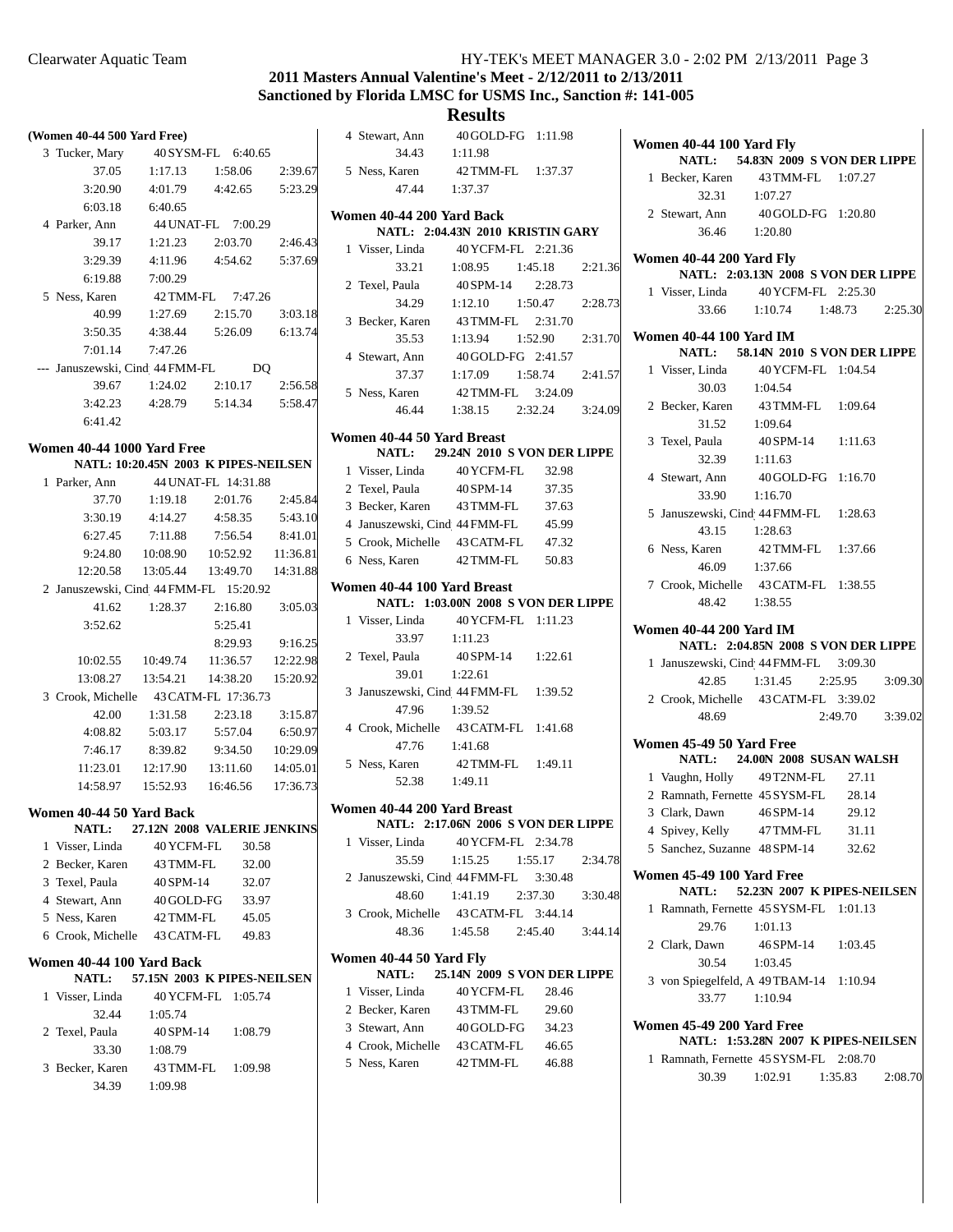## 2011 Masters Annual Valentine's Meet - 2/12/2011 to 2/13/2011

### Sanctioned by Florida LMSC for USMS Inc., Sanction #: 141-005

## Results

**(Women 40-44 500 Yard Free)**

3 Tucker, Mary 40 SYSM-FL 6:40.65
37.05 1:17.13 1:58.06 2:39.67
3:20.90 4:01.79 4:42.65 5:23.29
6:03.18 6:40.65

4 Parker, Ann 44 UNAT-FL 7:00.29
39.17 1:21.23 2:03.70 2:46.43
3:29.39 4:11.96 4:54.62 5:37.69
6:19.88 7:00.29

5 Ness, Karen 42 TMM-FL 7:47.26
40.99 1:27.69 2:15.70 3:03.18
3:50.35 4:38.44 5:26.09 6:13.74
7:01.14 7:47.26

--- Januszewski, Cind 44 FMM-FL DQ
39.67 1:24.02 2:10.17 2:56.58
3:42.23 4:28.79 5:14.34 5:58.47
6:41.42

**Women 40-44 1000 Yard Free**
NATL: 10:20.45N 2003 K PIPES-NEILSEN

1 Parker, Ann 44 UNAT-FL 14:31.88
37.70 1:19.18 2:01.76 2:45.84
3:30.19 4:14.27 4:58.35 5:43.10
6:27.45 7:11.88 7:56.54 8:41.01
9:24.80 10:08.90 10:52.92 11:36.81
12:20.58 13:05.44 13:49.70 14:31.88

2 Januszewski, Cind 44 FMM-FL 15:20.92
41.62 1:28.37 2:16.80 3:05.03
3:52.62 5:25.41
8:29.93 9:16.25
10:02.55 10:49.74 11:36.57 12:22.98
13:08.27 13:54.21 14:38.20 15:20.92

3 Crook, Michelle 43 CATM-FL 17:36.73
42.00 1:31.58 2:23.18 3:15.87
4:08.82 5:03.17 5:57.04 6:50.97
7:46.17 8:39.82 9:34.50 10:29.09
11:23.01 12:17.90 13:11.60 14:05.01
14:58.97 15:52.93 16:46.56 17:36.73

**Women 40-44 50 Yard Back**
NATL: 27.12N 2008 VALERIE JENKINS

1 Visser, Linda 40 YCFM-FL 30.58
2 Becker, Karen 43 TMM-FL 32.00
3 Texel, Paula 40 SPM-14 32.07
4 Stewart, Ann 40 GOLD-FG 33.97
5 Ness, Karen 42 TMM-FL 45.05
6 Crook, Michelle 43 CATM-FL 49.83

**Women 40-44 100 Yard Back**
NATL: 57.15N 2003 K PIPES-NEILSEN

1 Visser, Linda 40 YCFM-FL 1:05.74
32.44 1:05.74
2 Texel, Paula 40 SPM-14 1:08.79
33.30 1:08.79
3 Becker, Karen 43 TMM-FL 1:09.98
34.39 1:09.98
4 Stewart, Ann 40 GOLD-FG 1:11.98
34.43 1:11.98
5 Ness, Karen 42 TMM-FL 1:37.37
47.44 1:37.37

**Women 40-44 200 Yard Back**
NATL: 2:04.43N 2010 KRISTIN GARY

1 Visser, Linda 40 YCFM-FL 2:21.36
33.21 1:08.95 1:45.18 2:21.36
2 Texel, Paula 40 SPM-14 2:28.73
34.29 1:12.10 1:50.47 2:28.73
3 Becker, Karen 43 TMM-FL 2:31.70
35.53 1:13.94 1:52.90 2:31.70
4 Stewart, Ann 40 GOLD-FG 2:41.57
37.37 1:17.09 1:58.74 2:41.57
5 Ness, Karen 42 TMM-FL 3:24.09
46.44 1:38.15 2:32.24 3:24.09

**Women 40-44 50 Yard Breast**
NATL: 29.24N 2010 S VON DER LIPPE

1 Visser, Linda 40 YCFM-FL 32.98
2 Texel, Paula 40 SPM-14 37.35
3 Becker, Karen 43 TMM-FL 37.63
4 Januszewski, Cind 44 FMM-FL 45.99
5 Crook, Michelle 43 CATM-FL 47.32
6 Ness, Karen 42 TMM-FL 50.83

**Women 40-44 100 Yard Breast**
NATL: 1:03.00N 2008 S VON DER LIPPE

1 Visser, Linda 40 YCFM-FL 1:11.23
33.97 1:11.23
2 Texel, Paula 40 SPM-14 1:22.61
39.01 1:22.61
3 Januszewski, Cind 44 FMM-FL 1:39.52
47.96 1:39.52
4 Crook, Michelle 43 CATM-FL 1:41.68
47.76 1:41.68
5 Ness, Karen 42 TMM-FL 1:49.11
52.38 1:49.11

**Women 40-44 200 Yard Breast**
NATL: 2:17.06N 2006 S VON DER LIPPE

1 Visser, Linda 40 YCFM-FL 2:34.78
35.59 1:15.25 1:55.17 2:34.78
2 Januszewski, Cind 44 FMM-FL 3:30.48
48.60 1:41.19 2:37.30 3:30.48
3 Crook, Michelle 43 CATM-FL 3:44.14
48.36 1:45.58 2:45.40 3:44.14

**Women 40-44 50 Yard Fly**
NATL: 25.14N 2009 S VON DER LIPPE

1 Visser, Linda 40 YCFM-FL 28.46
2 Becker, Karen 43 TMM-FL 29.60
3 Stewart, Ann 40 GOLD-FG 34.23
4 Crook, Michelle 43 CATM-FL 46.65
5 Ness, Karen 42 TMM-FL 46.88

**Women 40-44 100 Yard Fly**
NATL: 54.83N 2009 S VON DER LIPPE

1 Becker, Karen 43 TMM-FL 1:07.27
32.31 1:07.27
2 Stewart, Ann 40 GOLD-FG 1:20.80
36.46 1:20.80

**Women 40-44 200 Yard Fly**
NATL: 2:03.13N 2008 S VON DER LIPPE

1 Visser, Linda 40 YCFM-FL 2:25.30
33.66 1:10.74 1:48.73 2:25.30

**Women 40-44 100 Yard IM**
NATL: 58.14N 2010 S VON DER LIPPE

1 Visser, Linda 40 YCFM-FL 1:04.54
30.03 1:04.54
2 Becker, Karen 43 TMM-FL 1:09.64
31.52 1:09.64
3 Texel, Paula 40 SPM-14 1:11.63
32.39 1:11.63
4 Stewart, Ann 40 GOLD-FG 1:16.70
33.90 1:16.70
5 Januszewski, Cind 44 FMM-FL 1:28.63
43.15 1:28.63
6 Ness, Karen 42 TMM-FL 1:37.66
46.09 1:37.66
7 Crook, Michelle 43 CATM-FL 1:38.55
48.42 1:38.55

**Women 40-44 200 Yard IM**
NATL: 2:04.85N 2008 S VON DER LIPPE

1 Januszewski, Cind 44 FMM-FL 3:09.30
42.85 1:31.45 2:25.95 3:09.30
2 Crook, Michelle 43 CATM-FL 3:39.02
48.69 2:49.70 3:39.02

**Women 45-49 50 Yard Free**
NATL: 24.00N 2008 SUSAN WALSH

1 Vaughn, Holly 49 T2NM-FL 27.11
2 Ramnath, Fernette 45 SYSM-FL 28.14
3 Clark, Dawn 46 SPM-14 29.12
4 Spivey, Kelly 47 TMM-FL 31.11
5 Sanchez, Suzanne 48 SPM-14 32.62

**Women 45-49 100 Yard Free**
NATL: 52.23N 2007 K PIPES-NEILSEN

1 Ramnath, Fernette 45 SYSM-FL 1:01.13
29.76 1:01.13
2 Clark, Dawn 46 SPM-14 1:03.45
30.54 1:03.45
3 von Spiegelfeld, A 49 TBAM-14 1:10.94
33.77 1:10.94

**Women 45-49 200 Yard Free**
NATL: 1:53.28N 2007 K PIPES-NEILSEN

1 Ramnath, Fernette 45 SYSM-FL 2:08.70
30.39 1:02.91 1:35.83 2:08.70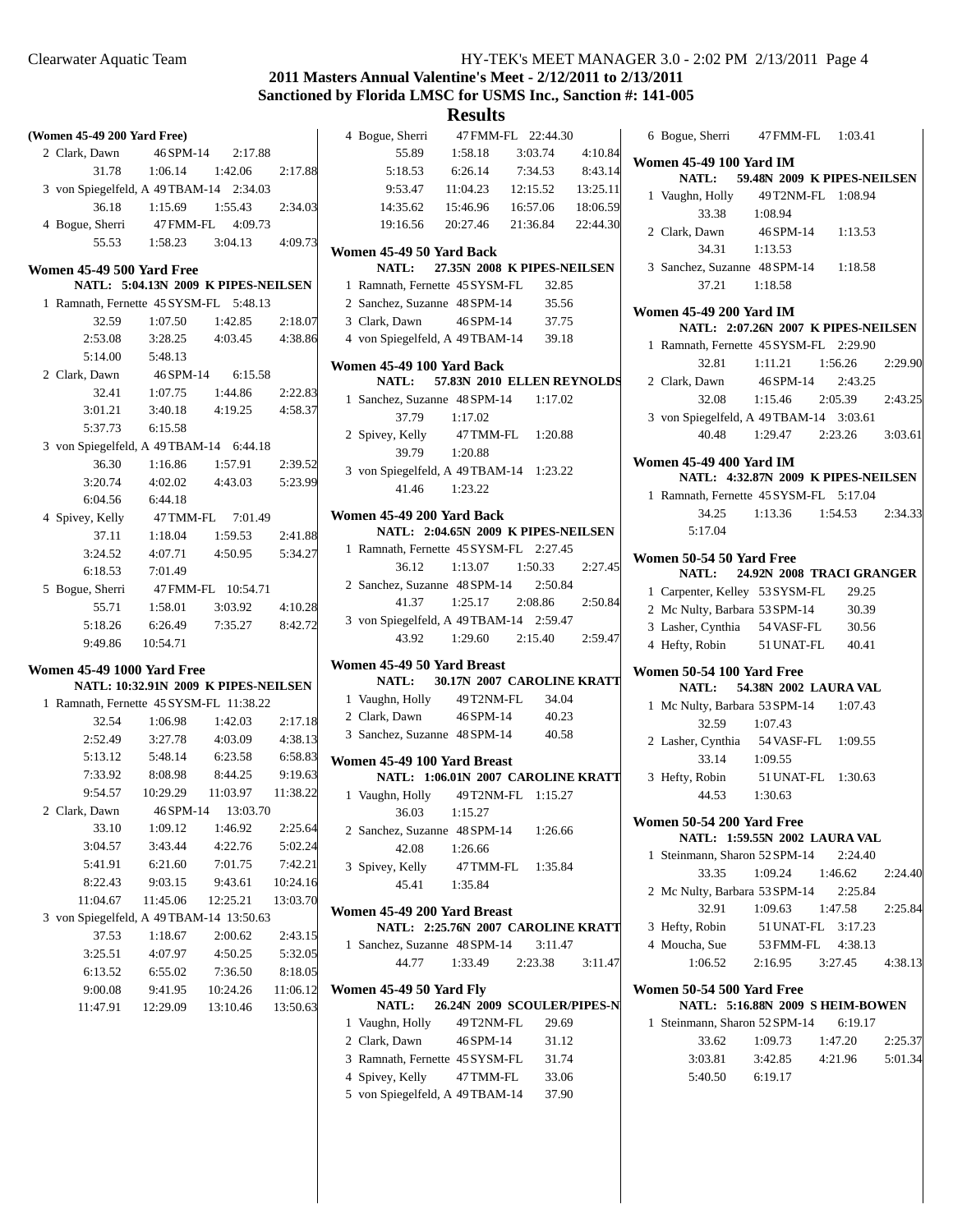## 2011 Masters Annual Valentine's Meet - 2/12/2011 to 2/13/2011

## Sanctioned by Florida LMSC for USMS Inc., Sanction #: 141-005

## Results

**(Women 45-49 200 Yard Free)**

2 Clark, Dawn 46 SPM-14 2:17.88
31.78 1:06.14 1:42.06 2:17.88

3 von Spiegelfeld, A 49 TBAM-14 2:34.03
36.18 1:15.69 1:55.43 2:34.03

4 Bogue, Sherri 47 FMM-FL 4:09.73
55.53 1:58.23 3:04.13 4:09.73

**Women 45-49 500 Yard Free**
NATL: 5:04.13N 2009 K PIPES-NEILSEN

1 Ramnath, Fernette 45 SYSM-FL 5:48.13
32.59 1:07.50 1:42.85 2:18.07
2:53.08 3:28.25 4:03.45 4:38.86
5:14.00 5:48.13

2 Clark, Dawn 46 SPM-14 6:15.58
32.41 1:07.75 1:44.86 2:22.83
3:01.21 3:40.18 4:19.25 4:58.37
5:37.73 6:15.58

3 von Spiegelfeld, A 49 TBAM-14 6:44.18
36.30 1:16.86 1:57.91 2:39.52
3:20.74 4:02.02 4:43.03 5:23.99
6:04.56 6:44.18

4 Spivey, Kelly 47 TMM-FL 7:01.49
37.11 1:18.04 1:59.53 2:41.88
3:24.52 4:07.71 4:50.95 5:34.27
6:18.53 7:01.49

5 Bogue, Sherri 47 FMM-FL 10:54.71
55.71 1:58.01 3:03.92 4:10.28
5:18.26 6:26.49 7:35.27 8:42.72
9:49.86 10:54.71

**Women 45-49 1000 Yard Free**
NATL: 10:32.91N 2009 K PIPES-NEILSEN

1 Ramnath, Fernette 45 SYSM-FL 11:38.22
32.54 1:06.98 1:42.03 2:17.18
2:52.49 3:27.78 4:03.09 4:38.13
5:13.12 5:48.14 6:23.58 6:58.83
7:33.92 8:08.98 8:44.25 9:19.63
9:54.57 10:29.29 11:03.97 11:38.22

2 Clark, Dawn 46 SPM-14 13:03.70
33.10 1:09.12 1:46.92 2:25.64
3:04.57 3:43.44 4:22.76 5:02.24
5:41.91 6:21.60 7:01.75 7:42.21
8:22.43 9:03.15 9:43.61 10:24.16
11:04.67 11:45.06 12:25.21 13:03.70

3 von Spiegelfeld, A 49 TBAM-14 13:50.63
37.53 1:18.67 2:00.62 2:43.15
3:25.51 4:07.97 4:50.25 5:32.05
6:13.52 6:55.02 7:36.50 8:18.05
9:00.08 9:41.95 10:24.26 11:06.12
11:47.91 12:29.09 13:10.46 13:50.63

4 Bogue, Sherri 47 FMM-FL 22:44.30
55.89 1:58.18 3:03.74 4:10.84
5:18.53 6:26.14 7:34.53 8:43.14
9:53.47 11:04.23 12:15.52 13:25.11
14:35.62 15:46.96 16:57.06 18:06.59
19:16.56 20:27.46 21:36.84 22:44.30

**Women 45-49 50 Yard Back**
NATL: 27.35N 2008 K PIPES-NEILSEN

1 Ramnath, Fernette 45 SYSM-FL 32.85
2 Sanchez, Suzanne 48 SPM-14 35.56
3 Clark, Dawn 46 SPM-14 37.75
4 von Spiegelfeld, A 49 TBAM-14 39.18

**Women 45-49 100 Yard Back**
NATL: 57.83N 2010 ELLEN REYNOLDS

1 Sanchez, Suzanne 48 SPM-14 1:17.02
37.79 1:17.02

2 Spivey, Kelly 47 TMM-FL 1:20.88
39.79 1:20.88

3 von Spiegelfeld, A 49 TBAM-14 1:23.22
41.46 1:23.22

**Women 45-49 200 Yard Back**
NATL: 2:04.65N 2009 K PIPES-NEILSEN

1 Ramnath, Fernette 45 SYSM-FL 2:27.45
36.12 1:13.07 1:50.33 2:27.45

2 Sanchez, Suzanne 48 SPM-14 2:50.84
41.37 1:25.17 2:08.86 2:50.84

3 von Spiegelfeld, A 49 TBAM-14 2:59.47
43.92 1:29.60 2:15.40 2:59.47

**Women 45-49 50 Yard Breast**
NATL: 30.17N 2007 CAROLINE KRATT

1 Vaughn, Holly 49 T2NM-FL 34.04
2 Clark, Dawn 46 SPM-14 40.23
3 Sanchez, Suzanne 48 SPM-14 40.58

**Women 45-49 100 Yard Breast**
NATL: 1:06.01N 2007 CAROLINE KRATT

1 Vaughn, Holly 49 T2NM-FL 1:15.27
36.03 1:15.27

2 Sanchez, Suzanne 48 SPM-14 1:26.66
42.08 1:26.66

3 Spivey, Kelly 47 TMM-FL 1:35.84
45.41 1:35.84

**Women 45-49 200 Yard Breast**
NATL: 2:25.76N 2007 CAROLINE KRATT

1 Sanchez, Suzanne 48 SPM-14 3:11.47
44.77 1:33.49 2:23.38 3:11.47

**Women 45-49 50 Yard Fly**
NATL: 26.24N 2009 SCOULER/PIPES-N

1 Vaughn, Holly 49 T2NM-FL 29.69
2 Clark, Dawn 46 SPM-14 31.12
3 Ramnath, Fernette 45 SYSM-FL 31.74
4 Spivey, Kelly 47 TMM-FL 33.06
5 von Spiegelfeld, A 49 TBAM-14 37.90
6 Bogue, Sherri 47 FMM-FL 1:03.41

**Women 45-49 100 Yard IM**
NATL: 59.48N 2009 K PIPES-NEILSEN

1 Vaughn, Holly 49 T2NM-FL 1:08.94
33.38 1:08.94

2 Clark, Dawn 46 SPM-14 1:13.53
34.31 1:13.53

3 Sanchez, Suzanne 48 SPM-14 1:18.58
37.21 1:18.58

**Women 45-49 200 Yard IM**
NATL: 2:07.26N 2007 K PIPES-NEILSEN

1 Ramnath, Fernette 45 SYSM-FL 2:29.90
32.81 1:11.21 1:56.26 2:29.90

2 Clark, Dawn 46 SPM-14 2:43.25
32.08 1:15.46 2:05.39 2:43.25

3 von Spiegelfeld, A 49 TBAM-14 3:03.61
40.48 1:29.47 2:23.26 3:03.61

**Women 45-49 400 Yard IM**
NATL: 4:32.87N 2009 K PIPES-NEILSEN

1 Ramnath, Fernette 45 SYSM-FL 5:17.04
34.25 1:13.36 1:54.53 2:34.33
5:17.04

**Women 50-54 50 Yard Free**
NATL: 24.92N 2008 TRACI GRANGER

1 Carpenter, Kelley 53 SYSM-FL 29.25
2 Mc Nulty, Barbara 53 SPM-14 30.39
3 Lasher, Cynthia 54 VASF-FL 30.56
4 Hefty, Robin 51 UNAT-FL 40.41

**Women 50-54 100 Yard Free**
NATL: 54.38N 2002 LAURA VAL

1 Mc Nulty, Barbara 53 SPM-14 1:07.43
32.59 1:07.43

2 Lasher, Cynthia 54 VASF-FL 1:09.55
33.14 1:09.55

3 Hefty, Robin 51 UNAT-FL 1:30.63
44.53 1:30.63

**Women 50-54 200 Yard Free**
NATL: 1:59.55N 2002 LAURA VAL

1 Steinmann, Sharon 52 SPM-14 2:24.40
33.35 1:09.24 1:46.62 2:24.40

2 Mc Nulty, Barbara 53 SPM-14 2:25.84
32.91 1:09.63 1:47.58 2:25.84

3 Hefty, Robin 51 UNAT-FL 3:17.23

4 Moucha, Sue 53 FMM-FL 4:38.13
1:06.52 2:16.95 3:27.45 4:38.13

**Women 50-54 500 Yard Free**
NATL: 5:16.88N 2009 S HEIM-BOWEN

1 Steinmann, Sharon 52 SPM-14 6:19.17
33.62 1:09.73 1:47.20 2:25.37
3:03.81 3:42.85 4:21.96 5:01.34
5:40.50 6:19.17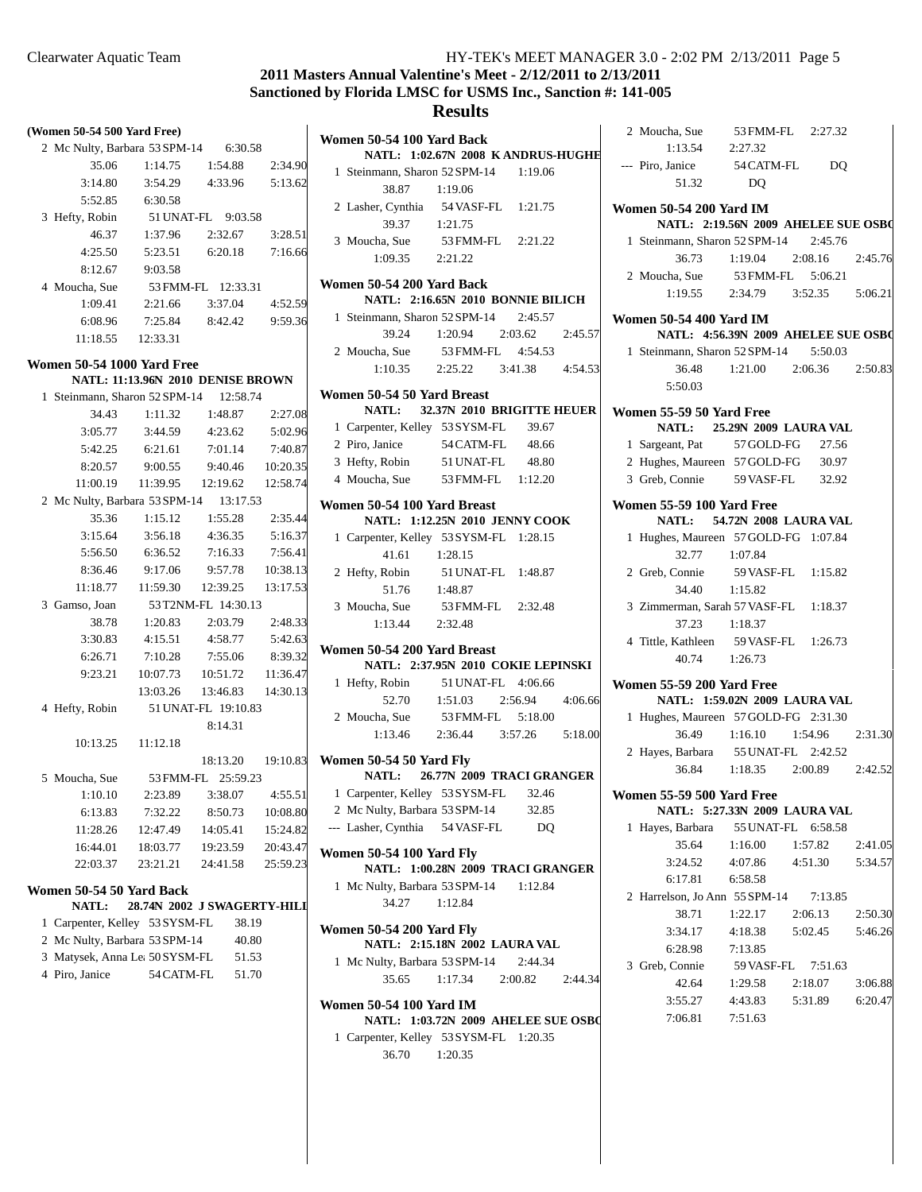# 2011 Masters Annual Valentine's Meet - 2/12/2011 to 2/13/2011

## Sanctioned by Florida LMSC for USMS Inc., Sanction #: 141-005

## Results

**(Women 50-54 500 Yard Free)**

```
 2 Mc Nulty, Barbara 53 SPM-14      6:30.58
        35.06    1:14.75    1:54.88    2:34.90
      3:14.80    3:54.29    4:33.96    5:13.62
      5:52.85    6:30.58
 3 Hefty, Robin      51 UNAT-FL     9:03.58
        46.37    1:37.96    2:32.67    3:28.51
      4:25.50    5:23.51    6:20.18    7:16.66
      8:12.67    9:03.58
 4 Moucha, Sue       53 FMM-FL     12:33.31
      1:09.41    2:21.66    3:37.04    4:52.59
      6:08.96    7:25.84    8:42.42    9:59.36
     11:18.55   12:33.31
```

**Women 50-54 1000 Yard Free**

NATL: 11:13.96N 2010 DENISE BROWN

```
 1 Steinmann, Sharon 52 SPM-14     12:58.74
        34.43    1:11.32    1:48.87    2:27.08
      3:05.77    3:44.59    4:23.62    5:02.96
      5:42.25    6:21.61    7:01.14    7:40.87
      8:20.57    9:00.55    9:40.46   10:20.35
     11:00.19   11:39.95   12:19.62   12:58.74
 2 Mc Nulty, Barbara 53 SPM-14     13:17.53
        35.36    1:15.12    1:55.28    2:35.44
      3:15.64    3:56.18    4:36.35    5:16.37
      5:56.50    6:36.52    7:16.33    7:56.41
      8:36.46    9:17.06    9:57.78   10:38.13
     11:18.77   11:59.30   12:39.25   13:17.53
 3 Gamso, Joan       53 T2NM-FL    14:30.13
        38.78    1:20.83    2:03.79    2:48.33
      3:30.83    4:15.51    4:58.77    5:42.63
      6:26.71    7:10.28    7:55.06    8:39.32
      9:23.21   10:07.73   10:51.72   11:36.47
                13:03.26   13:46.83   14:30.13
 4 Hefty, Robin      51 UNAT-FL    19:10.83
                           8:14.31
     10:13.25   11:12.18
                          18:13.20   19:10.83
 5 Moucha, Sue       53 FMM-FL     25:59.23
      1:10.10    2:23.89    3:38.07    4:55.51
      6:13.83    7:32.22    8:50.73   10:08.80
     11:28.26   12:47.49   14:05.41   15:24.82
     16:44.01   18:03.77   19:23.59   20:43.47
     22:03.37   23:21.21   24:41.58   25:59.23
```

**Women 50-54 50 Yard Back**

NATL: 28.74N 2002 J SWAGERTY-HILL

```
 1 Carpenter, Kelley  53 SYSM-FL     38.19
 2 Mc Nulty, Barbara  53 SPM-14      40.80
 3 Matysek, Anna Lea  50 SYSM-FL     51.53
 4 Piro, Janice       54 CATM-FL     51.70
```

**Women 50-54 100 Yard Back**

NATL: 1:02.67N 2008 K ANDRUS-HUGHES

```
 1 Steinmann, Sharon 52 SPM-14      1:19.06
        38.87    1:19.06
 2 Lasher, Cynthia   54 VASF-FL     1:21.75
        39.37    1:21.75
 3 Moucha, Sue       53 FMM-FL      2:21.22
      1:09.35    2:21.22
```

**Women 50-54 200 Yard Back**

NATL: 2:16.65N 2010 BONNIE BILICH

```
 1 Steinmann, Sharon 52 SPM-14      2:45.57
        39.24    1:20.94    2:03.62    2:45.57
 2 Moucha, Sue       53 FMM-FL      4:54.53
      1:10.35    2:25.22    3:41.38    4:54.53
```

**Women 50-54 50 Yard Breast**

NATL: 32.37N 2010 BRIGITTE HEUER

```
 1 Carpenter, Kelley  53 SYSM-FL     39.67
 2 Piro, Janice       54 CATM-FL     48.66
 3 Hefty, Robin       51 UNAT-FL     48.80
 4 Moucha, Sue        53 FMM-FL    1:12.20
```

**Women 50-54 100 Yard Breast**

NATL: 1:12.25N 2010 JENNY COOK

```
 1 Carpenter, Kelley 53 SYSM-FL     1:28.15
        41.61    1:28.15
 2 Hefty, Robin      51 UNAT-FL     1:48.87
        51.76    1:48.87
 3 Moucha, Sue       53 FMM-FL      2:32.48
      1:13.44    2:32.48
```

**Women 50-54 200 Yard Breast**

NATL: 2:37.95N 2010 COKIE LEPINSKI

```
 1 Hefty, Robin      51 UNAT-FL     4:06.66
        52.70    1:51.03    2:56.94    4:06.66
 2 Moucha, Sue       53 FMM-FL      5:18.00
      1:13.46    2:36.44    3:57.26    5:18.00
```

**Women 50-54 50 Yard Fly**

NATL: 26.77N 2009 TRACI GRANGER

```
 1 Carpenter, Kelley  53 SYSM-FL     32.46
 2 Mc Nulty, Barbara  53 SPM-14      32.85
 --- Lasher, Cynthia  54 VASF-FL       DQ
```

**Women 50-54 100 Yard Fly**

NATL: 1:00.28N 2009 TRACI GRANGER

```
 1 Mc Nulty, Barbara 53 SPM-14      1:12.84
        34.27    1:12.84
```

**Women 50-54 200 Yard Fly**

NATL: 2:15.18N 2002 LAURA VAL

```
 1 Mc Nulty, Barbara 53 SPM-14      2:44.34
        35.65    1:17.34    2:00.82    2:44.34
```

**Women 50-54 100 Yard IM**

NATL: 1:03.72N 2009 AHELEE SUE OSBORN

```
 1 Carpenter, Kelley 53 SYSM-FL     1:20.35
        36.70    1:20.35
 2 Moucha, Sue       53 FMM-FL      2:27.32
      1:13.54    2:27.32
 --- Piro, Janice    54 CATM-FL       DQ
        51.32       DQ
```

**Women 50-54 200 Yard IM**

NATL: 2:19.56N 2009 AHELEE SUE OSBORN

```
 1 Steinmann, Sharon 52 SPM-14      2:45.76
        36.73    1:19.04    2:08.16    2:45.76
 2 Moucha, Sue       53 FMM-FL      5:06.21
      1:19.55    2:34.79    3:52.35    5:06.21
```

**Women 50-54 400 Yard IM**

NATL: 4:56.39N 2009 AHELEE SUE OSBORN

```
 1 Steinmann, Sharon 52 SPM-14      5:50.03
        36.48    1:21.00    2:06.36    2:50.83
      5:50.03
```

**Women 55-59 50 Yard Free**

NATL: 25.29N 2009 LAURA VAL

```
 1 Sargeant, Pat      57 GOLD-FG     27.56
 2 Hughes, Maureen    57 GOLD-FG     30.97
 3 Greb, Connie       59 VASF-FL     32.92
```

**Women 55-59 100 Yard Free**

NATL: 54.72N 2008 LAURA VAL

```
 1 Hughes, Maureen   57 GOLD-FG     1:07.84
        32.77    1:07.84
 2 Greb, Connie      59 VASF-FL     1:15.82
        34.40    1:15.82
 3 Zimmerman, Sarah  57 VASF-FL     1:18.37
        37.23    1:18.37
 4 Tittle, Kathleen  59 VASF-FL     1:26.73
        40.74    1:26.73
```

**Women 55-59 200 Yard Free**

NATL: 1:59.02N 2009 LAURA VAL

```
 1 Hughes, Maureen   57 GOLD-FG     2:31.30
        36.49    1:16.10    1:54.96    2:31.30
 2 Hayes, Barbara    55 UNAT-FL     2:42.52
        36.84    1:18.35    2:00.89    2:42.52
```

**Women 55-59 500 Yard Free**

NATL: 5:27.33N 2009 LAURA VAL

```
 1 Hayes, Barbara    55 UNAT-FL     6:58.58
        35.64    1:16.00    1:57.82    2:41.05
      3:24.52    4:07.86    4:51.30    5:34.57
      6:17.81    6:58.58
 2 Harrelson, Jo Ann 55 SPM-14      7:13.85
        38.71    1:22.17    2:06.13    2:50.30
      3:34.17    4:18.38    5:02.45    5:46.26
      6:28.98    7:13.85
 3 Greb, Connie      59 VASF-FL     7:51.63
        42.64    1:29.58    2:18.07    3:06.88
      3:55.27    4:43.83    5:31.89    6:20.47
      7:06.81    7:51.63
```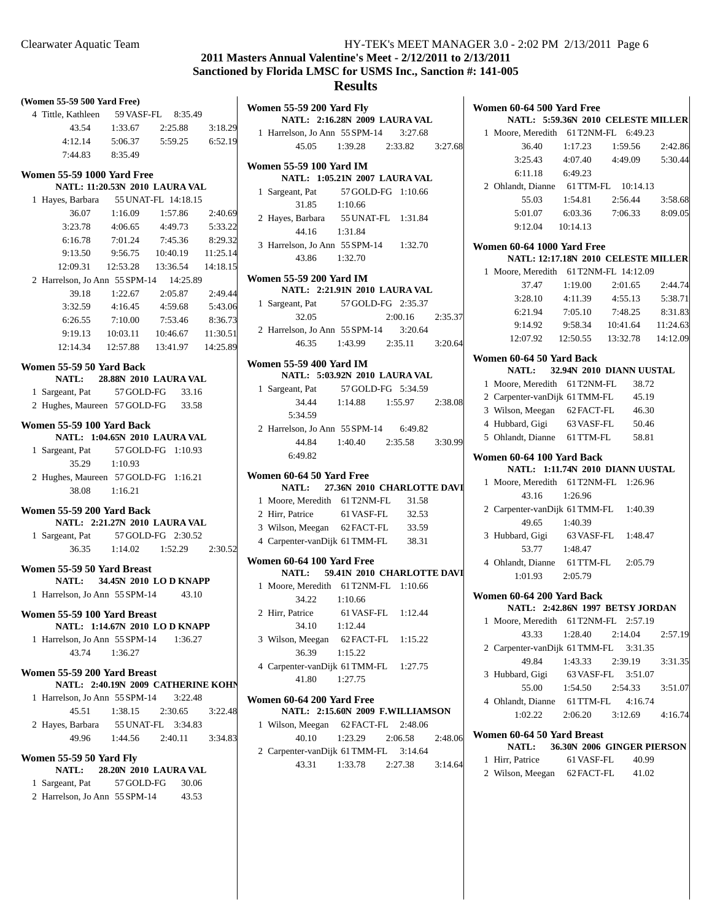## 2011 Masters Annual Valentine's Meet - 2/12/2011 to 2/13/2011
## Sanctioned by Florida LMSC for USMS Inc., Sanction #: 141-005
# Results

**(Women 55-59 500 Yard Free)**

4 Tittle, Kathleen 59 VASF-FL 8:35.49
43.54 1:33.67 2:25.88 3:18.29
4:12.14 5:06.37 5:59.25 6:52.19
7:44.83 8:35.49

**Women 55-59 1000 Yard Free**
**NATL: 11:20.53N 2010 LAURA VAL**

1 Hayes, Barbara 55 UNAT-FL 14:18.15
36.07 1:16.09 1:57.86 2:40.69
3:23.78 4:06.65 4:49.73 5:33.22
6:16.78 7:01.24 7:45.36 8:29.32
9:13.50 9:56.75 10:40.19 11:25.14
12:09.31 12:53.28 13:36.54 14:18.15

2 Harrelson, Jo Ann 55 SPM-14 14:25.89
39.18 1:22.67 2:05.87 2:49.44
3:32.59 4:16.45 4:59.68 5:43.06
6:26.55 7:10.00 7:53.46 8:36.73
9:19.13 10:03.11 10:46.67 11:30.51
12:14.34 12:57.88 13:41.97 14:25.89

**Women 55-59 50 Yard Back**
**NATL: 28.88N 2010 LAURA VAL**

1 Sargeant, Pat 57 GOLD-FG 33.16
2 Hughes, Maureen 57 GOLD-FG 33.58

**Women 55-59 100 Yard Back**
**NATL: 1:04.65N 2010 LAURA VAL**

1 Sargeant, Pat 57 GOLD-FG 1:10.93
35.29 1:10.93

2 Hughes, Maureen 57 GOLD-FG 1:16.21
38.08 1:16.21

**Women 55-59 200 Yard Back**
**NATL: 2:21.27N 2010 LAURA VAL**

1 Sargeant, Pat 57 GOLD-FG 2:30.52
36.35 1:14.02 1:52.29 2:30.52

**Women 55-59 50 Yard Breast**
**NATL: 34.45N 2010 LO D KNAPP**

1 Harrelson, Jo Ann 55 SPM-14 43.10

**Women 55-59 100 Yard Breast**
**NATL: 1:14.67N 2010 LO D KNAPP**

1 Harrelson, Jo Ann 55 SPM-14 1:36.27
43.74 1:36.27

**Women 55-59 200 Yard Breast**
**NATL: 2:40.19N 2009 CATHERINE KOHN**

1 Harrelson, Jo Ann 55 SPM-14 3:22.48
45.51 1:38.15 2:30.65 3:22.48

2 Hayes, Barbara 55 UNAT-FL 3:34.83
49.96 1:44.56 2:40.11 3:34.83

**Women 55-59 50 Yard Fly**
**NATL: 28.20N 2010 LAURA VAL**

1 Sargeant, Pat 57 GOLD-FG 30.06
2 Harrelson, Jo Ann 55 SPM-14 43.53

**Women 55-59 200 Yard Fly**
**NATL: 2:16.28N 2009 LAURA VAL**

1 Harrelson, Jo Ann 55 SPM-14 3:27.68
45.05 1:39.28 2:33.82 3:27.68

**Women 55-59 100 Yard IM**
**NATL: 1:05.21N 2007 LAURA VAL**

1 Sargeant, Pat 57 GOLD-FG 1:10.66
31.85 1:10.66

2 Hayes, Barbara 55 UNAT-FL 1:31.84
44.16 1:31.84

3 Harrelson, Jo Ann 55 SPM-14 1:32.70
43.86 1:32.70

**Women 55-59 200 Yard IM**
**NATL: 2:21.91N 2010 LAURA VAL**

1 Sargeant, Pat 57 GOLD-FG 2:35.37
32.05 2:00.16 2:35.37

2 Harrelson, Jo Ann 55 SPM-14 3:20.64
46.35 1:43.99 2:35.11 3:20.64

**Women 55-59 400 Yard IM**
**NATL: 5:03.92N 2010 LAURA VAL**

1 Sargeant, Pat 57 GOLD-FG 5:34.59
34.44 1:14.88 1:55.97 2:38.08
5:34.59

2 Harrelson, Jo Ann 55 SPM-14 6:49.82
44.84 1:40.40 2:35.58 3:30.99
6:49.82

**Women 60-64 50 Yard Free**
**NATL: 27.36N 2010 CHARLOTTE DAVI**

1 Moore, Meredith 61 T2NM-FL 31.58
2 Hirr, Patrice 61 VASF-FL 32.53
3 Wilson, Meegan 62 FACT-FL 33.59
4 Carpenter-vanDijk 61 TMM-FL 38.31

**Women 60-64 100 Yard Free**
**NATL: 59.41N 2010 CHARLOTTE DAVI**

1 Moore, Meredith 61 T2NM-FL 1:10.66
34.22 1:10.66

2 Hirr, Patrice 61 VASF-FL 1:12.44
34.10 1:12.44

3 Wilson, Meegan 62 FACT-FL 1:15.22
36.39 1:15.22

4 Carpenter-vanDijk 61 TMM-FL 1:27.75
41.80 1:27.75

**Women 60-64 200 Yard Free**
**NATL: 2:15.60N 2009 F.WILLIAMSON**

1 Wilson, Meegan 62 FACT-FL 2:48.06
40.10 1:23.29 2:06.58 2:48.06

2 Carpenter-vanDijk 61 TMM-FL 3:14.64
43.31 1:33.78 2:27.38 3:14.64

**Women 60-64 500 Yard Free**
**NATL: 5:59.36N 2010 CELESTE MILLER**

1 Moore, Meredith 61 T2NM-FL 6:49.23
36.40 1:17.23 1:59.56 2:42.86
3:25.43 4:07.40 4:49.09 5:30.44
6:11.18 6:49.23

2 Ohlandt, Dianne 61 TTM-FL 10:14.13
55.03 1:54.81 2:56.44 3:58.68
5:01.07 6:03.36 7:06.33 8:09.05
9:12.04 10:14.13

**Women 60-64 1000 Yard Free**
**NATL: 12:17.18N 2010 CELESTE MILLER**

1 Moore, Meredith 61 T2NM-FL 14:12.09
37.47 1:19.00 2:01.65 2:44.74
3:28.10 4:11.39 4:55.13 5:38.71
6:21.94 7:05.10 7:48.25 8:31.83
9:14.92 9:58.34 10:41.64 11:24.63
12:07.92 12:50.55 13:32.78 14:12.09

**Women 60-64 50 Yard Back**
**NATL: 32.94N 2010 DIANN UUSTAL**

1 Moore, Meredith 61 T2NM-FL 38.72
2 Carpenter-vanDijk 61 TMM-FL 45.19
3 Wilson, Meegan 62 FACT-FL 46.30
4 Hubbard, Gigi 63 VASF-FL 50.46
5 Ohlandt, Dianne 61 TTM-FL 58.81

**Women 60-64 100 Yard Back**
**NATL: 1:11.74N 2010 DIANN UUSTAL**

1 Moore, Meredith 61 T2NM-FL 1:26.96
43.16 1:26.96

2 Carpenter-vanDijk 61 TMM-FL 1:40.39
49.65 1:40.39

3 Hubbard, Gigi 63 VASF-FL 1:48.47
53.77 1:48.47

4 Ohlandt, Dianne 61 TTM-FL 2:05.79
1:01.93 2:05.79

**Women 60-64 200 Yard Back**
**NATL: 2:42.86N 1997 BETSY JORDAN**

1 Moore, Meredith 61 T2NM-FL 2:57.19
43.33 1:28.40 2:14.04 2:57.19

2 Carpenter-vanDijk 61 TMM-FL 3:31.35
49.84 1:43.33 2:39.19 3:31.35

3 Hubbard, Gigi 63 VASF-FL 3:51.07
55.00 1:54.50 2:54.33 3:51.07

4 Ohlandt, Dianne 61 TTM-FL 4:16.74
1:02.22 2:06.20 3:12.69 4:16.74

**Women 60-64 50 Yard Breast**
**NATL: 36.30N 2006 GINGER PIERSON**

1 Hirr, Patrice 61 VASF-FL 40.99
2 Wilson, Meegan 62 FACT-FL 41.02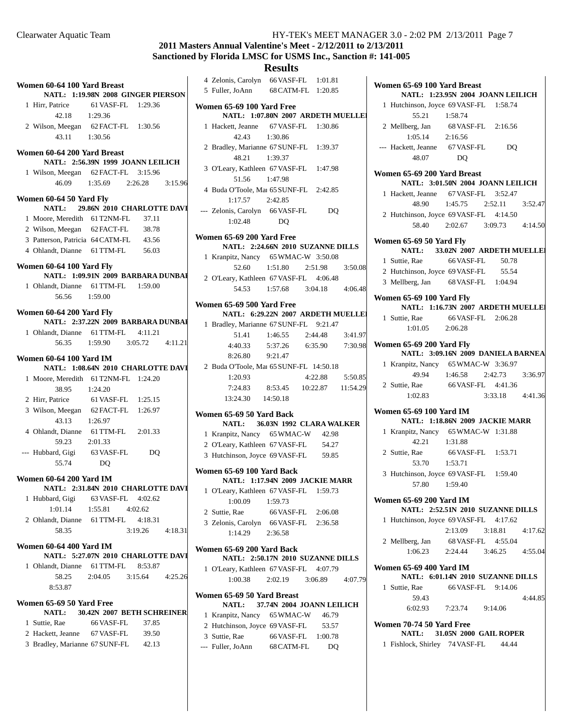## 2011 Masters Annual Valentine's Meet - 2/12/2011 to 2/13/2011

## Sanctioned by Florida LMSC for USMS Inc., Sanction #: 141-005

## Results

### Women 60-64 100 Yard Breast

NATL: 1:19.98N 2008 GINGER PIERSON

1 Hirr, Patrice 61 VASF-FL 1:29.36
  42.18 1:29.36

2 Wilson, Meegan 62 FACT-FL 1:30.56
  43.11 1:30.56

### Women 60-64 200 Yard Breast

NATL: 2:56.39N 1999 JOANN LEILICH

1 Wilson, Meegan 62 FACT-FL 3:15.96
  46.09 1:35.69 2:26.28 3:15.96

### Women 60-64 50 Yard Fly

NATL: 29.86N 2010 CHARLOTTE DAVI

1 Moore, Meredith 61 T2NM-FL 37.11
2 Wilson, Meegan 62 FACT-FL 38.78
3 Patterson, Patricia 64 CATM-FL 43.56
4 Ohlandt, Dianne 61 TTM-FL 56.03

### Women 60-64 100 Yard Fly

NATL: 1:09.91N 2009 BARBARA DUNBAI

1 Ohlandt, Dianne 61 TTM-FL 1:59.00
  56.56 1:59.00

### Women 60-64 200 Yard Fly

NATL: 2:37.22N 2009 BARBARA DUNBAI

1 Ohlandt, Dianne 61 TTM-FL 4:11.21
  56.35 1:59.90 3:05.72 4:11.21

### Women 60-64 100 Yard IM

NATL: 1:08.64N 2010 CHARLOTTE DAVI

1 Moore, Meredith 61 T2NM-FL 1:24.20
  38.95 1:24.20

2 Hirr, Patrice 61 VASF-FL 1:25.15

3 Wilson, Meegan 62 FACT-FL 1:26.97
  43.13 1:26.97

4 Ohlandt, Dianne 61 TTM-FL 2:01.33
  59.23 2:01.33

--- Hubbard, Gigi 63 VASF-FL DQ
  55.74 DQ

### Women 60-64 200 Yard IM

NATL: 2:31.84N 2010 CHARLOTTE DAVI

1 Hubbard, Gigi 63 VASF-FL 4:02.62
  1:01.14 1:55.81 4:02.62

2 Ohlandt, Dianne 61 TTM-FL 4:18.31
  58.35 3:19.26 4:18.31

### Women 60-64 400 Yard IM

NATL: 5:27.07N 2010 CHARLOTTE DAVI

1 Ohlandt, Dianne 61 TTM-FL 8:53.87
  58.25 2:04.05 3:15.64 4:25.26
  8:53.87

### Women 65-69 50 Yard Free

NATL: 30.42N 2007 BETH SCHREINER

1 Suttie, Rae 66 VASF-FL 37.85
2 Hackett, Jeanne 67 VASF-FL 39.50
3 Bradley, Marianne 67 SUNF-FL 42.13
4 Zelonis, Carolyn 66 VASF-FL 1:01.81
5 Fuller, JoAnn 68 CATM-FL 1:20.85

### Women 65-69 100 Yard Free

NATL: 1:07.80N 2007 ARDETH MUELLEI

1 Hackett, Jeanne 67 VASF-FL 1:30.86
  42.43 1:30.86

2 Bradley, Marianne 67 SUNF-FL 1:39.37
  48.21 1:39.37

3 O'Leary, Kathleen 67 VASF-FL 1:47.98
  51.56 1:47.98

4 Buda O'Toole, Mai 65 SUNF-FL 2:42.85
  1:17.57 2:42.85

--- Zelonis, Carolyn 66 VASF-FL DQ
  1:02.48 DQ

### Women 65-69 200 Yard Free

NATL: 2:24.66N 2010 SUZANNE DILLS

1 Kranpitz, Nancy 65 WMAC-W 3:50.08
  52.60 1:51.80 2:51.98 3:50.08

2 O'Leary, Kathleen 67 VASF-FL 4:06.48
  54.53 1:57.68 3:04.18 4:06.48

### Women 65-69 500 Yard Free

NATL: 6:29.22N 2007 ARDETH MUELLEI

1 Bradley, Marianne 67 SUNF-FL 9:21.47
  51.41 1:46.55 2:44.48 3:41.97
  4:40.33 5:37.26 6:35.90 7:30.98
  8:26.80 9:21.47

2 Buda O'Toole, Mai 65 SUNF-FL 14:50.18
  1:20.93 4:22.88 5:50.85
  7:24.83 8:53.45 10:22.87 11:54.29
  13:24.30 14:50.18

### Women 65-69 50 Yard Back

NATL: 36.03N 1992 CLARA WALKER

1 Kranpitz, Nancy 65 WMAC-W 42.98
2 O'Leary, Kathleen 67 VASF-FL 54.27
3 Hutchinson, Joyce 69 VASF-FL 59.85

### Women 65-69 100 Yard Back

NATL: 1:17.94N 2009 JACKIE MARR

1 O'Leary, Kathleen 67 VASF-FL 1:59.73
  1:00.09 1:59.73

2 Suttie, Rae 66 VASF-FL 2:06.08

3 Zelonis, Carolyn 66 VASF-FL 2:36.58
  1:14.29 2:36.58

### Women 65-69 200 Yard Back

NATL: 2:50.17N 2010 SUZANNE DILLS

1 O'Leary, Kathleen 67 VASF-FL 4:07.79
  1:00.38 2:02.19 3:06.89 4:07.79

### Women 65-69 50 Yard Breast

NATL: 37.74N 2004 JOANN LEILICH

1 Kranpitz, Nancy 65 WMAC-W 46.79
2 Hutchinson, Joyce 69 VASF-FL 53.57
3 Suttie, Rae 66 VASF-FL 1:00.78
--- Fuller, JoAnn 68 CATM-FL DQ

### Women 65-69 100 Yard Breast

NATL: 1:23.95N 2004 JOANN LEILICH

1 Hutchinson, Joyce 69 VASF-FL 1:58.74
  55.21 1:58.74

2 Mellberg, Jan 68 VASF-FL 2:16.56
  1:05.14 2:16.56

--- Hackett, Jeanne 67 VASF-FL DQ
  48.07 DQ

### Women 65-69 200 Yard Breast

NATL: 3:01.50N 2004 JOANN LEILICH

1 Hackett, Jeanne 67 VASF-FL 3:52.47
  48.90 1:45.75 2:52.11 3:52.47

2 Hutchinson, Joyce 69 VASF-FL 4:14.50
  58.40 2:02.67 3:09.73 4:14.50

### Women 65-69 50 Yard Fly

NATL: 33.02N 2007 ARDETH MUELLEI

1 Suttie, Rae 66 VASF-FL 50.78
2 Hutchinson, Joyce 69 VASF-FL 55.54
3 Mellberg, Jan 68 VASF-FL 1:04.94

### Women 65-69 100 Yard Fly

NATL: 1:16.73N 2007 ARDETH MUELLEI

1 Suttie, Rae 66 VASF-FL 2:06.28
  1:01.05 2:06.28

### Women 65-69 200 Yard Fly

NATL: 3:09.16N 2009 DANIELA BARNEA

1 Kranpitz, Nancy 65 WMAC-W 3:36.97
  49.94 1:46.58 2:42.73 3:36.97

2 Suttie, Rae 66 VASF-FL 4:41.36
  1:02.83 3:33.18 4:41.36

### Women 65-69 100 Yard IM

NATL: 1:18.86N 2009 JACKIE MARR

1 Kranpitz, Nancy 65 WMAC-W 1:31.88
  42.21 1:31.88

2 Suttie, Rae 66 VASF-FL 1:53.71
  53.70 1:53.71

3 Hutchinson, Joyce 69 VASF-FL 1:59.40
  57.80 1:59.40

### Women 65-69 200 Yard IM

NATL: 2:52.51N 2010 SUZANNE DILLS

1 Hutchinson, Joyce 69 VASF-FL 4:17.62
  2:13.09 3:18.81 4:17.62

2 Mellberg, Jan 68 VASF-FL 4:55.04
  1:06.23 2:24.44 3:46.25 4:55.04

### Women 65-69 400 Yard IM

NATL: 6:01.14N 2010 SUZANNE DILLS

1 Suttie, Rae 66 VASF-FL 9:14.06
  59.43 4:44.85
  6:02.93 7:23.74 9:14.06

### Women 70-74 50 Yard Free

NATL: 31.05N 2000 GAIL ROPER

1 Fishlock, Shirley 74 VASF-FL 44.44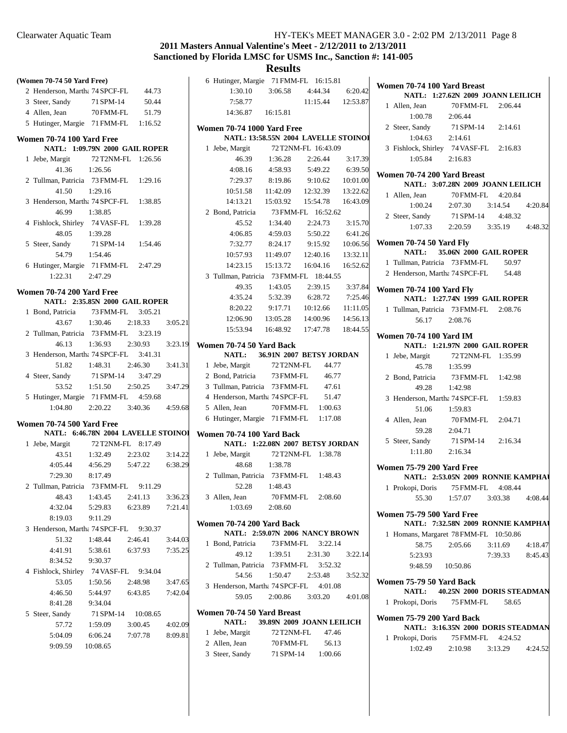# 2011 Masters Annual Valentine's Meet - 2/12/2011 to 2/13/2011

## Sanctioned by Florida LMSC for USMS Inc., Sanction #: 141-005

## Results

### (Women 70-74 50 Yard Free)

```
 2 Henderson, Martha 74 SPCF-FL      44.73
 3 Steer, Sandy      71 SPM-14       50.44
 4 Allen, Jean       70 FMM-FL       51.79
 5 Hutinger, Margie  71 FMM-FL     1:16.52
```

### Women 70-74 100 Yard Free

NATL: 1:09.79N 2000 GAIL ROPER

```
 1 Jebe, Margit        72 T2NM-FL   1:26.56
       41.36    1:26.56
 2 Tullman, Patricia   73 FMM-FL    1:29.16
       41.50    1:29.16
 3 Henderson, Martha   74 SPCF-FL   1:38.85
       46.99    1:38.85
 4 Fishlock, Shirley   74 VASF-FL   1:39.28
       48.05    1:39.28
 5 Steer, Sandy        71 SPM-14    1:54.46
       54.79    1:54.46
 6 Hutinger, Margie    71 FMM-FL    2:47.29
     1:22.31    2:47.29
```

### Women 70-74 200 Yard Free

NATL: 2:35.85N 2000 GAIL ROPER

```
 1 Bond, Patricia      73 FMM-FL    3:05.21
       43.67    1:30.46    2:18.33    3:05.21
 2 Tullman, Patricia   73 FMM-FL    3:23.19
       46.13    1:36.93    2:30.93    3:23.19
 3 Henderson, Martha   74 SPCF-FL   3:41.31
       51.82    1:48.31    2:46.30    3:41.31
 4 Steer, Sandy        71 SPM-14    3:47.29
       53.52    1:51.50    2:50.25    3:47.29
 5 Hutinger, Margie    71 FMM-FL    4:59.68
     1:04.80    2:20.22    3:40.36    4:59.68
```

### Women 70-74 500 Yard Free

NATL: 6:46.78N 2004 LAVELLE STOINOI

```
 1 Jebe, Margit        72 T2NM-FL   8:17.49
       43.51    1:32.49    2:23.02    3:14.22
     4:05.44    4:56.29    5:47.22    6:38.29
     7:29.30    8:17.49
 2 Tullman, Patricia   73 FMM-FL    9:11.29
       48.43    1:43.45    2:41.13    3:36.23
     4:32.04    5:29.83    6:23.89    7:21.41
     8:19.03    9:11.29
 3 Henderson, Martha   74 SPCF-FL   9:30.37
       51.32    1:48.44    2:46.41    3:44.03
     4:41.91    5:38.61    6:37.93    7:35.25
     8:34.52    9:30.37
 4 Fishlock, Shirley   74 VASF-FL   9:34.04
       53.05    1:50.56    2:48.98    3:47.65
     4:46.50    5:44.97    6:43.85    7:42.04
     8:41.28    9:34.04
 5 Steer, Sandy        71 SPM-14   10:08.65
       57.72    1:59.09    3:00.45    4:02.09
     5:04.09    6:06.24    7:07.78    8:09.81
     9:09.59   10:08.65
 6 Hutinger, Margie    71 FMM-FL   16:15.81
     1:30.10    3:06.58    4:44.34    6:20.42
     7:58.77               11:15.44   12:53.87
    14:36.87   16:15.81
```

### Women 70-74 1000 Yard Free

NATL: 13:58.55N 2004 LAVELLE STOINOI

```
 1 Jebe, Margit        72 T2NM-FL  16:43.09
       46.39    1:36.28    2:26.44    3:17.39
     4:08.16    4:58.93    5:49.22    6:39.50
     7:29.37    8:19.86    9:10.62   10:01.00
    10:51.58   11:42.09   12:32.39   13:22.62
    14:13.21   15:03.92   15:54.78   16:43.09
 2 Bond, Patricia      73 FMM-FL   16:52.62
       45.52    1:34.40    2:24.73    3:15.70
     4:06.85    4:59.03    5:50.22    6:41.26
     7:32.77    8:24.17    9:15.92   10:06.56
    10:57.93   11:49.07   12:40.16   13:32.11
    14:23.15   15:13.72   16:04.16   16:52.62
 3 Tullman, Patricia   73 FMM-FL   18:44.55
       49.35    1:43.05    2:39.15    3:37.84
     4:35.24    5:32.39    6:28.72    7:25.46
     8:20.22    9:17.71   10:12.66   11:11.05
    12:06.90   13:05.28   14:00.96   14:56.13
    15:53.94   16:48.92   17:47.78   18:44.55
```

### Women 70-74 50 Yard Back

NATL: 36.91N 2007 BETSY JORDAN

```
 1 Jebe, Margit        72 T2NM-FL     44.77
 2 Bond, Patricia      73 FMM-FL      46.77
 3 Tullman, Patricia   73 FMM-FL      47.61
 4 Henderson, Martha   74 SPCF-FL     51.47
 5 Allen, Jean         70 FMM-FL    1:00.63
 6 Hutinger, Margie    71 FMM-FL    1:17.08
```

### Women 70-74 100 Yard Back

NATL: 1:22.08N 2007 BETSY JORDAN

```
 1 Jebe, Margit        72 T2NM-FL   1:38.78
       48.68    1:38.78
 2 Tullman, Patricia   73 FMM-FL    1:48.43
       52.28    1:48.43
 3 Allen, Jean         70 FMM-FL    2:08.60
     1:03.69    2:08.60
```

### Women 70-74 200 Yard Back

NATL: 2:59.07N 2006 NANCY BROWN

```
 1 Bond, Patricia      73 FMM-FL    3:22.14
       49.12    1:39.51    2:31.30    3:22.14
 2 Tullman, Patricia   73 FMM-FL    3:52.32
       54.56    1:50.47    2:53.48    3:52.32
 3 Henderson, Martha   74 SPCF-FL   4:01.08
       59.05    2:00.86    3:03.20    4:01.08
```

### Women 70-74 50 Yard Breast

NATL: 39.89N 2009 JOANN LEILICH

```
 1 Jebe, Margit        72 T2NM-FL     47.46
 2 Allen, Jean         70 FMM-FL      56.13
 3 Steer, Sandy        71 SPM-14    1:00.66
```

### Women 70-74 100 Yard Breast

NATL: 1:27.62N 2009 JOANN LEILICH

```
 1 Allen, Jean         70 FMM-FL    2:06.44
     1:00.78    2:06.44
 2 Steer, Sandy        71 SPM-14    2:14.61
     1:04.63    2:14.61
 3 Fishlock, Shirley   74 VASF-FL   2:16.83
     1:05.84    2:16.83
```

### Women 70-74 200 Yard Breast

NATL: 3:07.28N 2009 JOANN LEILICH

```
 1 Allen, Jean         70 FMM-FL    4:20.84
     1:00.24    2:07.30    3:14.54    4:20.84
 2 Steer, Sandy        71 SPM-14    4:48.32
     1:07.33    2:20.59    3:35.19    4:48.32
```

### Women 70-74 50 Yard Fly

NATL: 35.06N 2000 GAIL ROPER

```
 1 Tullman, Patricia   73 FMM-FL      50.97
 2 Henderson, Martha   74 SPCF-FL     54.48
```

### Women 70-74 100 Yard Fly

NATL: 1:27.74N 1999 GAIL ROPER

```
 1 Tullman, Patricia   73 FMM-FL    2:08.76
       56.17    2:08.76
```

### Women 70-74 100 Yard IM

NATL: 1:21.97N 2000 GAIL ROPER

```
 1 Jebe, Margit        72 T2NM-FL   1:35.99
       45.78    1:35.99
 2 Bond, Patricia      73 FMM-FL    1:42.98
       49.28    1:42.98
 3 Henderson, Martha   74 SPCF-FL   1:59.83
       51.06    1:59.83
 4 Allen, Jean         70 FMM-FL    2:04.71
       59.28    2:04.71
 5 Steer, Sandy        71 SPM-14    2:16.34
     1:11.80    2:16.34
```

### Women 75-79 200 Yard Free

NATL: 2:53.05N 2009 RONNIE KAMPHAU

```
 1 Prokopi, Doris      75 FMM-FL    4:08.44
       55.30    1:57.07    3:03.38    4:08.44
```

### Women 75-79 500 Yard Free

NATL: 7:32.58N 2009 RONNIE KAMPHAU

```
 1 Homans, Margaret    78 FMM-FL   10:50.86
       58.75    2:05.66    3:11.69    4:18.47
     5:23.93               7:39.33    8:45.43
     9:48.59   10:50.86
```

### Women 75-79 50 Yard Back

NATL: 40.25N 2000 DORIS STEADMAN

```
 1 Prokopi, Doris      75 FMM-FL      58.65
```

### Women 75-79 200 Yard Back

NATL: 3:16.35N 2000 DORIS STEADMAN

```
 1 Prokopi, Doris      75 FMM-FL    4:24.52
     1:02.49    2:10.98    3:13.29    4:24.52
```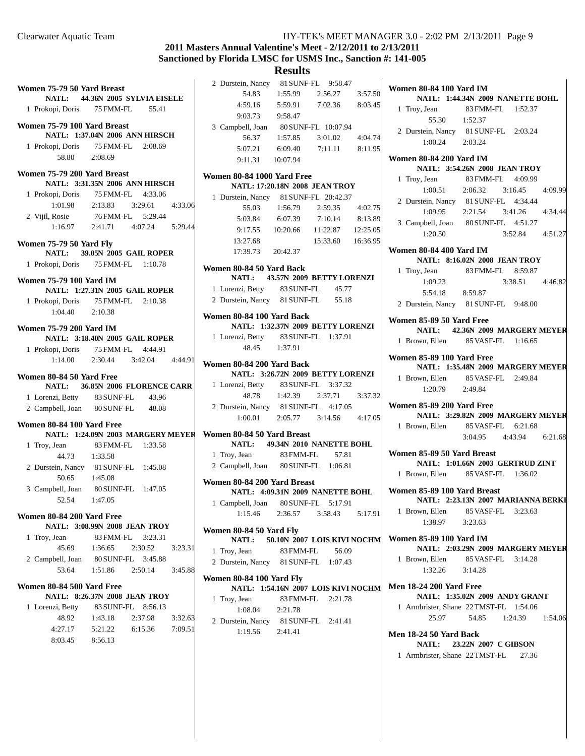**2011 Masters Annual Valentine's Meet - 2/12/2011 to 2/13/2011**
**Sanctioned by Florida LMSC for USMS Inc., Sanction #: 141-005**

## Results

### Women 75-79 50 Yard Breast
**NATL: 44.36N 2005 SYLVIA EISELE**

1 Prokopi, Doris 75 FMM-FL 55.41

### Women 75-79 100 Yard Breast
**NATL: 1:37.04N 2006 ANN HIRSCH**

1 Prokopi, Doris 75 FMM-FL 2:08.69
58.80 2:08.69

### Women 75-79 200 Yard Breast
**NATL: 3:31.35N 2006 ANN HIRSCH**

1 Prokopi, Doris 75 FMM-FL 4:33.06
1:01.98 2:13.83 3:29.61 4:33.06
2 Vijil, Rosie 76 FMM-FL 5:29.44
1:16.97 2:41.71 4:07.24 5:29.44

### Women 75-79 50 Yard Fly
**NATL: 39.05N 2005 GAIL ROPER**

1 Prokopi, Doris 75 FMM-FL 1:10.78

### Women 75-79 100 Yard IM
**NATL: 1:27.31N 2005 GAIL ROPER**

1 Prokopi, Doris 75 FMM-FL 2:10.38
1:04.40 2:10.38

### Women 75-79 200 Yard IM
**NATL: 3:18.40N 2005 GAIL ROPER**

1 Prokopi, Doris 75 FMM-FL 4:44.91
1:14.00 2:30.44 3:42.04 4:44.91

### Women 80-84 50 Yard Free
**NATL: 36.85N 2006 FLORENCE CARR**

1 Lorenzi, Betty 83 SUNF-FL 43.96
2 Campbell, Joan 80 SUNF-FL 48.08

### Women 80-84 100 Yard Free
**NATL: 1:24.09N 2003 MARGERY MEYER**

1 Troy, Jean 83 FMM-FL 1:33.58
44.73 1:33.58
2 Durstein, Nancy 81 SUNF-FL 1:45.08
50.65 1:45.08
3 Campbell, Joan 80 SUNF-FL 1:47.05
52.54 1:47.05

### Women 80-84 200 Yard Free
**NATL: 3:08.99N 2008 JEAN TROY**

1 Troy, Jean 83 FMM-FL 3:23.31
45.69 1:36.65 2:30.52 3:23.31
2 Campbell, Joan 80 SUNF-FL 3:45.88
53.64 1:51.86 2:50.14 3:45.88

### Women 80-84 500 Yard Free
**NATL: 8:26.37N 2008 JEAN TROY**

1 Lorenzi, Betty 83 SUNF-FL 8:56.13
48.92 1:43.18 2:37.98 3:32.63
4:27.17 5:21.22 6:15.36 7:09.51
8:03.45 8:56.13
2 Durstein, Nancy 81 SUNF-FL 9:58.47
54.83 1:55.99 2:56.27 3:57.50
4:59.16 5:59.91 7:02.36 8:03.45
9:03.73 9:58.47
3 Campbell, Joan 80 SUNF-FL 10:07.94
56.37 1:57.85 3:01.02 4:04.74
5:07.21 6:09.40 7:11.11 8:11.95
9:11.31 10:07.94

### Women 80-84 1000 Yard Free
**NATL: 17:20.18N 2008 JEAN TROY**

1 Durstein, Nancy 81 SUNF-FL 20:42.37
55.03 1:56.79 2:59.35 4:02.75
5:03.84 6:07.39 7:10.14 8:13.89
9:17.55 10:20.66 11:22.87 12:25.05
13:27.68 15:33.60 16:36.95
17:39.73 20:42.37

### Women 80-84 50 Yard Back
**NATL: 43.57N 2009 BETTY LORENZI**

1 Lorenzi, Betty 83 SUNF-FL 45.77
2 Durstein, Nancy 81 SUNF-FL 55.18

### Women 80-84 100 Yard Back
**NATL: 1:32.37N 2009 BETTY LORENZI**

1 Lorenzi, Betty 83 SUNF-FL 1:37.91
48.45 1:37.91

### Women 80-84 200 Yard Back
**NATL: 3:26.72N 2009 BETTY LORENZI**

1 Lorenzi, Betty 83 SUNF-FL 3:37.32
48.78 1:42.39 2:37.71 3:37.32
2 Durstein, Nancy 81 SUNF-FL 4:17.05
1:00.01 2:05.77 3:14.56 4:17.05

### Women 80-84 50 Yard Breast
**NATL: 49.34N 2010 NANETTE BOHL**

1 Troy, Jean 83 FMM-FL 57.81
2 Campbell, Joan 80 SUNF-FL 1:06.81

### Women 80-84 200 Yard Breast
**NATL: 4:09.31N 2009 NANETTE BOHL**

1 Campbell, Joan 80 SUNF-FL 5:17.91
1:15.46 2:36.57 3:58.43 5:17.91

### Women 80-84 50 Yard Fly
**NATL: 50.10N 2007 LOIS KIVI NOCHM**

1 Troy, Jean 83 FMM-FL 56.09
2 Durstein, Nancy 81 SUNF-FL 1:07.43

### Women 80-84 100 Yard Fly
**NATL: 1:54.16N 2007 LOIS KIVI NOCHM**

1 Troy, Jean 83 FMM-FL 2:21.78
1:08.04 2:21.78
2 Durstein, Nancy 81 SUNF-FL 2:41.41
1:19.56 2:41.41

### Women 80-84 100 Yard IM
**NATL: 1:44.34N 2009 NANETTE BOHL**

1 Troy, Jean 83 FMM-FL 1:52.37
55.30 1:52.37
2 Durstein, Nancy 81 SUNF-FL 2:03.24
1:00.24 2:03.24

### Women 80-84 200 Yard IM
**NATL: 3:54.26N 2008 JEAN TROY**

1 Troy, Jean 83 FMM-FL 4:09.99
1:00.51 2:06.32 3:16.45 4:09.99
2 Durstein, Nancy 81 SUNF-FL 4:34.44
1:09.95 2:21.54 3:41.26 4:34.44
3 Campbell, Joan 80 SUNF-FL 4:51.27
1:20.50 3:52.84 4:51.27

### Women 80-84 400 Yard IM
**NATL: 8:16.02N 2008 JEAN TROY**

1 Troy, Jean 83 FMM-FL 8:59.87
1:09.23 3:38.51 4:46.82
5:54.18 8:59.87
2 Durstein, Nancy 81 SUNF-FL 9:48.00

### Women 85-89 50 Yard Free
**NATL: 42.36N 2009 MARGERY MEYER**

1 Brown, Ellen 85 VASF-FL 1:16.65

### Women 85-89 100 Yard Free
**NATL: 1:35.48N 2009 MARGERY MEYER**

1 Brown, Ellen 85 VASF-FL 2:49.84
1:20.79 2:49.84

### Women 85-89 200 Yard Free
**NATL: 3:29.82N 2009 MARGERY MEYER**

1 Brown, Ellen 85 VASF-FL 6:21.68
3:04.95 4:43.94 6:21.68

### Women 85-89 50 Yard Breast
**NATL: 1:01.66N 2003 GERTRUD ZINT**

1 Brown, Ellen 85 VASF-FL 1:36.02

### Women 85-89 100 Yard Breast
**NATL: 2:23.13N 2007 MARIANNA BERKI**

1 Brown, Ellen 85 VASF-FL 3:23.63
1:38.97 3:23.63

### Women 85-89 100 Yard IM
**NATL: 2:03.29N 2009 MARGERY MEYER**

1 Brown, Ellen 85 VASF-FL 3:14.28
1:32.26 3:14.28

### Men 18-24 200 Yard Free
**NATL: 1:35.02N 2009 ANDY GRANT**

1 Armbrister, Shane 22 TMST-FL 1:54.06
25.97 54.85 1:24.39 1:54.06

### Men 18-24 50 Yard Back
**NATL: 23.22N 2007 C GIBSON**

1 Armbrister, Shane 22 TMST-FL 27.36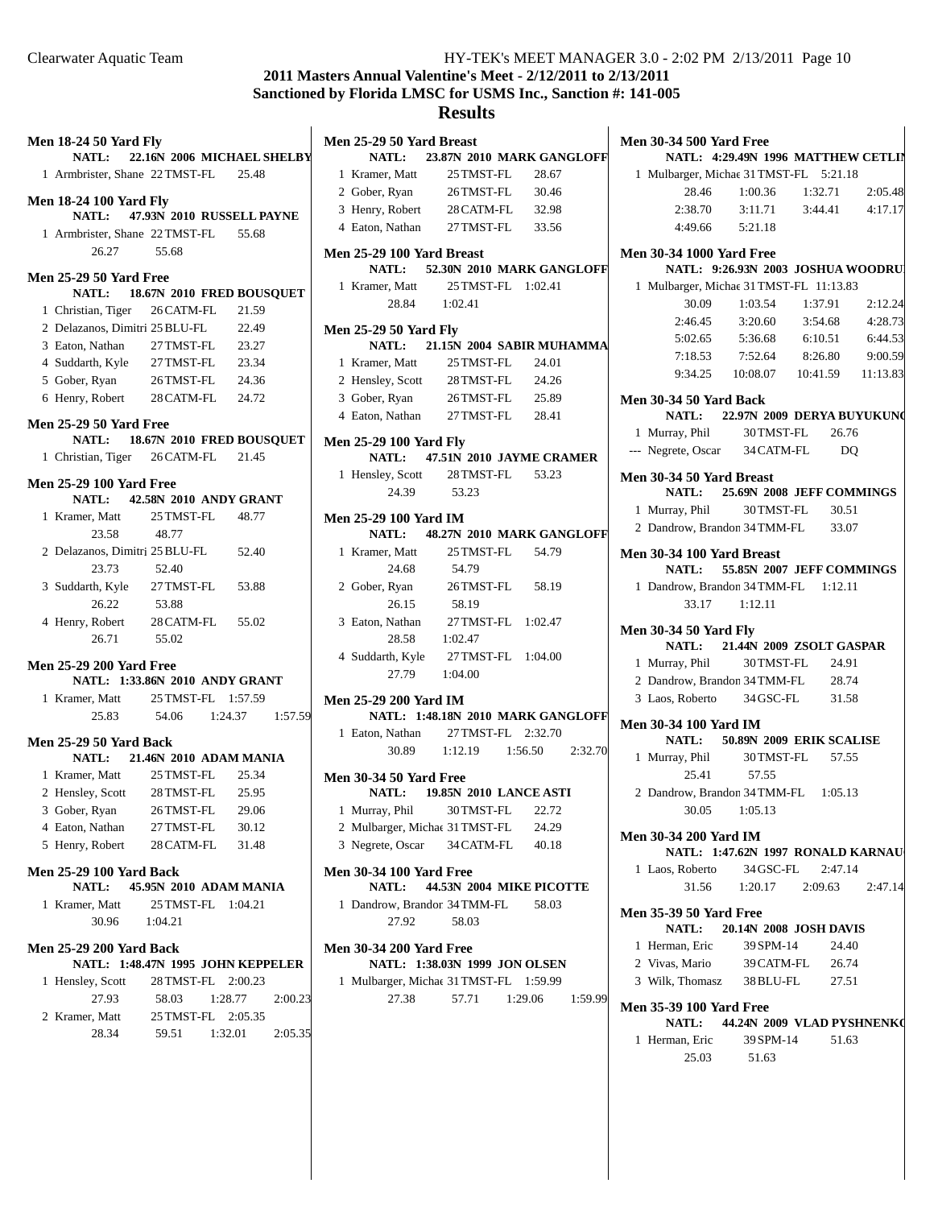# 2011 Masters Annual Valentine's Meet - 2/12/2011 to 2/13/2011

## Sanctioned by Florida LMSC for USMS Inc., Sanction #: 141-005

## Results

### Men 18-24 50 Yard Fly

NATL: 22.16N 2006 MICHAEL SHELBY

| Place | Name | Age | Team | Time |
|---|---|---|---|---|
| 1 | Armbrister, Shane | 22 | TMST-FL | 25.48 |

### Men 18-24 100 Yard Fly

NATL: 47.93N 2010 RUSSELL PAYNE

| Place | Name | Age | Team | Time |
|---|---|---|---|---|
| 1 | Armbrister, Shane | 22 | TMST-FL | 55.68 |
| | 26.27 | 55.68 | | |

### Men 25-29 50 Yard Free

NATL: 18.67N 2010 FRED BOUSQUET

| Place | Name | Age | Team | Time |
|---|---|---|---|---|
| 1 | Christian, Tiger | 26 | CATM-FL | 21.59 |
| 2 | Delazanos, Dimitri | 25 | BLU-FL | 22.49 |
| 3 | Eaton, Nathan | 27 | TMST-FL | 23.27 |
| 4 | Suddarth, Kyle | 27 | TMST-FL | 23.34 |
| 5 | Gober, Ryan | 26 | TMST-FL | 24.36 |
| 6 | Henry, Robert | 28 | CATM-FL | 24.72 |

### Men 25-29 50 Yard Free

NATL: 18.67N 2010 FRED BOUSQUET

| Place | Name | Age | Team | Time |
|---|---|---|---|---|
| 1 | Christian, Tiger | 26 | CATM-FL | 21.45 |

### Men 25-29 100 Yard Free

NATL: 42.58N 2010 ANDY GRANT

| Place | Name | Age | Team | Time |
|---|---|---|---|---|
| 1 | Kramer, Matt | 25 | TMST-FL | 48.77 |
| | 23.58 | 48.77 | | |
| 2 | Delazanos, Dimitri | 25 | BLU-FL | 52.40 |
| | 23.73 | 52.40 | | |
| 3 | Suddarth, Kyle | 27 | TMST-FL | 53.88 |
| | 26.22 | 53.88 | | |
| 4 | Henry, Robert | 28 | CATM-FL | 55.02 |
| | 26.71 | 55.02 | | |

### Men 25-29 200 Yard Free

NATL: 1:33.86N 2010 ANDY GRANT

| Place | Name | Age | Team | Time | |
|---|---|---|---|---|---|
| 1 | Kramer, Matt | 25 | TMST-FL | 1:57.59 | |
| | 25.83 | 54.06 | 1:24.37 | 1:57.59 | |

### Men 25-29 50 Yard Back

NATL: 21.46N 2010 ADAM MANIA

| Place | Name | Age | Team | Time |
|---|---|---|---|---|
| 1 | Kramer, Matt | 25 | TMST-FL | 25.34 |
| 2 | Hensley, Scott | 28 | TMST-FL | 25.95 |
| 3 | Gober, Ryan | 26 | TMST-FL | 29.06 |
| 4 | Eaton, Nathan | 27 | TMST-FL | 30.12 |
| 5 | Henry, Robert | 28 | CATM-FL | 31.48 |

### Men 25-29 100 Yard Back

NATL: 45.95N 2010 ADAM MANIA

| Place | Name | Age | Team | Time |
|---|---|---|---|---|
| 1 | Kramer, Matt | 25 | TMST-FL | 1:04.21 |
| | 30.96 | 1:04.21 | | |

### Men 25-29 200 Yard Back

NATL: 1:48.47N 1995 JOHN KEPPELER

| Place | Name | Age | Team | Time |
|---|---|---|---|---|
| 1 | Hensley, Scott | 28 | TMST-FL | 2:00.23 |
| | 27.93 | 58.03 | 1:28.77 | 2:00.23 |
| 2 | Kramer, Matt | 25 | TMST-FL | 2:05.35 |
| | 28.34 | 59.51 | 1:32.01 | 2:05.35 |

### Men 25-29 50 Yard Breast

NATL: 23.87N 2010 MARK GANGLOFF

| Place | Name | Age | Team | Time |
|---|---|---|---|---|
| 1 | Kramer, Matt | 25 | TMST-FL | 28.67 |
| 2 | Gober, Ryan | 26 | TMST-FL | 30.46 |
| 3 | Henry, Robert | 28 | CATM-FL | 32.98 |
| 4 | Eaton, Nathan | 27 | TMST-FL | 33.56 |

### Men 25-29 100 Yard Breast

NATL: 52.30N 2010 MARK GANGLOFF

| Place | Name | Age | Team | Time |
|---|---|---|---|---|
| 1 | Kramer, Matt | 25 | TMST-FL | 1:02.41 |
| | 28.84 | 1:02.41 | | |

### Men 25-29 50 Yard Fly

NATL: 21.15N 2004 SABIR MUHAMMA

| Place | Name | Age | Team | Time |
|---|---|---|---|---|
| 1 | Kramer, Matt | 25 | TMST-FL | 24.01 |
| 2 | Hensley, Scott | 28 | TMST-FL | 24.26 |
| 3 | Gober, Ryan | 26 | TMST-FL | 25.89 |
| 4 | Eaton, Nathan | 27 | TMST-FL | 28.41 |

### Men 25-29 100 Yard Fly

NATL: 47.51N 2010 JAYME CRAMER

| Place | Name | Age | Team | Time |
|---|---|---|---|---|
| 1 | Hensley, Scott | 28 | TMST-FL | 53.23 |
| | 24.39 | 53.23 | | |

### Men 25-29 100 Yard IM

NATL: 48.27N 2010 MARK GANGLOFF

| Place | Name | Age | Team | Time |
|---|---|---|---|---|
| 1 | Kramer, Matt | 25 | TMST-FL | 54.79 |
| | 24.68 | 54.79 | | |
| 2 | Gober, Ryan | 26 | TMST-FL | 58.19 |
| | 26.15 | 58.19 | | |
| 3 | Eaton, Nathan | 27 | TMST-FL | 1:02.47 |
| | 28.58 | 1:02.47 | | |
| 4 | Suddarth, Kyle | 27 | TMST-FL | 1:04.00 |
| | 27.79 | 1:04.00 | | |

### Men 25-29 200 Yard IM

NATL: 1:48.18N 2010 MARK GANGLOFF

| Place | Name | Age | Team | Time |
|---|---|---|---|---|
| 1 | Eaton, Nathan | 27 | TMST-FL | 2:32.70 |
| | 30.89 | 1:12.19 | 1:56.50 | 2:32.70 |

### Men 30-34 50 Yard Free

NATL: 19.85N 2010 LANCE ASTI

| Place | Name | Age | Team | Time |
|---|---|---|---|---|
| 1 | Murray, Phil | 30 | TMST-FL | 22.72 |
| 2 | Mulbarger, Michae | 31 | TMST-FL | 24.29 |
| 3 | Negrete, Oscar | 34 | CATM-FL | 40.18 |

### Men 30-34 100 Yard Free

NATL: 44.53N 2004 MIKE PICOTTE

| Place | Name | Age | Team | Time |
|---|---|---|---|---|
| 1 | Dandrow, Brandon | 34 | TMM-FL | 58.03 |
| | 27.92 | 58.03 | | |

### Men 30-34 200 Yard Free

NATL: 1:38.03N 1999 JON OLSEN

| Place | Name | Age | Team | Time |
|---|---|---|---|---|
| 1 | Mulbarger, Michae | 31 | TMST-FL | 1:59.99 |
| | 27.38 | 57.71 | 1:29.06 | 1:59.99 |

### Men 30-34 500 Yard Free

NATL: 4:29.49N 1996 MATTHEW CETLIN

| Place | Name | Age | Team | Time |
|---|---|---|---|---|
| 1 | Mulbarger, Michae | 31 | TMST-FL | 5:21.18 |
| | 28.46 | 1:00.36 | 1:32.71 | 2:05.48 |
| | 2:38.70 | 3:11.71 | 3:44.41 | 4:17.17 |
| | 4:49.66 | 5:21.18 | | |

### Men 30-34 1000 Yard Free

NATL: 9:26.93N 2003 JOSHUA WOODRU

| Place | Name | Age | Team | Time |
|---|---|---|---|---|
| 1 | Mulbarger, Michae | 31 | TMST-FL | 11:13.83 |
| | 30.09 | 1:03.54 | 1:37.91 | 2:12.24 |
| | 2:46.45 | 3:20.60 | 3:54.68 | 4:28.73 |
| | 5:02.65 | 5:36.68 | 6:10.51 | 6:44.53 |
| | 7:18.53 | 7:52.64 | 8:26.80 | 9:00.59 |
| | 9:34.25 | 10:08.07 | 10:41.59 | 11:13.83 |

### Men 30-34 50 Yard Back

NATL: 22.97N 2009 DERYA BUYUKUNC

| Place | Name | Age | Team | Time |
|---|---|---|---|---|
| 1 | Murray, Phil | 30 | TMST-FL | 26.76 |
| --- | Negrete, Oscar | 34 | CATM-FL | DQ |

### Men 30-34 50 Yard Breast

NATL: 25.69N 2008 JEFF COMMINGS

| Place | Name | Age | Team | Time |
|---|---|---|---|---|
| 1 | Murray, Phil | 30 | TMST-FL | 30.51 |
| 2 | Dandrow, Brandon | 34 | TMM-FL | 33.07 |

### Men 30-34 100 Yard Breast

NATL: 55.85N 2007 JEFF COMMINGS

| Place | Name | Age | Team | Time |
|---|---|---|---|---|
| 1 | Dandrow, Brandon | 34 | TMM-FL | 1:12.11 |
| | 33.17 | 1:12.11 | | |

### Men 30-34 50 Yard Fly

NATL: 21.44N 2009 ZSOLT GASPAR

| Place | Name | Age | Team | Time |
|---|---|---|---|---|
| 1 | Murray, Phil | 30 | TMST-FL | 24.91 |
| 2 | Dandrow, Brandon | 34 | TMM-FL | 28.74 |
| 3 | Laos, Roberto | 34 | GSC-FL | 31.58 |

### Men 30-34 100 Yard IM

NATL: 50.89N 2009 ERIK SCALISE

| Place | Name | Age | Team | Time |
|---|---|---|---|---|
| 1 | Murray, Phil | 30 | TMST-FL | 57.55 |
| | 25.41 | 57.55 | | |
| 2 | Dandrow, Brandon | 34 | TMM-FL | 1:05.13 |
| | 30.05 | 1:05.13 | | |

### Men 30-34 200 Yard IM

NATL: 1:47.62N 1997 RONALD KARNAU

| Place | Name | Age | Team | Time |
|---|---|---|---|---|
| 1 | Laos, Roberto | 34 | GSC-FL | 2:47.14 |
| | 31.56 | 1:20.17 | 2:09.63 | 2:47.14 |

### Men 35-39 50 Yard Free

NATL: 20.14N 2008 JOSH DAVIS

| Place | Name | Age | Team | Time |
|---|---|---|---|---|
| 1 | Herman, Eric | 39 | SPM-14 | 24.40 |
| 2 | Vivas, Mario | 39 | CATM-FL | 26.74 |
| 3 | Wilk, Thomasz | 38 | BLU-FL | 27.51 |

### Men 35-39 100 Yard Free

NATL: 44.24N 2009 VLAD PYSHNENKO

| Place | Name | Age | Team | Time |
|---|---|---|---|---|
| 1 | Herman, Eric | 39 | SPM-14 | 51.63 |
| | 25.03 | 51.63 | | |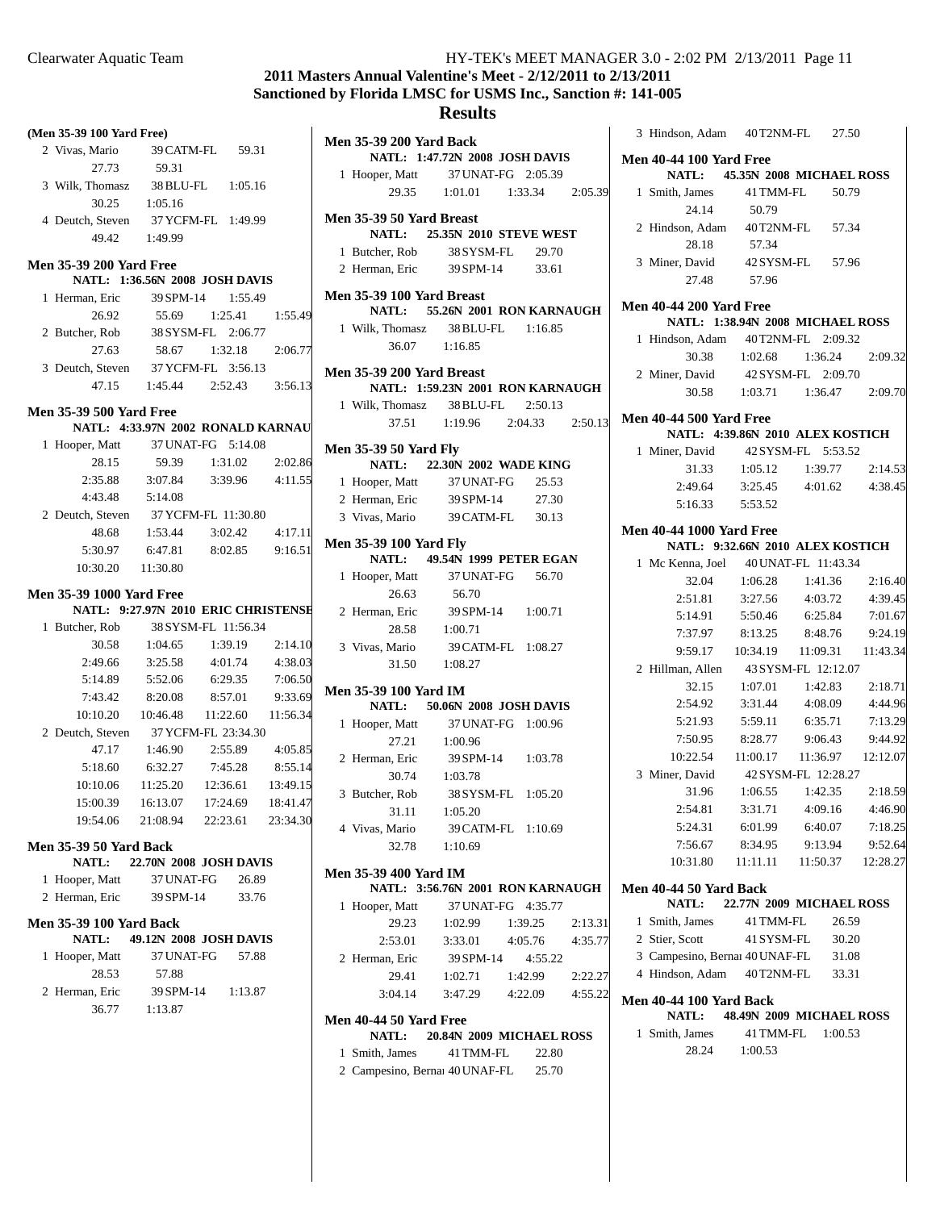# 2011 Masters Annual Valentine's Meet - 2/12/2011 to 2/13/2011
## Sanctioned by Florida LMSC for USMS Inc., Sanction #: 141-005
## Results

**(Men 35-39 100 Yard Free)**

2 Vivas, Mario 39 CATM-FL 59.31
27.73 59.31

3 Wilk, Thomasz 38 BLU-FL 1:05.16
30.25 1:05.16

4 Deutch, Steven 37 YCFM-FL 1:49.99
49.42 1:49.99

### Men 35-39 200 Yard Free
**NATL: 1:36.56N 2008 JOSH DAVIS**

1 Herman, Eric 39 SPM-14 1:55.49
26.92 55.69 1:25.41 1:55.49

2 Butcher, Rob 38 SYSM-FL 2:06.77
27.63 58.67 1:32.18 2:06.77

3 Deutch, Steven 37 YCFM-FL 3:56.13
47.15 1:45.44 2:52.43 3:56.13

### Men 35-39 500 Yard Free
**NATL: 4:33.97N 2002 RONALD KARNAU**

1 Hooper, Matt 37 UNAT-FG 5:14.08
28.15 59.39 1:31.02 2:02.86
2:35.88 3:07.84 3:39.96 4:11.55
4:43.48 5:14.08

2 Deutch, Steven 37 YCFM-FL 11:30.80
48.68 1:53.44 3:02.42 4:17.11
5:30.97 6:47.81 8:02.85 9:16.51
10:30.20 11:30.80

### Men 35-39 1000 Yard Free
**NATL: 9:27.97N 2010 ERIC CHRISTENSE**

1 Butcher, Rob 38 SYSM-FL 11:56.34
30.58 1:04.65 1:39.19 2:14.10
2:49.66 3:25.58 4:01.74 4:38.03
5:14.89 5:52.06 6:29.35 7:06.50
7:43.42 8:20.08 8:57.01 9:33.69
10:10.20 10:46.48 11:22.60 11:56.34

2 Deutch, Steven 37 YCFM-FL 23:34.30
47.17 1:46.90 2:55.89 4:05.85
5:18.60 6:32.27 7:45.28 8:55.14
10:10.06 11:25.20 12:36.61 13:49.15
15:00.39 16:13.07 17:24.69 18:41.47
19:54.06 21:08.94 22:23.61 23:34.30

### Men 35-39 50 Yard Back
**NATL: 22.70N 2008 JOSH DAVIS**

1 Hooper, Matt 37 UNAT-FG 26.89
2 Herman, Eric 39 SPM-14 33.76

### Men 35-39 100 Yard Back
**NATL: 49.12N 2008 JOSH DAVIS**

1 Hooper, Matt 37 UNAT-FG 57.88
28.53 57.88

2 Herman, Eric 39 SPM-14 1:13.87
36.77 1:13.87

### Men 35-39 200 Yard Back
**NATL: 1:47.72N 2008 JOSH DAVIS**

1 Hooper, Matt 37 UNAT-FG 2:05.39
29.35 1:01.01 1:33.34 2:05.39

### Men 35-39 50 Yard Breast
**NATL: 25.35N 2010 STEVE WEST**

1 Butcher, Rob 38 SYSM-FL 29.70
2 Herman, Eric 39 SPM-14 33.61

### Men 35-39 100 Yard Breast
**NATL: 55.26N 2001 RON KARNAUGH**

1 Wilk, Thomasz 38 BLU-FL 1:16.85
36.07 1:16.85

### Men 35-39 200 Yard Breast
**NATL: 1:59.23N 2001 RON KARNAUGH**

1 Wilk, Thomasz 38 BLU-FL 2:50.13
37.51 1:19.96 2:04.33 2:50.13

### Men 35-39 50 Yard Fly
**NATL: 22.30N 2002 WADE KING**

1 Hooper, Matt 37 UNAT-FG 25.53
2 Herman, Eric 39 SPM-14 27.30
3 Vivas, Mario 39 CATM-FL 30.13

### Men 35-39 100 Yard Fly
**NATL: 49.54N 1999 PETER EGAN**

1 Hooper, Matt 37 UNAT-FG 56.70
26.63 56.70

2 Herman, Eric 39 SPM-14 1:00.71
28.58 1:00.71

3 Vivas, Mario 39 CATM-FL 1:08.27
31.50 1:08.27

### Men 35-39 100 Yard IM
**NATL: 50.06N 2008 JOSH DAVIS**

1 Hooper, Matt 37 UNAT-FG 1:00.96
27.21 1:00.96

2 Herman, Eric 39 SPM-14 1:03.78
30.74 1:03.78

3 Butcher, Rob 38 SYSM-FL 1:05.20
31.11 1:05.20

4 Vivas, Mario 39 CATM-FL 1:10.69
32.78 1:10.69

### Men 35-39 400 Yard IM
**NATL: 3:56.76N 2001 RON KARNAUGH**

1 Hooper, Matt 37 UNAT-FG 4:35.77
29.23 1:02.99 1:39.25 2:13.31
2:53.01 3:33.01 4:05.76 4:35.77

2 Herman, Eric 39 SPM-14 4:55.22
29.41 1:02.71 1:42.99 2:22.27
3:04.14 3:47.29 4:22.09 4:55.22

### Men 40-44 50 Yard Free
**NATL: 20.84N 2009 MICHAEL ROSS**

1 Smith, James 41 TMM-FL 22.80
2 Campesino, Bernar 40 UNAF-FL 25.70
3 Hindson, Adam 40 T2NM-FL 27.50

### Men 40-44 100 Yard Free
**NATL: 45.35N 2008 MICHAEL ROSS**

1 Smith, James 41 TMM-FL 50.79
24.14 50.79

2 Hindson, Adam 40 T2NM-FL 57.34
28.18 57.34

3 Miner, David 42 SYSM-FL 57.96
27.48 57.96

### Men 40-44 200 Yard Free
**NATL: 1:38.94N 2008 MICHAEL ROSS**

1 Hindson, Adam 40 T2NM-FL 2:09.32
30.38 1:02.68 1:36.24 2:09.32

2 Miner, David 42 SYSM-FL 2:09.70
30.58 1:03.71 1:36.47 2:09.70

### Men 40-44 500 Yard Free
**NATL: 4:39.86N 2010 ALEX KOSTICH**

1 Miner, David 42 SYSM-FL 5:53.52
31.33 1:05.12 1:39.77 2:14.53
2:49.64 3:25.45 4:01.62 4:38.45
5:16.33 5:53.52

### Men 40-44 1000 Yard Free
**NATL: 9:32.66N 2010 ALEX KOSTICH**

1 Mc Kenna, Joel 40 UNAT-FL 11:43.34
32.04 1:06.28 1:41.36 2:16.40
2:51.81 3:27.56 4:03.72 4:39.45
5:14.91 5:50.46 6:25.84 7:01.67
7:37.97 8:13.25 8:48.76 9:24.19
9:59.17 10:34.19 11:09.31 11:43.34

2 Hillman, Allen 43 SYSM-FL 12:12.07
32.15 1:07.01 1:42.83 2:18.71
2:54.92 3:31.44 4:08.09 4:44.96
5:21.93 5:59.11 6:35.71 7:13.29
7:50.95 8:28.77 9:06.43 9:44.92
10:22.54 11:00.17 11:36.97 12:12.07

3 Miner, David 42 SYSM-FL 12:28.27
31.96 1:06.55 1:42.35 2:18.59
2:54.81 3:31.71 4:09.16 4:46.90
5:24.31 6:01.99 6:40.07 7:18.25
7:56.67 8:34.95 9:13.94 9:52.64
10:31.80 11:11.11 11:50.37 12:28.27

### Men 40-44 50 Yard Back
**NATL: 22.77N 2009 MICHAEL ROSS**

1 Smith, James 41 TMM-FL 26.59
2 Stier, Scott 41 SYSM-FL 30.20
3 Campesino, Bernar 40 UNAF-FL 31.08
4 Hindson, Adam 40 T2NM-FL 33.31

### Men 40-44 100 Yard Back
**NATL: 48.49N 2009 MICHAEL ROSS**

1 Smith, James 41 TMM-FL 1:00.53
28.24 1:00.53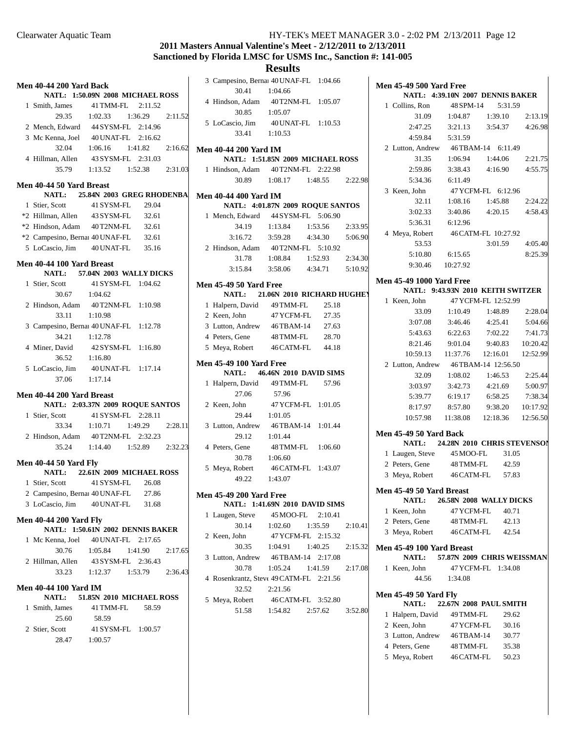# 2011 Masters Annual Valentine's Meet - 2/12/2011 to 2/13/2011

## Sanctioned by Florida LMSC for USMS Inc., Sanction #: 141-005

## Results

### Men 40-44 200 Yard Back

NATL: 1:50.09N 2008 MICHAEL ROSS

| Place | Name | Age | Team | Time | | | |
|---|---|---|---|---|---|---|---|
| 1 | Smith, James | 41 | TMM-FL | 2:11.52 | | | |
| | 29.35 | 1:02.33 | 1:36.29 | 2:11.52 | | | |
| 2 | Mench, Edward | 44 | SYSM-FL | 2:14.96 | | | |
| 3 | Mc Kenna, Joel | 40 | UNAT-FL | 2:16.62 | | | |
| | 32.04 | 1:06.16 | 1:41.82 | 2:16.62 | | | |
| 4 | Hillman, Allen | 43 | SYSM-FL | 2:31.03 | | | |
| | 35.79 | 1:13.52 | 1:52.38 | 2:31.03 | | | |

### Men 40-44 50 Yard Breast

NATL: 25.84N 2003 GREG RHODENBA

| Place | Name | Age | Team | Time |
|---|---|---|---|---|
| 1 | Stier, Scott | 41 | SYSM-FL | 29.04 |
| *2 | Hillman, Allen | 43 | SYSM-FL | 32.61 |
| *2 | Hindson, Adam | 40 | T2NM-FL | 32.61 |
| *2 | Campesino, Bernar | 40 | UNAF-FL | 32.61 |
| 5 | LoCascio, Jim | 40 | UNAT-FL | 35.16 |

### Men 40-44 100 Yard Breast

NATL: 57.04N 2003 WALLY DICKS

| Place | Name | Age | Team | Time |
|---|---|---|---|---|
| 1 | Stier, Scott | 41 | SYSM-FL | 1:04.62 |
| | 30.67 | 1:04.62 | | |
| 2 | Hindson, Adam | 40 | T2NM-FL | 1:10.98 |
| | 33.11 | 1:10.98 | | |
| 3 | Campesino, Bernar | 40 | UNAF-FL | 1:12.78 |
| | 34.21 | 1:12.78 | | |
| 4 | Miner, David | 42 | SYSM-FL | 1:16.80 |
| | 36.52 | 1:16.80 | | |
| 5 | LoCascio, Jim | 40 | UNAT-FL | 1:17.14 |
| | 37.06 | 1:17.14 | | |

### Men 40-44 200 Yard Breast

NATL: 2:03.37N 2009 ROQUE SANTOS

| Place | Name | Age | Team | Time |
|---|---|---|---|---|
| 1 | Stier, Scott | 41 | SYSM-FL | 2:28.11 |
| | 33.34 | 1:10.71 | 1:49.29 | 2:28.11 |
| 2 | Hindson, Adam | 40 | T2NM-FL | 2:32.23 |
| | 35.24 | 1:14.40 | 1:52.89 | 2:32.23 |

### Men 40-44 50 Yard Fly

NATL: 22.61N 2009 MICHAEL ROSS

| Place | Name | Age | Team | Time |
|---|---|---|---|---|
| 1 | Stier, Scott | 41 | SYSM-FL | 26.08 |
| 2 | Campesino, Bernar | 40 | UNAF-FL | 27.86 |
| 3 | LoCascio, Jim | 40 | UNAT-FL | 31.68 |

### Men 40-44 200 Yard Fly

NATL: 1:50.61N 2002 DENNIS BAKER

| Place | Name | Age | Team | Time |
|---|---|---|---|---|
| 1 | Mc Kenna, Joel | 40 | UNAT-FL | 2:17.65 |
| | 30.76 | 1:05.84 | 1:41.90 | 2:17.65 |
| 2 | Hillman, Allen | 43 | SYSM-FL | 2:36.43 |
| | 33.23 | 1:12.37 | 1:53.79 | 2:36.43 |

### Men 40-44 100 Yard IM

NATL: 51.85N 2010 MICHAEL ROSS

| Place | Name | Age | Team | Time |
|---|---|---|---|---|
| 1 | Smith, James | 41 | TMM-FL | 58.59 |
| | 25.60 | 58.59 | | |
| 2 | Stier, Scott | 41 | SYSM-FL | 1:00.57 |
| | 28.47 | 1:00.57 | | |
| 3 | Campesino, Bernar | 40 | UNAF-FL | 1:04.66 |
| | 30.41 | 1:04.66 | | |
| 4 | Hindson, Adam | 40 | T2NM-FL | 1:05.07 |
| | 30.85 | 1:05.07 | | |
| 5 | LoCascio, Jim | 40 | UNAT-FL | 1:10.53 |
| | 33.41 | 1:10.53 | | |

### Men 40-44 200 Yard IM

NATL: 1:51.85N 2009 MICHAEL ROSS

| Place | Name | Age | Team | Time |
|---|---|---|---|---|
| 1 | Hindson, Adam | 40 | T2NM-FL | 2:22.98 |
| | 30.89 | 1:08.17 | 1:48.55 | 2:22.98 |

### Men 40-44 400 Yard IM

NATL: 4:01.87N 2009 ROQUE SANTOS

| Place | Name | Age | Team | Time |
|---|---|---|---|---|
| 1 | Mench, Edward | 44 | SYSM-FL | 5:06.90 |
| | 34.19 | 1:13.84 | 1:53.56 | 2:33.95 |
| | 3:16.72 | 3:59.28 | 4:34.30 | 5:06.90 |
| 2 | Hindson, Adam | 40 | T2NM-FL | 5:10.92 |
| | 31.78 | 1:08.84 | 1:52.93 | 2:34.30 |
| | 3:15.84 | 3:58.06 | 4:34.71 | 5:10.92 |

### Men 45-49 50 Yard Free

NATL: 21.06N 2010 RICHARD HUGHEY

| Place | Name | Age | Team | Time |
|---|---|---|---|---|
| 1 | Halpern, David | 49 | TMM-FL | 25.18 |
| 2 | Keen, John | 47 | YCFM-FL | 27.35 |
| 3 | Lutton, Andrew | 46 | TBAM-14 | 27.63 |
| 4 | Peters, Gene | 48 | TMM-FL | 28.70 |
| 5 | Meya, Robert | 46 | CATM-FL | 44.18 |

### Men 45-49 100 Yard Free

NATL: 46.46N 2010 DAVID SIMS

| Place | Name | Age | Team | Time |
|---|---|---|---|---|
| 1 | Halpern, David | 49 | TMM-FL | 57.96 |
| | 27.06 | 57.96 | | |
| 2 | Keen, John | 47 | YCFM-FL | 1:01.05 |
| | 29.44 | 1:01.05 | | |
| 3 | Lutton, Andrew | 46 | TBAM-14 | 1:01.44 |
| | 29.12 | 1:01.44 | | |
| 4 | Peters, Gene | 48 | TMM-FL | 1:06.60 |
| | 30.78 | 1:06.60 | | |
| 5 | Meya, Robert | 46 | CATM-FL | 1:43.07 |
| | 49.22 | 1:43.07 | | |

### Men 45-49 200 Yard Free

NATL: 1:41.69N 2010 DAVID SIMS

| Place | Name | Age | Team | Time |
|---|---|---|---|---|
| 1 | Laugen, Steve | 45 | MOO-FL | 2:10.41 |
| | 30.14 | 1:02.60 | 1:35.59 | 2:10.41 |
| 2 | Keen, John | 47 | YCFM-FL | 2:15.32 |
| | 30.35 | 1:04.91 | 1:40.25 | 2:15.32 |
| 3 | Lutton, Andrew | 46 | TBAM-14 | 2:17.08 |
| | 30.78 | 1:05.24 | 1:41.59 | 2:17.08 |
| 4 | Rosenkrantz, Steve | 49 | CATM-FL | 2:21.56 |
| | 32.52 | 2:21.56 | | |
| 5 | Meya, Robert | 46 | CATM-FL | 3:52.80 |
| | 51.58 | 1:54.82 | 2:57.62 | 3:52.80 |

### Men 45-49 500 Yard Free

NATL: 4:39.10N 2007 DENNIS BAKER

| Place | Name | Age | Team | Time |
|---|---|---|---|---|
| 1 | Collins, Ron | 48 | SPM-14 | 5:31.59 |
| | 31.09 | 1:04.87 | 1:39.10 | 2:13.19 |
| | 2:47.25 | 3:21.13 | 3:54.37 | 4:26.98 |
| | 4:59.84 | 5:31.59 | | |
| 2 | Lutton, Andrew | 46 | TBAM-14 | 6:11.49 |
| | 31.35 | 1:06.94 | 1:44.06 | 2:21.75 |
| | 2:59.86 | 3:38.43 | 4:16.90 | 4:55.75 |
| | 5:34.36 | 6:11.49 | | |
| 3 | Keen, John | 47 | YCFM-FL | 6:12.96 |
| | 32.11 | 1:08.16 | 1:45.88 | 2:24.22 |
| | 3:02.33 | 3:40.86 | 4:20.15 | 4:58.43 |
| | 5:36.31 | 6:12.96 | | |
| 4 | Meya, Robert | 46 | CATM-FL | 10:27.92 |
| | 53.53 | | 3:01.59 | 4:05.40 |
| | 5:10.80 | 6:15.65 | | 8:25.39 |
| | 9:30.46 | 10:27.92 | | |

### Men 45-49 1000 Yard Free

NATL: 9:43.93N 2010 KEITH SWITZER

| Place | Name | Age | Team | Time |
|---|---|---|---|---|
| 1 | Keen, John | 47 | YCFM-FL | 12:52.99 |
| | 33.09 | 1:10.49 | 1:48.89 | 2:28.04 |
| | 3:07.08 | 3:46.46 | 4:25.41 | 5:04.66 |
| | 5:43.63 | 6:22.63 | 7:02.22 | 7:41.73 |
| | 8:21.46 | 9:01.04 | 9:40.83 | 10:20.42 |
| | 10:59.13 | 11:37.76 | 12:16.01 | 12:52.99 |
| 2 | Lutton, Andrew | 46 | TBAM-14 | 12:56.50 |
| | 32.09 | 1:08.02 | 1:46.53 | 2:25.44 |
| | 3:03.97 | 3:42.73 | 4:21.69 | 5:00.97 |
| | 5:39.77 | 6:19.17 | 6:58.25 | 7:38.34 |
| | 8:17.97 | 8:57.80 | 9:38.20 | 10:17.92 |
| | 10:57.98 | 11:38.08 | 12:18.36 | 12:56.50 |

### Men 45-49 50 Yard Back

NATL: 24.28N 2010 CHRIS STEVENSON

| Place | Name | Age | Team | Time |
|---|---|---|---|---|
| 1 | Laugen, Steve | 45 | MOO-FL | 31.05 |
| 2 | Peters, Gene | 48 | TMM-FL | 42.59 |
| 3 | Meya, Robert | 46 | CATM-FL | 57.83 |

### Men 45-49 50 Yard Breast

NATL: 26.58N 2008 WALLY DICKS

| Place | Name | Age | Team | Time |
|---|---|---|---|---|
| 1 | Keen, John | 47 | YCFM-FL | 40.71 |
| 2 | Peters, Gene | 48 | TMM-FL | 42.13 |
| 3 | Meya, Robert | 46 | CATM-FL | 42.54 |

### Men 45-49 100 Yard Breast

NATL: 57.87N 2009 CHRIS WEISSMAN

| Place | Name | Age | Team | Time |
|---|---|---|---|---|
| 1 | Keen, John | 47 | YCFM-FL | 1:34.08 |
| | 44.56 | 1:34.08 | | |

### Men 45-49 50 Yard Fly

NATL: 22.67N 2008 PAUL SMITH

| Place | Name | Age | Team | Time |
|---|---|---|---|---|
| 1 | Halpern, David | 49 | TMM-FL | 29.62 |
| 2 | Keen, John | 47 | YCFM-FL | 30.16 |
| 3 | Lutton, Andrew | 46 | TBAM-14 | 30.77 |
| 4 | Peters, Gene | 48 | TMM-FL | 35.38 |
| 5 | Meya, Robert | 46 | CATM-FL | 50.23 |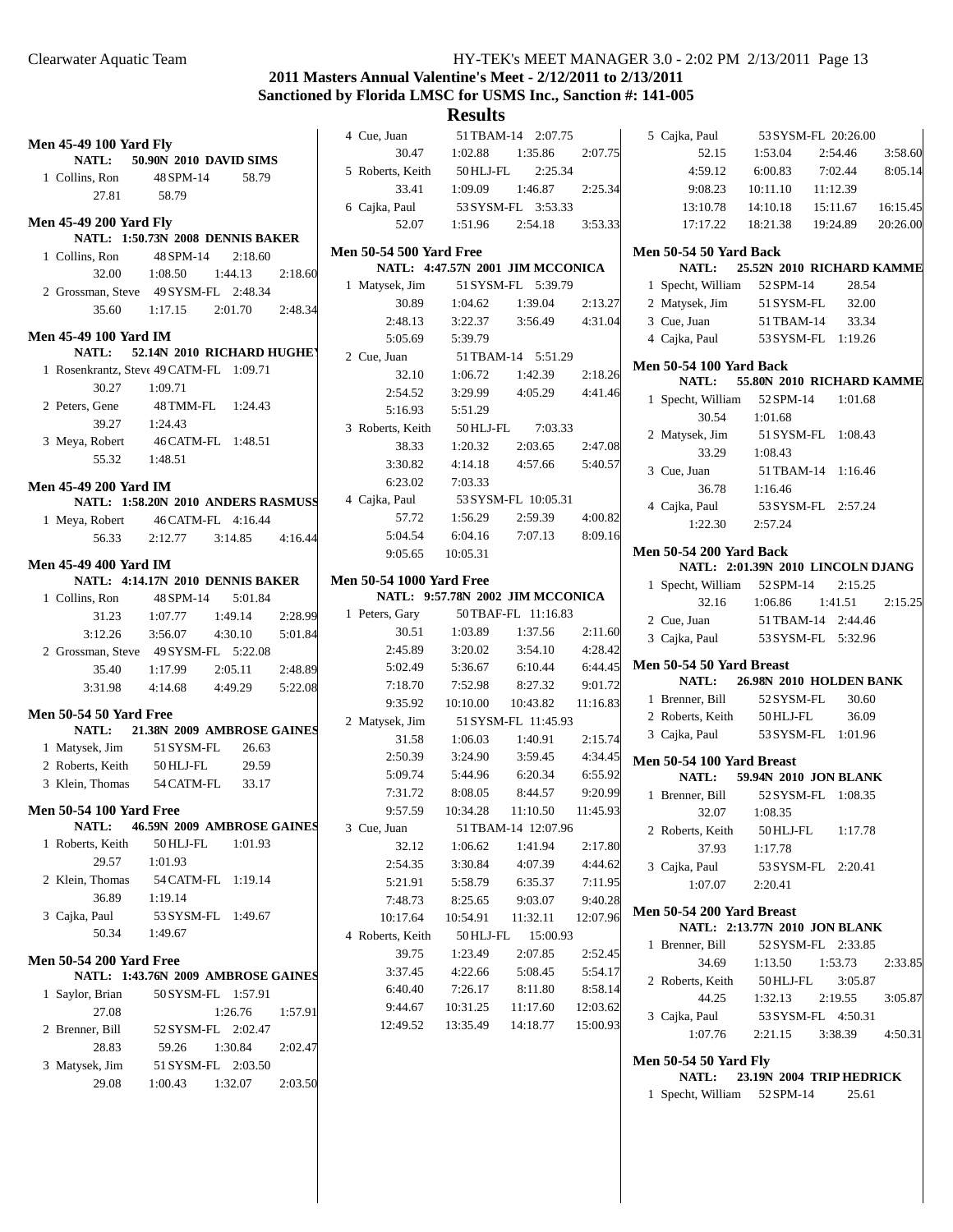## 2011 Masters Annual Valentine's Meet - 2/12/2011 to 2/13/2011

## Sanctioned by Florida LMSC for USMS Inc., Sanction #: 141-005

## Results

### Men 45-49 100 Yard Fly

**NATL: 50.90N 2010 DAVID SIMS**

1 Collins, Ron 48 SPM-14 58.79
27.81 58.79

### Men 45-49 200 Yard Fly

**NATL: 1:50.73N 2008 DENNIS BAKER**

1 Collins, Ron 48 SPM-14 2:18.60
32.00 1:08.50 1:44.13 2:18.60

2 Grossman, Steve 49 SYSM-FL 2:48.34
35.60 1:17.15 2:01.70 2:48.34

### Men 45-49 100 Yard IM

**NATL: 52.14N 2010 RICHARD HUGHEY**

1 Rosenkrantz, Steve 49 CATM-FL 1:09.71
30.27 1:09.71

2 Peters, Gene 48 TMM-FL 1:24.43
39.27 1:24.43

3 Meya, Robert 46 CATM-FL 1:48.51
55.32 1:48.51

### Men 45-49 200 Yard IM

**NATL: 1:58.20N 2010 ANDERS RASMUSS**

1 Meya, Robert 46 CATM-FL 4:16.44
56.33 2:12.77 3:14.85 4:16.44

### Men 45-49 400 Yard IM

**NATL: 4:14.17N 2010 DENNIS BAKER**

1 Collins, Ron 48 SPM-14 5:01.84
31.23 1:07.77 1:49.14 2:28.99
3:12.26 3:56.07 4:30.10 5:01.84

2 Grossman, Steve 49 SYSM-FL 5:22.08
35.40 1:17.99 2:05.11 2:48.89
3:31.98 4:14.68 4:49.29 5:22.08

### Men 50-54 50 Yard Free

**NATL: 21.38N 2009 AMBROSE GAINES**

1 Matysek, Jim 51 SYSM-FL 26.63
2 Roberts, Keith 50 HLJ-FL 29.59
3 Klein, Thomas 54 CATM-FL 33.17

### Men 50-54 100 Yard Free

**NATL: 46.59N 2009 AMBROSE GAINES**

1 Roberts, Keith 50 HLJ-FL 1:01.93
29.57 1:01.93

2 Klein, Thomas 54 CATM-FL 1:19.14
36.89 1:19.14

3 Cajka, Paul 53 SYSM-FL 1:49.67
50.34 1:49.67

### Men 50-54 200 Yard Free

**NATL: 1:43.76N 2009 AMBROSE GAINES**

1 Saylor, Brian 50 SYSM-FL 1:57.91
27.08 1:26.76 1:57.91

2 Brenner, Bill 52 SYSM-FL 2:02.47
28.83 59.26 1:30.84 2:02.47

3 Matysek, Jim 51 SYSM-FL 2:03.50
29.08 1:00.43 1:32.07 2:03.50

4 Cue, Juan 51 TBAM-14 2:07.75
30.47 1:02.88 1:35.86 2:07.75

5 Roberts, Keith 50 HLJ-FL 2:25.34
33.41 1:09.09 1:46.87 2:25.34

6 Cajka, Paul 53 SYSM-FL 3:53.33
52.07 1:51.96 2:54.18 3:53.33

### Men 50-54 500 Yard Free

**NATL: 4:47.57N 2001 JIM MCCONICA**

1 Matysek, Jim 51 SYSM-FL 5:39.79
30.89 1:04.62 1:39.04 2:13.27
2:48.13 3:22.37 3:56.49 4:31.04
5:05.69 5:39.79

2 Cue, Juan 51 TBAM-14 5:51.29
32.10 1:06.72 1:42.39 2:18.26
2:54.52 3:29.99 4:05.29 4:41.46
5:16.93 5:51.29

3 Roberts, Keith 50 HLJ-FL 7:03.33
38.33 1:20.32 2:03.65 2:47.08
3:30.82 4:14.18 4:57.66 5:40.57
6:23.02 7:03.33

4 Cajka, Paul 53 SYSM-FL 10:05.31
57.72 1:56.29 2:59.39 4:00.82
5:04.54 6:04.16 7:07.13 8:09.16
9:05.65 10:05.31

### Men 50-54 1000 Yard Free

**NATL: 9:57.78N 2002 JIM MCCONICA**

1 Peters, Gary 50 TBAF-FL 11:16.83
30.51 1:03.89 1:37.56 2:11.60
2:45.89 3:20.02 3:54.10 4:28.42
5:02.49 5:36.67 6:10.44 6:44.45
7:18.70 7:52.98 8:27.32 9:01.72
9:35.92 10:10.00 10:43.82 11:16.83

2 Matysek, Jim 51 SYSM-FL 11:45.93
31.58 1:06.03 1:40.91 2:15.74
2:50.39 3:24.90 3:59.45 4:34.45
5:09.74 5:44.96 6:20.34 6:55.92
7:31.72 8:08.05 8:44.57 9:20.99
9:57.59 10:34.28 11:10.50 11:45.93

3 Cue, Juan 51 TBAM-14 12:07.96
32.12 1:06.62 1:41.94 2:17.80
2:54.35 3:30.84 4:07.39 4:44.62
5:21.91 5:58.79 6:35.37 7:11.95
7:48.73 8:25.65 9:03.07 9:40.28
10:17.64 10:54.91 11:32.11 12:07.96

4 Roberts, Keith 50 HLJ-FL 15:00.93
39.75 1:23.49 2:07.85 2:52.45
3:37.45 4:22.66 5:08.45 5:54.17
6:40.40 7:26.17 8:11.80 8:58.14
9:44.67 10:31.25 11:17.60 12:03.62
12:49.52 13:35.49 14:18.77 15:00.93

5 Cajka, Paul 53 SYSM-FL 20:26.00
52.15 1:53.04 2:54.46 3:58.60
4:59.12 6:00.83 7:02.44 8:05.14
9:08.23 10:11.10 11:12.39
13:10.78 14:10.18 15:11.67 16:15.45
17:17.22 18:21.38 19:24.89 20:26.00

### Men 50-54 50 Yard Back

**NATL: 25.52N 2010 RICHARD KAMME**

1 Specht, William 52 SPM-14 28.54
2 Matysek, Jim 51 SYSM-FL 32.00
3 Cue, Juan 51 TBAM-14 33.34
4 Cajka, Paul 53 SYSM-FL 1:19.26

### Men 50-54 100 Yard Back

**NATL: 55.80N 2010 RICHARD KAMME**

1 Specht, William 52 SPM-14 1:01.68
30.54 1:01.68

2 Matysek, Jim 51 SYSM-FL 1:08.43
33.29 1:08.43

3 Cue, Juan 51 TBAM-14 1:16.46
36.78 1:16.46

4 Cajka, Paul 53 SYSM-FL 2:57.24
1:22.30 2:57.24

### Men 50-54 200 Yard Back

**NATL: 2:01.39N 2010 LINCOLN DJANG**

1 Specht, William 52 SPM-14 2:15.25
32.16 1:06.86 1:41.51 2:15.25

2 Cue, Juan 51 TBAM-14 2:44.46
3 Cajka, Paul 53 SYSM-FL 5:32.96

### Men 50-54 50 Yard Breast

**NATL: 26.98N 2010 HOLDEN BANK**

1 Brenner, Bill 52 SYSM-FL 30.60
2 Roberts, Keith 50 HLJ-FL 36.09
3 Cajka, Paul 53 SYSM-FL 1:01.96

### Men 50-54 100 Yard Breast

**NATL: 59.94N 2010 JON BLANK**

1 Brenner, Bill 52 SYSM-FL 1:08.35
32.07 1:08.35

2 Roberts, Keith 50 HLJ-FL 1:17.78
37.93 1:17.78

3 Cajka, Paul 53 SYSM-FL 2:20.41
1:07.07 2:20.41

### Men 50-54 200 Yard Breast

**NATL: 2:13.77N 2010 JON BLANK**

1 Brenner, Bill 52 SYSM-FL 2:33.85
34.69 1:13.50 1:53.73 2:33.85

2 Roberts, Keith 50 HLJ-FL 3:05.87
44.25 1:32.13 2:19.55 3:05.87

3 Cajka, Paul 53 SYSM-FL 4:50.31
1:07.76 2:21.15 3:38.39 4:50.31

### Men 50-54 50 Yard Fly

**NATL: 23.19N 2004 TRIP HEDRICK**

1 Specht, William 52 SPM-14 25.61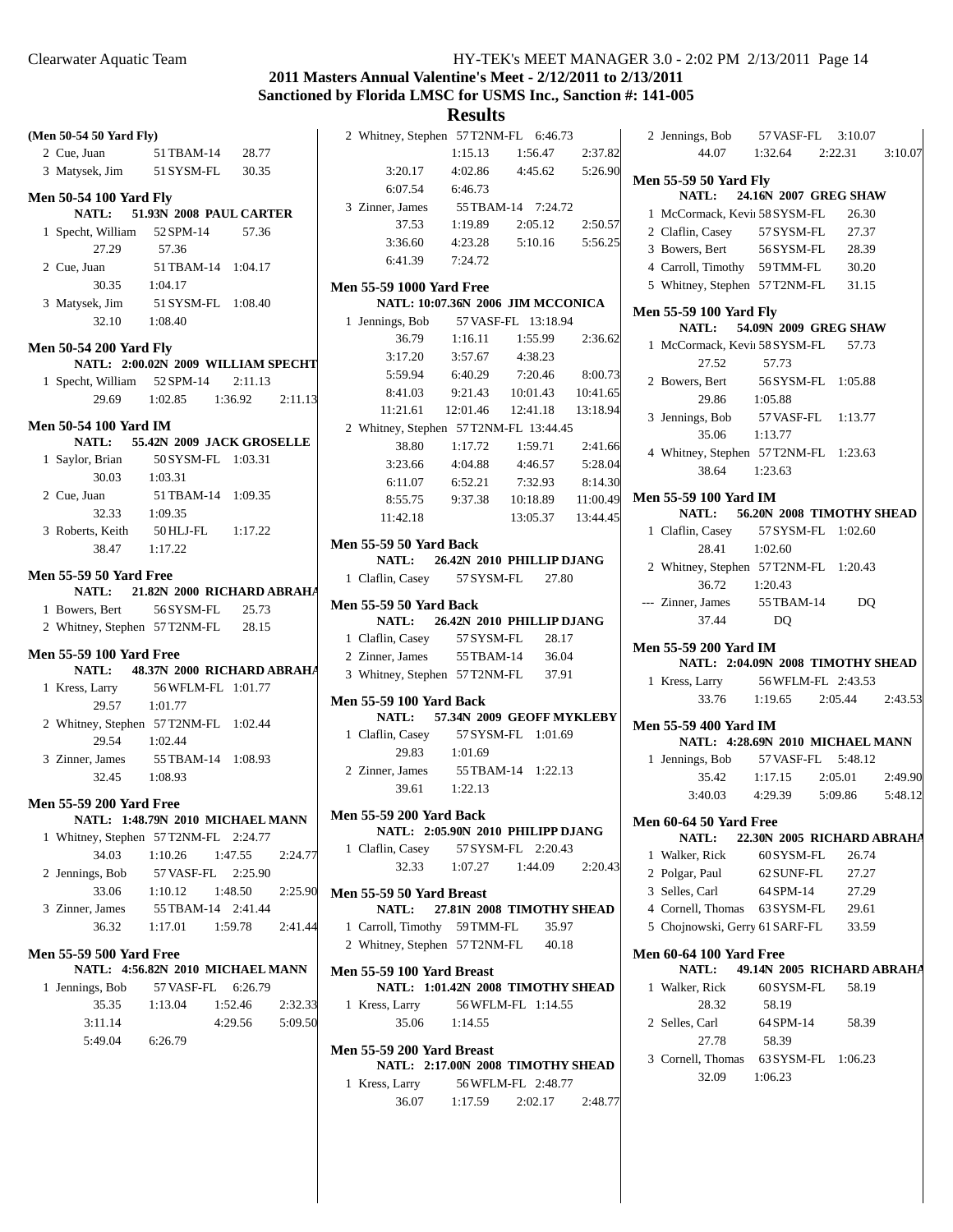## 2011 Masters Annual Valentine's Meet - 2/12/2011 to 2/13/2011

## Sanctioned by Florida LMSC for USMS Inc., Sanction #: 141-005

## Results

**(Men 50-54 50 Yard Fly)**

2 Cue, Juan 51 TBAM-14 28.77
3 Matysek, Jim 51 SYSM-FL 30.35

### Men 50-54 100 Yard Fly
NATL: 51.93N 2008 PAUL CARTER

1 Specht, William 52 SPM-14 57.36
27.29 57.36
2 Cue, Juan 51 TBAM-14 1:04.17
30.35 1:04.17
3 Matysek, Jim 51 SYSM-FL 1:08.40
32.10 1:08.40

### Men 50-54 200 Yard Fly
NATL: 2:00.02N 2009 WILLIAM SPECHT

1 Specht, William 52 SPM-14 2:11.13
29.69 1:02.85 1:36.92 2:11.13

### Men 50-54 100 Yard IM
NATL: 55.42N 2009 JACK GROSELLE

1 Saylor, Brian 50 SYSM-FL 1:03.31
30.03 1:03.31
2 Cue, Juan 51 TBAM-14 1:09.35
32.33 1:09.35
3 Roberts, Keith 50 HLJ-FL 1:17.22
38.47 1:17.22

### Men 55-59 50 Yard Free
NATL: 21.82N 2000 RICHARD ABRAHA

1 Bowers, Bert 56 SYSM-FL 25.73
2 Whitney, Stephen 57 T2NM-FL 28.15

### Men 55-59 100 Yard Free
NATL: 48.37N 2000 RICHARD ABRAHA

1 Kress, Larry 56 WFLM-FL 1:01.77
29.57 1:01.77
2 Whitney, Stephen 57 T2NM-FL 1:02.44
29.54 1:02.44
3 Zinner, James 55 TBAM-14 1:08.93
32.45 1:08.93

### Men 55-59 200 Yard Free
NATL: 1:48.79N 2010 MICHAEL MANN

1 Whitney, Stephen 57 T2NM-FL 2:24.77
34.03 1:10.26 1:47.55 2:24.77
2 Jennings, Bob 57 VASF-FL 2:25.90
33.06 1:10.12 1:48.50 2:25.90
3 Zinner, James 55 TBAM-14 2:41.44
36.32 1:17.01 1:59.78 2:41.44

### Men 55-59 500 Yard Free
NATL: 4:56.82N 2010 MICHAEL MANN

1 Jennings, Bob 57 VASF-FL 6:26.79
35.35 1:13.04 1:52.46 2:32.33
3:11.14 4:29.56 5:09.50
5:49.04 6:26.79
2 Whitney, Stephen 57 T2NM-FL 6:46.73
1:15.13 1:56.47 2:37.82
3:20.17 4:02.86 4:45.62 5:26.90
6:07.54 6:46.73
3 Zinner, James 55 TBAM-14 7:24.72
37.53 1:19.89 2:05.12 2:50.57
3:36.60 4:23.28 5:10.16 5:56.25
6:41.39 7:24.72

### Men 55-59 1000 Yard Free
NATL: 10:07.36N 2006 JIM MCCONICA

1 Jennings, Bob 57 VASF-FL 13:18.94
36.79 1:16.11 1:55.99 2:36.62
3:17.20 3:57.67 4:38.23
5:59.94 6:40.29 7:20.46 8:00.73
8:41.03 9:21.43 10:01.43 10:41.65
11:21.61 12:01.46 12:41.18 13:18.94
2 Whitney, Stephen 57 T2NM-FL 13:44.45
38.80 1:17.72 1:59.71 2:41.66
3:23.66 4:04.88 4:46.57 5:28.04
6:11.07 6:52.21 7:32.93 8:14.30
8:55.75 9:37.38 10:18.89 11:00.49
11:42.18 13:05.37 13:44.45

### Men 55-59 50 Yard Back
NATL: 26.42N 2010 PHILLIP DJANG

1 Claflin, Casey 57 SYSM-FL 27.80

### Men 55-59 50 Yard Back
NATL: 26.42N 2010 PHILLIP DJANG

1 Claflin, Casey 57 SYSM-FL 28.17
2 Zinner, James 55 TBAM-14 36.04
3 Whitney, Stephen 57 T2NM-FL 37.91

### Men 55-59 100 Yard Back
NATL: 57.34N 2009 GEOFF MYKLEBY

1 Claflin, Casey 57 SYSM-FL 1:01.69
29.83 1:01.69
2 Zinner, James 55 TBAM-14 1:22.13
39.61 1:22.13

### Men 55-59 200 Yard Back
NATL: 2:05.90N 2010 PHILIPP DJANG

1 Claflin, Casey 57 SYSM-FL 2:20.43
32.33 1:07.27 1:44.09 2:20.43

### Men 55-59 50 Yard Breast
NATL: 27.81N 2008 TIMOTHY SHEAD

1 Carroll, Timothy 59 TMM-FL 35.97
2 Whitney, Stephen 57 T2NM-FL 40.18

### Men 55-59 100 Yard Breast
NATL: 1:01.42N 2008 TIMOTHY SHEAD

1 Kress, Larry 56 WFLM-FL 1:14.55
35.06 1:14.55

### Men 55-59 200 Yard Breast
NATL: 2:17.00N 2008 TIMOTHY SHEAD

1 Kress, Larry 56 WFLM-FL 2:48.77
36.07 1:17.59 2:02.17 2:48.77
2 Jennings, Bob 57 VASF-FL 3:10.07
44.07 1:32.64 2:22.31 3:10.07

### Men 55-59 50 Yard Fly
NATL: 24.16N 2007 GREG SHAW

1 McCormack, Kevi 58 SYSM-FL 26.30
2 Claflin, Casey 57 SYSM-FL 27.37
3 Bowers, Bert 56 SYSM-FL 28.39
4 Carroll, Timothy 59 TMM-FL 30.20
5 Whitney, Stephen 57 T2NM-FL 31.15

### Men 55-59 100 Yard Fly
NATL: 54.09N 2009 GREG SHAW

1 McCormack, Kevi 58 SYSM-FL 57.73
27.52 57.73
2 Bowers, Bert 56 SYSM-FL 1:05.88
29.86 1:05.88
3 Jennings, Bob 57 VASF-FL 1:13.77
35.06 1:13.77
4 Whitney, Stephen 57 T2NM-FL 1:23.63
38.64 1:23.63

### Men 55-59 100 Yard IM
NATL: 56.20N 2008 TIMOTHY SHEAD

1 Claflin, Casey 57 SYSM-FL 1:02.60
28.41 1:02.60
2 Whitney, Stephen 57 T2NM-FL 1:20.43
36.72 1:20.43
--- Zinner, James 55 TBAM-14 DQ
37.44 DQ

### Men 55-59 200 Yard IM
NATL: 2:04.09N 2008 TIMOTHY SHEAD

1 Kress, Larry 56 WFLM-FL 2:43.53
33.76 1:19.65 2:05.44 2:43.53

### Men 55-59 400 Yard IM
NATL: 4:28.69N 2010 MICHAEL MANN

1 Jennings, Bob 57 VASF-FL 5:48.12
35.42 1:17.15 2:05.01 2:49.90
3:40.03 4:29.39 5:09.86 5:48.12

### Men 60-64 50 Yard Free
NATL: 22.30N 2005 RICHARD ABRAHA

1 Walker, Rick 60 SYSM-FL 26.74
2 Polgar, Paul 62 SUNF-FL 27.27
3 Selles, Carl 64 SPM-14 27.29
4 Cornell, Thomas 63 SYSM-FL 29.61
5 Chojnowski, Gerry 61 SARF-FL 33.59

### Men 60-64 100 Yard Free
NATL: 49.14N 2005 RICHARD ABRAHA

1 Walker, Rick 60 SYSM-FL 58.19
28.32 58.19
2 Selles, Carl 64 SPM-14 58.39
27.78 58.39
3 Cornell, Thomas 63 SYSM-FL 1:06.23
32.09 1:06.23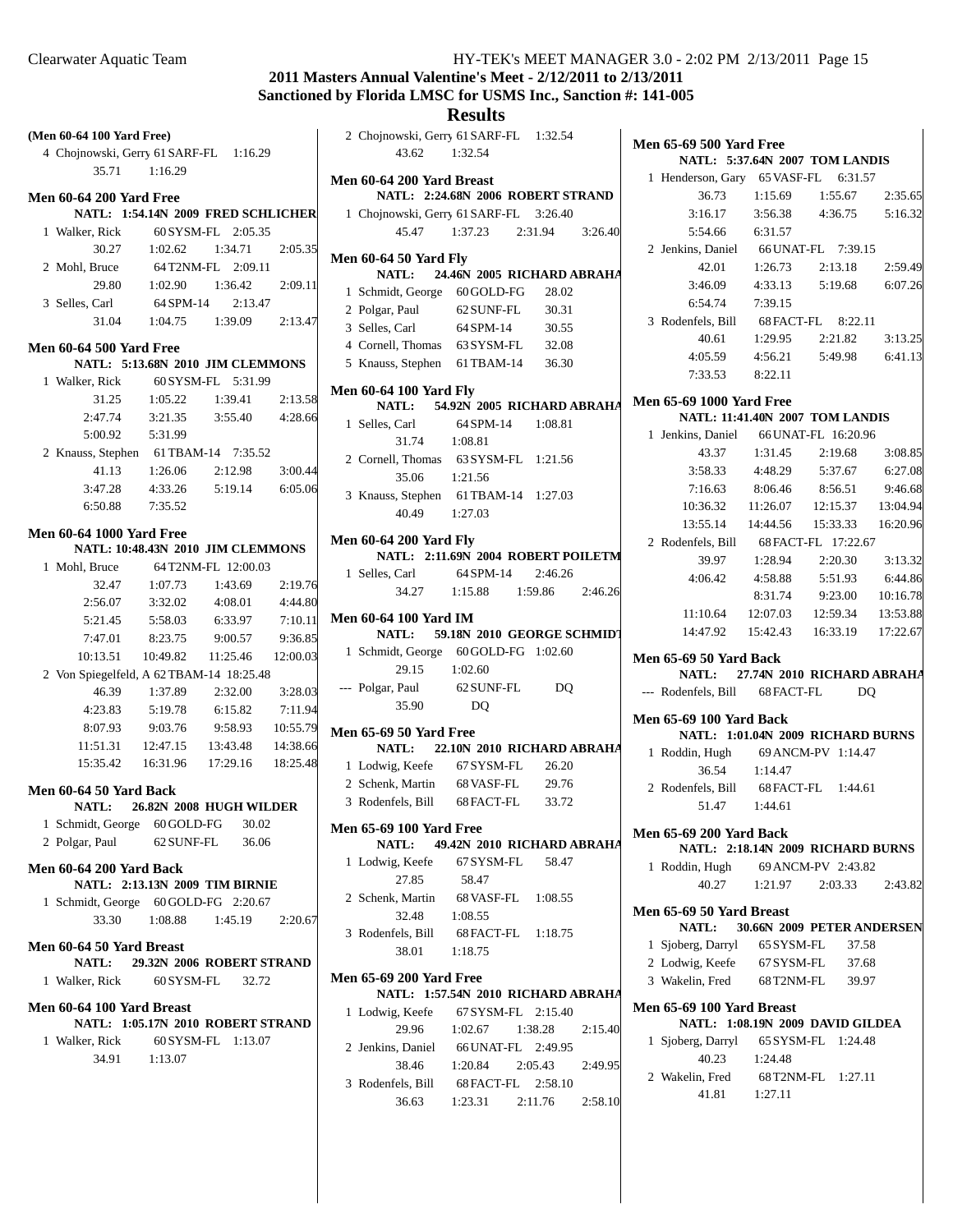# 2011 Masters Annual Valentine's Meet - 2/12/2011 to 2/13/2011

## Sanctioned by Florida LMSC for USMS Inc., Sanction #: 141-005

## Results

**(Men 60-64 100 Yard Free)**

4 Chojnowski, Gerry 61 SARF-FL 1:16.29
35.71 1:16.29

### Men 60-64 200 Yard Free

NATL: 1:54.14N 2009 FRED SCHLICHER

1 Walker, Rick 60 SYSM-FL 2:05.35
30.27 1:02.62 1:34.71 2:05.35

2 Mohl, Bruce 64 T2NM-FL 2:09.11
29.80 1:02.90 1:36.42 2:09.11

3 Selles, Carl 64 SPM-14 2:13.47
31.04 1:04.75 1:39.09 2:13.47

### Men 60-64 500 Yard Free

NATL: 5:13.68N 2010 JIM CLEMMONS

1 Walker, Rick 60 SYSM-FL 5:31.99
31.25 1:05.22 1:39.41 2:13.58
2:47.74 3:21.35 3:55.40 4:28.66
5:00.92 5:31.99

2 Knauss, Stephen 61 TBAM-14 7:35.52
41.13 1:26.06 2:12.98 3:00.44
3:47.28 4:33.26 5:19.14 6:05.06
6:50.88 7:35.52

### Men 60-64 1000 Yard Free

NATL: 10:48.43N 2010 JIM CLEMMONS

1 Mohl, Bruce 64 T2NM-FL 12:00.03
32.47 1:07.73 1:43.69 2:19.76
2:56.07 3:32.02 4:08.01 4:44.80
5:21.45 5:58.03 6:33.97 7:10.11
7:47.01 8:23.75 9:00.57 9:36.85
10:13.51 10:49.82 11:25.46 12:00.03

2 Von Spiegelfeld, A 62 TBAM-14 18:25.48
46.39 1:37.89 2:32.00 3:28.03
4:23.83 5:19.78 6:15.82 7:11.94
8:07.93 9:03.76 9:58.93 10:55.79
11:51.31 12:47.15 13:43.48 14:38.66
15:35.42 16:31.96 17:29.16 18:25.48

### Men 60-64 50 Yard Back

NATL: 26.82N 2008 HUGH WILDER

1 Schmidt, George 60 GOLD-FG 30.02
2 Polgar, Paul 62 SUNF-FL 36.06

### Men 60-64 200 Yard Back

NATL: 2:13.13N 2009 TIM BIRNIE

1 Schmidt, George 60 GOLD-FG 2:20.67
33.30 1:08.88 1:45.19 2:20.67

### Men 60-64 50 Yard Breast

NATL: 29.32N 2006 ROBERT STRAND

1 Walker, Rick 60 SYSM-FL 32.72

### Men 60-64 100 Yard Breast

NATL: 1:05.17N 2010 ROBERT STRAND

1 Walker, Rick 60 SYSM-FL 1:13.07
34.91 1:13.07

2 Chojnowski, Gerry 61 SARF-FL 1:32.54
43.62 1:32.54

### Men 60-64 200 Yard Breast

NATL: 2:24.68N 2006 ROBERT STRAND

1 Chojnowski, Gerry 61 SARF-FL 3:26.40
45.47 1:37.23 2:31.94 3:26.40

### Men 60-64 50 Yard Fly

NATL: 24.46N 2005 RICHARD ABRAHA

1 Schmidt, George 60 GOLD-FG 28.02
2 Polgar, Paul 62 SUNF-FL 30.31
3 Selles, Carl 64 SPM-14 30.55
4 Cornell, Thomas 63 SYSM-FL 32.08
5 Knauss, Stephen 61 TBAM-14 36.30

### Men 60-64 100 Yard Fly

NATL: 54.92N 2005 RICHARD ABRAHA

1 Selles, Carl 64 SPM-14 1:08.81
31.74 1:08.81

2 Cornell, Thomas 63 SYSM-FL 1:21.56
35.06 1:21.56

3 Knauss, Stephen 61 TBAM-14 1:27.03
40.49 1:27.03

### Men 60-64 200 Yard Fly

NATL: 2:11.69N 2004 ROBERT POILETM

1 Selles, Carl 64 SPM-14 2:46.26
34.27 1:15.88 1:59.86 2:46.26

### Men 60-64 100 Yard IM

NATL: 59.18N 2010 GEORGE SCHMIDT

1 Schmidt, George 60 GOLD-FG 1:02.60
29.15 1:02.60

--- Polgar, Paul 62 SUNF-FL DQ
35.90 DQ

### Men 65-69 50 Yard Free

NATL: 22.10N 2010 RICHARD ABRAHA

1 Lodwig, Keefe 67 SYSM-FL 26.20
2 Schenk, Martin 68 VASF-FL 29.76
3 Rodenfels, Bill 68 FACT-FL 33.72

### Men 65-69 100 Yard Free

NATL: 49.42N 2010 RICHARD ABRAHA

1 Lodwig, Keefe 67 SYSM-FL 58.47
27.85 58.47

2 Schenk, Martin 68 VASF-FL 1:08.55
32.48 1:08.55

3 Rodenfels, Bill 68 FACT-FL 1:18.75
38.01 1:18.75

### Men 65-69 200 Yard Free

NATL: 1:57.54N 2010 RICHARD ABRAHA

1 Lodwig, Keefe 67 SYSM-FL 2:15.40
29.96 1:02.67 1:38.28 2:15.40

2 Jenkins, Daniel 66 UNAT-FL 2:49.95
38.46 1:20.84 2:05.43 2:49.95

3 Rodenfels, Bill 68 FACT-FL 2:58.10
36.63 1:23.31 2:11.76 2:58.10

### Men 65-69 500 Yard Free

NATL: 5:37.64N 2007 TOM LANDIS

1 Henderson, Gary 65 VASF-FL 6:31.57
36.73 1:15.69 1:55.67 2:35.65
3:16.17 3:56.38 4:36.75 5:16.32
5:54.66 6:31.57

2 Jenkins, Daniel 66 UNAT-FL 7:39.15
42.01 1:26.73 2:13.18 2:59.49
3:46.09 4:33.13 5:19.68 6:07.26
6:54.74 7:39.15

3 Rodenfels, Bill 68 FACT-FL 8:22.11
40.61 1:29.95 2:21.82 3:13.25
4:05.59 4:56.21 5:49.98 6:41.13
7:33.53 8:22.11

### Men 65-69 1000 Yard Free

NATL: 11:41.40N 2007 TOM LANDIS

1 Jenkins, Daniel 66 UNAT-FL 16:20.96
43.37 1:31.45 2:19.68 3:08.85
3:58.33 4:48.29 5:37.67 6:27.08
7:16.63 8:06.46 8:56.51 9:46.68
10:36.32 11:26.07 12:15.37 13:04.94
13:55.14 14:44.56 15:33.33 16:20.96

2 Rodenfels, Bill 68 FACT-FL 17:22.67
39.97 1:28.94 2:20.30 3:13.32
4:06.42 4:58.88 5:51.93 6:44.86
8:31.74 9:23.00 10:16.78
11:10.64 12:07.03 12:59.34 13:53.88
14:47.92 15:42.43 16:33.19 17:22.67

### Men 65-69 50 Yard Back

NATL: 27.74N 2010 RICHARD ABRAHA

--- Rodenfels, Bill 68 FACT-FL DQ

### Men 65-69 100 Yard Back

NATL: 1:01.04N 2009 RICHARD BURNS

1 Roddin, Hugh 69 ANCM-PV 1:14.47
36.54 1:14.47

2 Rodenfels, Bill 68 FACT-FL 1:44.61
51.47 1:44.61

### Men 65-69 200 Yard Back

NATL: 2:18.14N 2009 RICHARD BURNS

1 Roddin, Hugh 69 ANCM-PV 2:43.82
40.27 1:21.97 2:03.33 2:43.82

### Men 65-69 50 Yard Breast

NATL: 30.66N 2009 PETER ANDERSEN

1 Sjoberg, Darryl 65 SYSM-FL 37.58
2 Lodwig, Keefe 67 SYSM-FL 37.68
3 Wakelin, Fred 68 T2NM-FL 39.97

### Men 65-69 100 Yard Breast

NATL: 1:08.19N 2009 DAVID GILDEA

1 Sjoberg, Darryl 65 SYSM-FL 1:24.48
40.23 1:24.48

2 Wakelin, Fred 68 T2NM-FL 1:27.11
41.81 1:27.11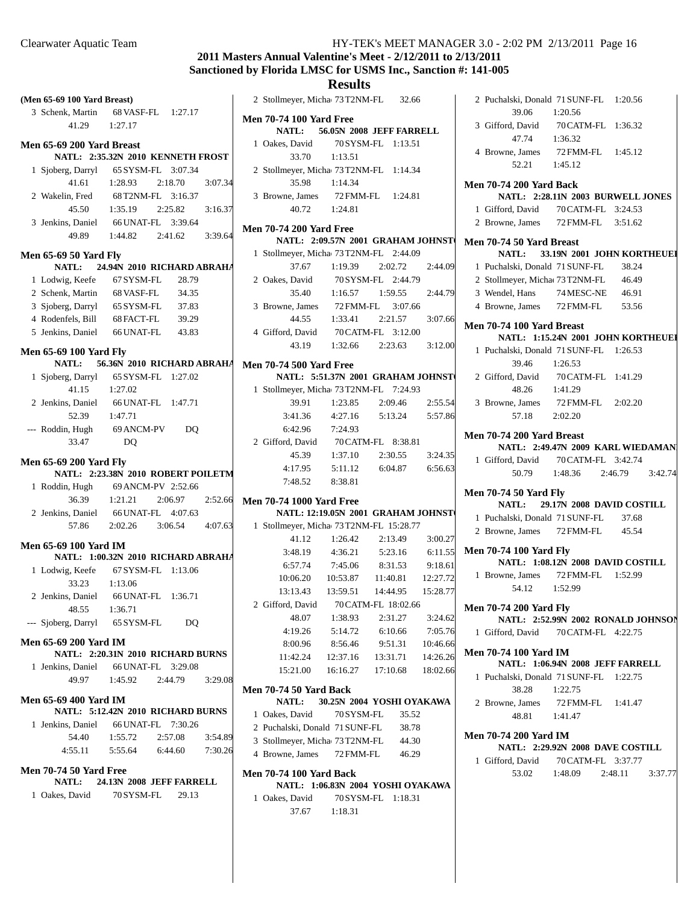# 2011 Masters Annual Valentine's Meet - 2/12/2011 to 2/13/2011
## Sanctioned by Florida LMSC for USMS Inc., Sanction #: 141-005
## Results

**(Men 65-69 100 Yard Breast)**

3 Schenk, Martin 68 VASF-FL 1:27.17
41.29 1:27.17

### Men 65-69 200 Yard Breast
**NATL: 2:35.32N 2010 KENNETH FROST**

1 Sjoberg, Darryl 65 SYSM-FL 3:07.34
41.61 1:28.93 2:18.70 3:07.34

2 Wakelin, Fred 68 T2NM-FL 3:16.37
45.50 1:35.19 2:25.82 3:16.37

3 Jenkins, Daniel 66 UNAT-FL 3:39.64
49.89 1:44.82 2:41.62 3:39.64

### Men 65-69 50 Yard Fly
**NATL: 24.94N 2010 RICHARD ABRAHA**

1 Lodwig, Keefe 67 SYSM-FL 28.79
2 Schenk, Martin 68 VASF-FL 34.35
3 Sjoberg, Darryl 65 SYSM-FL 37.83
4 Rodenfels, Bill 68 FACT-FL 39.29
5 Jenkins, Daniel 66 UNAT-FL 43.83

### Men 65-69 100 Yard Fly
**NATL: 56.36N 2010 RICHARD ABRAHA**

1 Sjoberg, Darryl 65 SYSM-FL 1:27.02
41.15 1:27.02

2 Jenkins, Daniel 66 UNAT-FL 1:47.71
52.39 1:47.71

--- Roddin, Hugh 69 ANCM-PV DQ
33.47 DQ

### Men 65-69 200 Yard Fly
**NATL: 2:23.38N 2010 ROBERT POILETM**

1 Roddin, Hugh 69 ANCM-PV 2:52.66
36.39 1:21.21 2:06.97 2:52.66

2 Jenkins, Daniel 66 UNAT-FL 4:07.63
57.86 2:02.26 3:06.54 4:07.63

### Men 65-69 100 Yard IM
**NATL: 1:00.32N 2010 RICHARD ABRAHA**

1 Lodwig, Keefe 67 SYSM-FL 1:13.06
33.23 1:13.06

2 Jenkins, Daniel 66 UNAT-FL 1:36.71
48.55 1:36.71

--- Sjoberg, Darryl 65 SYSM-FL DQ

### Men 65-69 200 Yard IM
**NATL: 2:20.31N 2010 RICHARD BURNS**

1 Jenkins, Daniel 66 UNAT-FL 3:29.08
49.97 1:45.92 2:44.79 3:29.08

### Men 65-69 400 Yard IM
**NATL: 5:12.42N 2010 RICHARD BURNS**

1 Jenkins, Daniel 66 UNAT-FL 7:30.26
54.40 1:55.72 2:57.08 3:54.89
4:55.11 5:55.64 6:44.60 7:30.26

### Men 70-74 50 Yard Free
**NATL: 24.13N 2008 JEFF FARRELL**

1 Oakes, David 70 SYSM-FL 29.13
2 Stollmeyer, Micha 73 T2NM-FL 32.66

### Men 70-74 100 Yard Free
**NATL: 56.05N 2008 JEFF FARRELL**

1 Oakes, David 70 SYSM-FL 1:13.51
33.70 1:13.51

2 Stollmeyer, Micha 73 T2NM-FL 1:14.34
35.98 1:14.34

3 Browne, James 72 FMM-FL 1:24.81
40.72 1:24.81

### Men 70-74 200 Yard Free
**NATL: 2:09.57N 2001 GRAHAM JOHNST**

1 Stollmeyer, Micha 73 T2NM-FL 2:44.09
37.67 1:19.39 2:02.72 2:44.09

2 Oakes, David 70 SYSM-FL 2:44.79
35.40 1:16.57 1:59.55 2:44.79

3 Browne, James 72 FMM-FL 3:07.66
44.55 1:33.41 2:21.57 3:07.66

4 Gifford, David 70 CATM-FL 3:12.00
43.19 1:32.66 2:23.63 3:12.00

### Men 70-74 500 Yard Free
**NATL: 5:51.37N 2001 GRAHAM JOHNST**

1 Stollmeyer, Micha 73 T2NM-FL 7:24.93
39.91 1:23.85 2:09.46 2:55.54
3:41.36 4:27.16 5:13.24 5:57.86
6:42.96 7:24.93

2 Gifford, David 70 CATM-FL 8:38.81
45.39 1:37.10 2:30.55 3:24.35
4:17.95 5:11.12 6:04.87 6:56.63
7:48.52 8:38.81

### Men 70-74 1000 Yard Free
**NATL: 12:19.05N 2001 GRAHAM JOHNST**

1 Stollmeyer, Micha 73 T2NM-FL 15:28.77
41.12 1:26.42 2:13.49 3:00.27
3:48.19 4:36.21 5:23.16 6:11.55
6:57.74 7:45.06 8:31.53 9:18.61
10:06.20 10:53.87 11:40.81 12:27.72
13:13.43 13:59.51 14:44.95 15:28.77

2 Gifford, David 70 CATM-FL 18:02.66
48.07 1:38.93 2:31.27 3:24.62
4:19.26 5:14.72 6:10.66 7:05.76
8:00.96 8:56.46 9:51.31 10:46.66
11:42.24 12:37.16 13:31.71 14:26.26
15:21.00 16:16.27 17:10.68 18:02.66

### Men 70-74 50 Yard Back
**NATL: 30.25N 2004 YOSHI OYAKAWA**

1 Oakes, David 70 SYSM-FL 35.52
2 Puchalski, Donald 71 SUNF-FL 38.78
3 Stollmeyer, Micha 73 T2NM-FL 44.30
4 Browne, James 72 FMM-FL 46.29

### Men 70-74 100 Yard Back
**NATL: 1:06.83N 2004 YOSHI OYAKAWA**

1 Oakes, David 70 SYSM-FL 1:18.31
37.67 1:18.31

2 Puchalski, Donald 71 SUNF-FL 1:20.56
39.06 1:20.56

3 Gifford, David 70 CATM-FL 1:36.32
47.74 1:36.32

4 Browne, James 72 FMM-FL 1:45.12
52.21 1:45.12

### Men 70-74 200 Yard Back
**NATL: 2:28.11N 2003 BURWELL JONES**

1 Gifford, David 70 CATM-FL 3:24.53
2 Browne, James 72 FMM-FL 3:51.62

### Men 70-74 50 Yard Breast
**NATL: 33.19N 2001 JOHN KORTHEUEI**

1 Puchalski, Donald 71 SUNF-FL 38.24
2 Stollmeyer, Micha 73 T2NM-FL 46.49
3 Wendel, Hans 74 MESC-NE 46.91
4 Browne, James 72 FMM-FL 53.56

### Men 70-74 100 Yard Breast
**NATL: 1:15.24N 2001 JOHN KORTHEUEI**

1 Puchalski, Donald 71 SUNF-FL 1:26.53
39.46 1:26.53

2 Gifford, David 70 CATM-FL 1:41.29
48.26 1:41.29

3 Browne, James 72 FMM-FL 2:02.20
57.18 2:02.20

### Men 70-74 200 Yard Breast
**NATL: 2:49.47N 2009 KARL WIEDAMAN**

1 Gifford, David 70 CATM-FL 3:42.74
50.79 1:48.36 2:46.79 3:42.74

### Men 70-74 50 Yard Fly
**NATL: 29.17N 2008 DAVID COSTILL**

1 Puchalski, Donald 71 SUNF-FL 37.68
2 Browne, James 72 FMM-FL 45.54

### Men 70-74 100 Yard Fly
**NATL: 1:08.12N 2008 DAVID COSTILL**

1 Browne, James 72 FMM-FL 1:52.99
54.12 1:52.99

### Men 70-74 200 Yard Fly
**NATL: 2:52.99N 2002 RONALD JOHNSON**

1 Gifford, David 70 CATM-FL 4:22.75

### Men 70-74 100 Yard IM
**NATL: 1:06.94N 2008 JEFF FARRELL**

1 Puchalski, Donald 71 SUNF-FL 1:22.75
38.28 1:22.75

2 Browne, James 72 FMM-FL 1:41.47
48.81 1:41.47

### Men 70-74 200 Yard IM
**NATL: 2:29.92N 2008 DAVE COSTILL**

1 Gifford, David 70 CATM-FL 3:37.77
53.02 1:48.09 2:48.11 3:37.77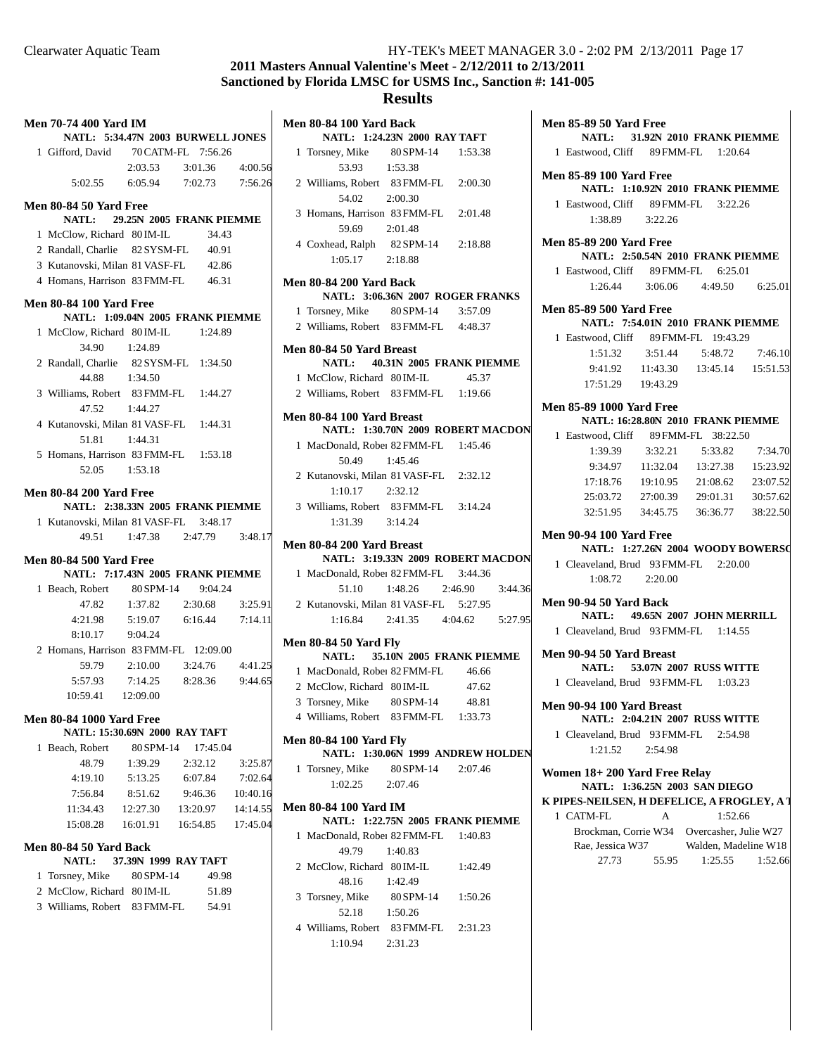## 2011 Masters Annual Valentine's Meet - 2/12/2011 to 2/13/2011
## Sanctioned by Florida LMSC for USMS Inc., Sanction #: 141-005
## Results

### Men 70-74 400 Yard IM
NATL: 5:34.47N 2003 BURWELL JONES

1 Gifford, David 70 CATM-FL 7:56.26
2:03.53 3:01.36 4:00.56
5:02.55 6:05.94 7:02.73 7:56.26

### Men 80-84 50 Yard Free
NATL: 29.25N 2005 FRANK PIEMME

1 McClow, Richard 80 IM-IL 34.43
2 Randall, Charlie 82 SYSM-FL 40.91
3 Kutanovski, Milan 81 VASF-FL 42.86
4 Homans, Harrison 83 FMM-FL 46.31

### Men 80-84 100 Yard Free
NATL: 1:09.04N 2005 FRANK PIEMME

1 McClow, Richard 80 IM-IL 1:24.89
34.90 1:24.89
2 Randall, Charlie 82 SYSM-FL 1:34.50
44.88 1:34.50
3 Williams, Robert 83 FMM-FL 1:44.27
47.52 1:44.27
4 Kutanovski, Milan 81 VASF-FL 1:44.31
51.81 1:44.31
5 Homans, Harrison 83 FMM-FL 1:53.18
52.05 1:53.18

### Men 80-84 200 Yard Free
NATL: 2:38.33N 2005 FRANK PIEMME

1 Kutanovski, Milan 81 VASF-FL 3:48.17
49.51 1:47.38 2:47.79 3:48.17

### Men 80-84 500 Yard Free
NATL: 7:17.43N 2005 FRANK PIEMME

1 Beach, Robert 80 SPM-14 9:04.24
47.82 1:37.82 2:30.68 3:25.91
4:21.98 5:19.07 6:16.44 7:14.11
8:10.17 9:04.24
2 Homans, Harrison 83 FMM-FL 12:09.00
59.79 2:10.00 3:24.76 4:41.25
5:57.93 7:14.25 8:28.36 9:44.65
10:59.41 12:09.00

### Men 80-84 1000 Yard Free
NATL: 15:30.69N 2000 RAY TAFT

1 Beach, Robert 80 SPM-14 17:45.04
48.79 1:39.29 2:32.12 3:25.87
4:19.10 5:13.25 6:07.84 7:02.64
7:56.84 8:51.62 9:46.36 10:40.16
11:34.43 12:27.30 13:20.97 14:14.55
15:08.28 16:01.91 16:54.85 17:45.04

### Men 80-84 50 Yard Back
NATL: 37.39N 1999 RAY TAFT

1 Torsney, Mike 80 SPM-14 49.98
2 McClow, Richard 80 IM-IL 51.89
3 Williams, Robert 83 FMM-FL 54.91

### Men 80-84 100 Yard Back
NATL: 1:24.23N 2000 RAY TAFT

1 Torsney, Mike 80 SPM-14 1:53.38
53.93 1:53.38
2 Williams, Robert 83 FMM-FL 2:00.30
54.02 2:00.30
3 Homans, Harrison 83 FMM-FL 2:01.48
59.69 2:01.48
4 Coxhead, Ralph 82 SPM-14 2:18.88
1:05.17 2:18.88

### Men 80-84 200 Yard Back
NATL: 3:06.36N 2007 ROGER FRANKS

1 Torsney, Mike 80 SPM-14 3:57.09
2 Williams, Robert 83 FMM-FL 4:48.37

### Men 80-84 50 Yard Breast
NATL: 40.31N 2005 FRANK PIEMME

1 McClow, Richard 80 IM-IL 45.37
2 Williams, Robert 83 FMM-FL 1:19.66

### Men 80-84 100 Yard Breast
NATL: 1:30.70N 2009 ROBERT MACDON

1 MacDonald, Rober 82 FMM-FL 1:45.46
50.49 1:45.46
2 Kutanovski, Milan 81 VASF-FL 2:32.12
1:10.17 2:32.12
3 Williams, Robert 83 FMM-FL 3:14.24
1:31.39 3:14.24

### Men 80-84 200 Yard Breast
NATL: 3:19.33N 2009 ROBERT MACDON

1 MacDonald, Rober 82 FMM-FL 3:44.36
51.10 1:48.26 2:46.90 3:44.36
2 Kutanovski, Milan 81 VASF-FL 5:27.95
1:16.84 2:41.35 4:04.62 5:27.95

### Men 80-84 50 Yard Fly
NATL: 35.10N 2005 FRANK PIEMME

1 MacDonald, Rober 82 FMM-FL 46.66
2 McClow, Richard 80 IM-IL 47.62
3 Torsney, Mike 80 SPM-14 48.81
4 Williams, Robert 83 FMM-FL 1:33.73

### Men 80-84 100 Yard Fly
NATL: 1:30.06N 1999 ANDREW HOLDEN

1 Torsney, Mike 80 SPM-14 2:07.46
1:02.25 2:07.46

### Men 80-84 100 Yard IM
NATL: 1:22.75N 2005 FRANK PIEMME

1 MacDonald, Rober 82 FMM-FL 1:40.83
49.79 1:40.83
2 McClow, Richard 80 IM-IL 1:42.49
48.16 1:42.49
3 Torsney, Mike 80 SPM-14 1:50.26
52.18 1:50.26
4 Williams, Robert 83 FMM-FL 2:31.23
1:10.94 2:31.23

### Men 85-89 50 Yard Free
NATL: 31.92N 2010 FRANK PIEMME

1 Eastwood, Cliff 89 FMM-FL 1:20.64

### Men 85-89 100 Yard Free
NATL: 1:10.92N 2010 FRANK PIEMME

1 Eastwood, Cliff 89 FMM-FL 3:22.26
1:38.89 3:22.26

### Men 85-89 200 Yard Free
NATL: 2:50.54N 2010 FRANK PIEMME

1 Eastwood, Cliff 89 FMM-FL 6:25.01
1:26.44 3:06.06 4:49.50 6:25.01

### Men 85-89 500 Yard Free
NATL: 7:54.01N 2010 FRANK PIEMME

1 Eastwood, Cliff 89 FMM-FL 19:43.29
1:51.32 3:51.44 5:48.72 7:46.10
9:41.92 11:43.30 13:45.14 15:51.53
17:51.29 19:43.29

### Men 85-89 1000 Yard Free
NATL: 16:28.80N 2010 FRANK PIEMME

1 Eastwood, Cliff 89 FMM-FL 38:22.50
1:39.39 3:32.21 5:33.82 7:34.70
9:34.97 11:32.04 13:27.38 15:23.92
17:18.76 19:10.95 21:08.62 23:07.52
25:03.72 27:00.39 29:01.31 30:57.62
32:51.95 34:45.75 36:36.77 38:22.50

### Men 90-94 100 Yard Free
NATL: 1:27.26N 2004 WOODY BOWERSO

1 Cleaveland, Brud 93 FMM-FL 2:20.00
1:08.72 2:20.00

### Men 90-94 50 Yard Back
NATL: 49.65N 2007 JOHN MERRILL

1 Cleaveland, Brud 93 FMM-FL 1:14.55

### Men 90-94 50 Yard Breast
NATL: 53.07N 2007 RUSS WITTE

1 Cleaveland, Brud 93 FMM-FL 1:03.23

### Men 90-94 100 Yard Breast
NATL: 2:04.21N 2007 RUSS WITTE

1 Cleaveland, Brud 93 FMM-FL 2:54.98
1:21.52 2:54.98

### Women 18+ 200 Yard Free Relay
NATL: 1:36.25N 2003 SAN DIEGO
K PIPES-NEILSEN, H DEFELICE, A FROGLEY, A T

1 CATM-FL A 1:52.66
Brockman, Corrie W34 Overcasher, Julie W27
Rae, Jessica W37 Walden, Madeline W18
27.73 55.95 1:25.55 1:52.66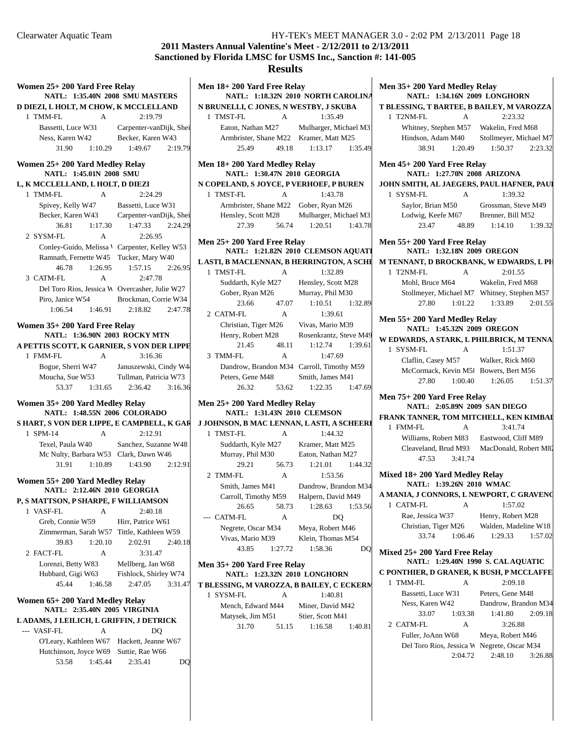## 2011 Masters Annual Valentine's Meet - 2/12/2011 to 2/13/2011
## Sanctioned by Florida LMSC for USMS Inc., Sanction #: 141-005
## Results

### Women 25+ 200 Yard Free Relay

NATL: 1:35.40N 2008 SMU MASTERS
D DIEZI, L HOLT, M CHOW, K MCCLELLAND

1 TMM-FL A 2:19.79
- Bassetti, Luce W31 — Carpenter-vanDijk, Shei
- Ness, Karen W42 — Becker, Karen W43
- 31.90 1:10.29 1:49.67 2:19.79

### Women 25+ 200 Yard Medley Relay

NATL: 1:45.01N 2008 SMU
L, K MCCLELLAND, L HOLT, D DIEZI

1 TMM-FL A 2:24.29
- Spivey, Kelly W47 — Bassetti, Luce W31
- Becker, Karen W43 — Carpenter-vanDijk, Shei
- 36.81 1:17.30 1:47.33 2:24.29

2 SYSM-FL A 2:26.95
- Conley-Guido, Melissa \ — Carpenter, Kelley W53
- Ramnath, Fernette W45 — Tucker, Mary W40
- 46.78 1:26.95 1:57.15 2:26.95

3 CATM-FL A 2:47.78
- Del Toro Rios, Jessica W — Overcasher, Julie W27
- Piro, Janice W54 — Brockman, Corrie W34
- 1:06.54 1:46.91 2:18.82 2:47.78

### Women 35+ 200 Yard Free Relay

NATL: 1:36.90N 2003 ROCKY MTN
A PETTIS SCOTT, K GARNIER, S VON DER LIPPE

1 FMM-FL A 3:16.36
- Bogue, Sherri W47 — Januszewski, Cindy W4
- Moucha, Sue W53 — Tullman, Patricia W73
- 53.37 1:31.65 2:36.42 3:16.36

### Women 35+ 200 Yard Medley Relay

NATL: 1:48.55N 2006 COLORADO
S HART, S VON DER LIPPE, E CAMPBELL, K GAR

1 SPM-14 A 2:12.91
- Texel, Paula W40 — Sanchez, Suzanne W48
- Mc Nulty, Barbara W53 — Clark, Dawn W46
- 31.91 1:10.89 1:43.90 2:12.91

### Women 55+ 200 Yard Medley Relay

NATL: 2:12.46N 2010 GEORGIA
P, S MATTSON, P SHARPE, F WILLIAMSON

1 VASF-FL A 2:40.18
- Greb, Connie W59 — Hirr, Patrice W61
- Zimmerman, Sarah W57 — Tittle, Kathleen W59
- 39.83 1:20.10 2:02.91 2:40.18

2 FACT-FL A 3:31.47
- Lorenzi, Betty W83 — Mellberg, Jan W68
- Hubbard, Gigi W63 — Fishlock, Shirley W74
- 45.44 1:46.58 2:47.05 3:31.47

### Women 65+ 200 Yard Medley Relay

NATL: 2:35.40N 2005 VIRGINIA
L ADAMS, J LEILICH, L GRIFFIN, J DETRICK

--- VASF-FL A DQ
- O'Leary, Kathleen W67 — Hackett, Jeanne W67
- Hutchinson, Joyce W69 — Suttie, Rae W66
- 53.58 1:45.44 2:35.41 DQ

### Men 18+ 200 Yard Free Relay

NATL: 1:18.32N 2010 NORTH CAROLINA
N BRUNELLI, C JONES, N WESTBY, J SKUBA

1 TMST-FL A 1:35.49
- Eaton, Nathan M27 — Mulbarger, Michael M3
- Armbrister, Shane M22 — Kramer, Matt M25
- 25.49 49.18 1:13.17 1:35.49

### Men 18+ 200 Yard Medley Relay

NATL: 1:30.47N 2010 GEORGIA
N COPELAND, S JOYCE, P VERHOEF, P BUREN

1 TMST-FL A 1:43.78
- Armbrister, Shane M22 — Gober, Ryan M26
- Hensley, Scott M28 — Mulbarger, Michael M3
- 27.39 56.74 1:20.51 1:43.78

### Men 25+ 200 Yard Free Relay

NATL: 1:21.82N 2010 CLEMSON AQUATI
L ASTI, B MACLENNAN, B HERRINGTON, A SCHE

1 TMST-FL A 1:32.89
- Suddarth, Kyle M27 — Hensley, Scott M28
- Gober, Ryan M26 — Murray, Phil M30
- 23.66 47.07 1:10.51 1:32.89

2 CATM-FL A 1:39.61
- Christian, Tiger M26 — Vivas, Mario M39
- Henry, Robert M28 — Rosenkrantz, Steve M49
- 21.45 48.11 1:12.74 1:39.61

3 TMM-FL A 1:47.69
- Dandrow, Brandon M34 — Carroll, Timothy M59
- Peters, Gene M48 — Smith, James M41
- 26.32 53.62 1:22.35 1:47.69

### Men 25+ 200 Yard Medley Relay

NATL: 1:31.43N 2010 CLEMSON
J JOHNSON, B MAC LENNAN, L ASTI, A SCHEERI

1 TMST-FL A 1:44.32
- Suddarth, Kyle M27 — Kramer, Matt M25
- Murray, Phil M30 — Eaton, Nathan M27
- 29.21 56.73 1:21.01 1:44.32

2 TMM-FL A 1:53.56
- Smith, James M41 — Dandrow, Brandon M34
- Carroll, Timothy M59 — Halpern, David M49
- 26.65 58.73 1:28.63 1:53.56

--- CATM-FL A DQ
- Negrete, Oscar M34 — Meya, Robert M46
- Vivas, Mario M39 — Klein, Thomas M54
- 43.85 1:27.72 1:58.36 DQ

### Men 35+ 200 Yard Free Relay

NATL: 1:23.32N 2010 LONGHORN
T BLESSING, M VAROZZA, B BAILEY, C ECKERM

1 SYSM-FL A 1:40.81
- Mench, Edward M44 — Miner, David M42
- Matysek, Jim M51 — Stier, Scott M41
- 31.70 51.15 1:16.58 1:40.81

### Men 35+ 200 Yard Medley Relay

NATL: 1:34.16N 2009 LONGHORN
T BLESSING, T BARTEE, B BAILEY, M VAROZZA

1 T2NM-FL A 2:23.32
- Whitney, Stephen M57 — Wakelin, Fred M68
- Hindson, Adam M40 — Stollmeyer, Michael M7
- 38.91 1:20.49 1:50.37 2:23.32

### Men 45+ 200 Yard Free Relay

NATL: 1:27.70N 2008 ARIZONA
JOHN SMITH, AL JAEGERS, PAUL HAFNER, PAUI

1 SYSM-FL A 1:39.32
- Saylor, Brian M50 — Grossman, Steve M49
- Lodwig, Keefe M67 — Brenner, Bill M52
- 23.47 48.89 1:14.10 1:39.32

### Men 55+ 200 Yard Free Relay

NATL: 1:32.18N 2009 OREGON
M TENNANT, D BROCKBANK, W EDWARDS, L PH

1 T2NM-FL A 2:01.55
- Mohl, Bruce M64 — Wakelin, Fred M68
- Stollmeyer, Michael M7 — Whitney, Stephen M57
- 27.80 1:01.22 1:33.89 2:01.55

### Men 55+ 200 Yard Medley Relay

NATL: 1:45.32N 2009 OREGON
W EDWARDS, A STARK, L PHILBRICK, M TENNA

1 SYSM-FL A 1:51.37
- Claflin, Casey M57 — Walker, Rick M60
- McCormack, Kevin M5ŧ — Bowers, Bert M56
- 27.80 1:00.40 1:26.05 1:51.37

### Men 75+ 200 Yard Free Relay

NATL: 2:05.89N 2009 SAN DIEGO
FRANK TANNER, TOM MITCHELL, KEN KIMBAI

1 FMM-FL A 3:41.74
- Williams, Robert M83 — Eastwood, Cliff M89
- Cleaveland, Brud M93 — MacDonald, Robert M8
- 47.53 3:41.74

### Mixed 18+ 200 Yard Medley Relay

NATL: 1:39.26N 2010 WMAC
A MANIA, J CONNORS, L NEWPORT, C GRAVENO

1 CATM-FL A 1:57.02
- Rae, Jessica W37 — Henry, Robert M28
- Christian, Tiger M26 — Walden, Madeline W18
- 33.74 1:06.46 1:29.33 1:57.02

### Mixed 25+ 200 Yard Free Relay

NATL: 1:29.40N 1990 S. CAL AQUATIC
C PONTHIER, D GRANER, K BUSH, P MCCLAFFE

1 TMM-FL A 2:09.18
- Bassetti, Luce W31 — Peters, Gene M48
- Ness, Karen W42 — Dandrow, Brandon M34
- 33.07 1:03.38 1:41.80 2:09.18

2 CATM-FL A 3:26.88
- Fuller, JoAnn W68 — Meya, Robert M46
- Del Toro Rios, Jessica W — Negrete, Oscar M34
- 2:04.72 2:48.10 3:26.88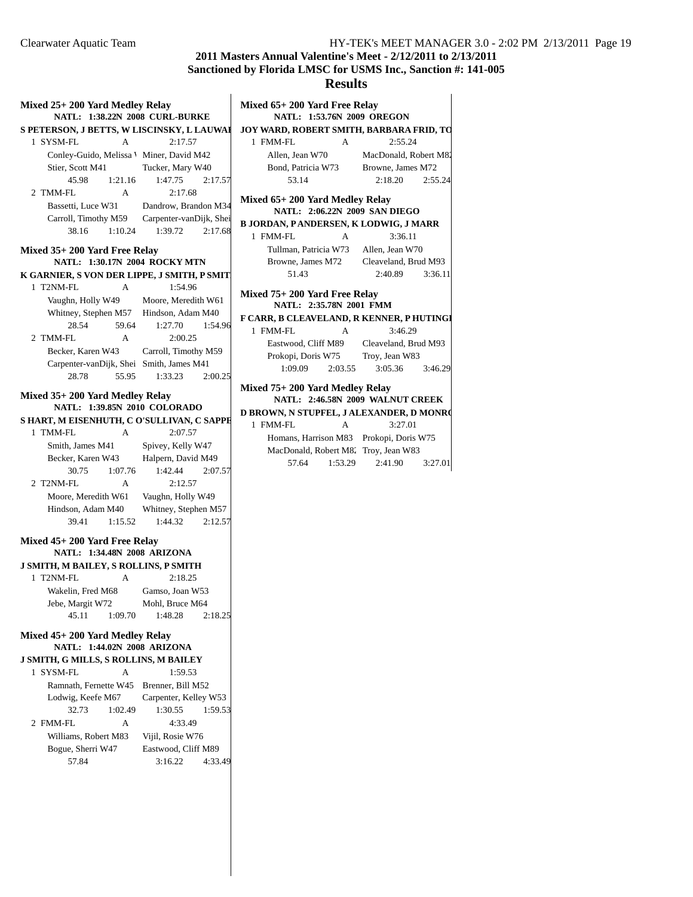# 2011 Masters Annual Valentine's Meet - 2/12/2011 to 2/13/2011

## Sanctioned by Florida LMSC for USMS Inc., Sanction #: 141-005

## Results

### Mixed 25+ 200 Yard Medley Relay

**NATL: 1:38.22N 2008 CURL-BURKE**

**S PETERSON, J BETTS, W LISCINSKY, L LAUWAI**

1 SYSM-FL A 2:17.57
- Conley-Guido, Melissa W
- Miner, David M42
- Stier, Scott M41
- Tucker, Mary W40
- 45.98 1:21.16 1:47.75 2:17.57

2 TMM-FL A 2:17.68
- Bassetti, Luce W31
- Dandrow, Brandon M34
- Carroll, Timothy M59
- Carpenter-vanDijk, Shei
- 38.16 1:10.24 1:39.72 2:17.68

### Mixed 35+ 200 Yard Free Relay

**NATL: 1:30.17N 2004 ROCKY MTN**

**K GARNIER, S VON DER LIPPE, J SMITH, P SMIT**

1 T2NM-FL A 1:54.96
- Vaughn, Holly W49
- Moore, Meredith W61
- Whitney, Stephen M57
- Hindson, Adam M40
- 28.54 59.64 1:27.70 1:54.96

2 TMM-FL A 2:00.25
- Becker, Karen W43
- Carroll, Timothy M59
- Carpenter-vanDijk, Shei
- Smith, James M41
- 28.78 55.95 1:33.23 2:00.25

### Mixed 35+ 200 Yard Medley Relay

**NATL: 1:39.85N 2010 COLORADO**

**S HART, M EISENHUTH, C O'SULLIVAN, C SAPPE**

1 TMM-FL A 2:07.57
- Smith, James M41
- Spivey, Kelly W47
- Becker, Karen W43
- Halpern, David M49
- 30.75 1:07.76 1:42.44 2:07.57

2 T2NM-FL A 2:12.57
- Moore, Meredith W61
- Vaughn, Holly W49
- Hindson, Adam M40
- Whitney, Stephen M57
- 39.41 1:15.52 1:44.32 2:12.57

### Mixed 45+ 200 Yard Free Relay

**NATL: 1:34.48N 2008 ARIZONA**

**J SMITH, M BAILEY, S ROLLINS, P SMITH**

1 T2NM-FL A 2:18.25
- Wakelin, Fred M68
- Gamso, Joan W53
- Jebe, Margit W72
- Mohl, Bruce M64
- 45.11 1:09.70 1:48.28 2:18.25

### Mixed 45+ 200 Yard Medley Relay

**NATL: 1:44.02N 2008 ARIZONA**

**J SMITH, G MILLS, S ROLLINS, M BAILEY**

1 SYSM-FL A 1:59.53
- Ramnath, Fernette W45
- Brenner, Bill M52
- Lodwig, Keefe M67
- Carpenter, Kelley W53
- 32.73 1:02.49 1:30.55 1:59.53

2 FMM-FL A 4:33.49
- Williams, Robert M83
- Vijil, Rosie W76
- Bogue, Sherri W47
- Eastwood, Cliff M89
- 57.84 3:16.22 4:33.49

### Mixed 65+ 200 Yard Free Relay

**NATL: 1:53.76N 2009 OREGON**

**JOY WARD, ROBERT SMITH, BARBARA FRID, TO**

1 FMM-FL A 2:55.24
- Allen, Jean W70
- MacDonald, Robert M82
- Bond, Patricia W73
- Browne, James M72
- 53.14 2:18.20 2:55.24

### Mixed 65+ 200 Yard Medley Relay

**NATL: 2:06.22N 2009 SAN DIEGO**

**B JORDAN, P ANDERSEN, K LODWIG, J MARR**

1 FMM-FL A 3:36.11
- Tullman, Patricia W73
- Allen, Jean W70
- Browne, James M72
- Cleaveland, Brud M93
- 51.43 2:40.89 3:36.11

### Mixed 75+ 200 Yard Free Relay

**NATL: 2:35.78N 2001 FMM**

**F CARR, B CLEAVELAND, R KENNER, P HUTINGI**

1 FMM-FL A 3:46.29
- Eastwood, Cliff M89
- Cleaveland, Brud M93
- Prokopi, Doris W75
- Troy, Jean W83
- 1:09.09 2:03.55 3:05.36 3:46.29

### Mixed 75+ 200 Yard Medley Relay

**NATL: 2:46.58N 2009 WALNUT CREEK**

**D BROWN, N STUPFEL, J ALEXANDER, D MONRO**

1 FMM-FL A 3:27.01
- Homans, Harrison M83
- Prokopi, Doris W75
- MacDonald, Robert M82
- Troy, Jean W83
- 57.64 1:53.29 2:41.90 3:27.01